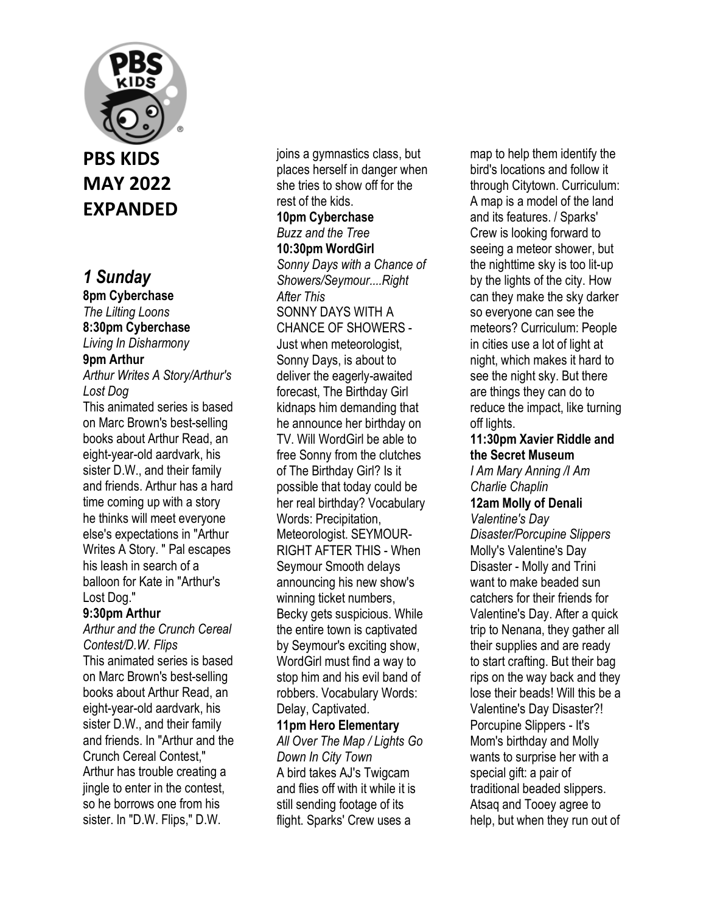# PBS KIDS MAY 2022 EXPANDED

## *1 Sunday*

**8pm Cyberchase**
*The Lilting Loons*

**8:30pm Cyberchase**
*Living In Disharmony*

**9pm Arthur**
*Arthur Writes A Story/Arthur's Lost Dog*
This animated series is based on Marc Brown's best-selling books about Arthur Read, an eight-year-old aardvark, his sister D.W., and their family and friends. Arthur has a hard time coming up with a story he thinks will meet everyone else's expectations in "Arthur Writes A Story. " Pal escapes his leash in search of a balloon for Kate in "Arthur's Lost Dog."

**9:30pm Arthur**
*Arthur and the Crunch Cereal Contest/D.W. Flips*
This animated series is based on Marc Brown's best-selling books about Arthur Read, an eight-year-old aardvark, his sister D.W., and their family and friends. In "Arthur and the Crunch Cereal Contest," Arthur has trouble creating a jingle to enter in the contest, so he borrows one from his sister. In "D.W. Flips," D.W. joins a gymnastics class, but places herself in danger when she tries to show off for the rest of the kids.

**10pm Cyberchase**
*Buzz and the Tree*

**10:30pm WordGirl**
*Sonny Days with a Chance of Showers/Seymour....Right After This*
SONNY DAYS WITH A CHANCE OF SHOWERS - Just when meteorologist, Sonny Days, is about to deliver the eagerly-awaited forecast, The Birthday Girl kidnaps him demanding that he announce her birthday on TV. Will WordGirl be able to free Sonny from the clutches of The Birthday Girl? Is it possible that today could be her real birthday? Vocabulary Words: Precipitation, Meteorologist. SEYMOUR-RIGHT AFTER THIS - When Seymour Smooth delays announcing his new show's winning ticket numbers, Becky gets suspicious. While the entire town is captivated by Seymour's exciting show, WordGirl must find a way to stop him and his evil band of robbers. Vocabulary Words: Delay, Captivated.

**11pm Hero Elementary**
*All Over The Map / Lights Go Down In City Town*
A bird takes AJ's Twigcam and flies off with it while it is still sending footage of its flight. Sparks' Crew uses a map to help them identify the bird's locations and follow it through Citytown. Curriculum: A map is a model of the land and its features. / Sparks' Crew is looking forward to seeing a meteor shower, but the nighttime sky is too lit-up by the lights of the city. How can they make the sky darker so everyone can see the meteors? Curriculum: People in cities use a lot of light at night, which makes it hard to see the night sky. But there are things they can do to reduce the impact, like turning off lights.

**11:30pm Xavier Riddle and the Secret Museum**
*I Am Mary Anning /I Am Charlie Chaplin*

**12am Molly of Denali**
*Valentine's Day Disaster/Porcupine Slippers*
Molly's Valentine's Day Disaster - Molly and Trini want to make beaded sun catchers for their friends for Valentine's Day. After a quick trip to Nenana, they gather all their supplies and are ready to start crafting. But their bag rips on the way back and they lose their beads! Will this be a Valentine's Day Disaster?! Porcupine Slippers - It's Mom's birthday and Molly wants to surprise her with a special gift: a pair of traditional beaded slippers. Atsaq and Tooey agree to help, but when they run out of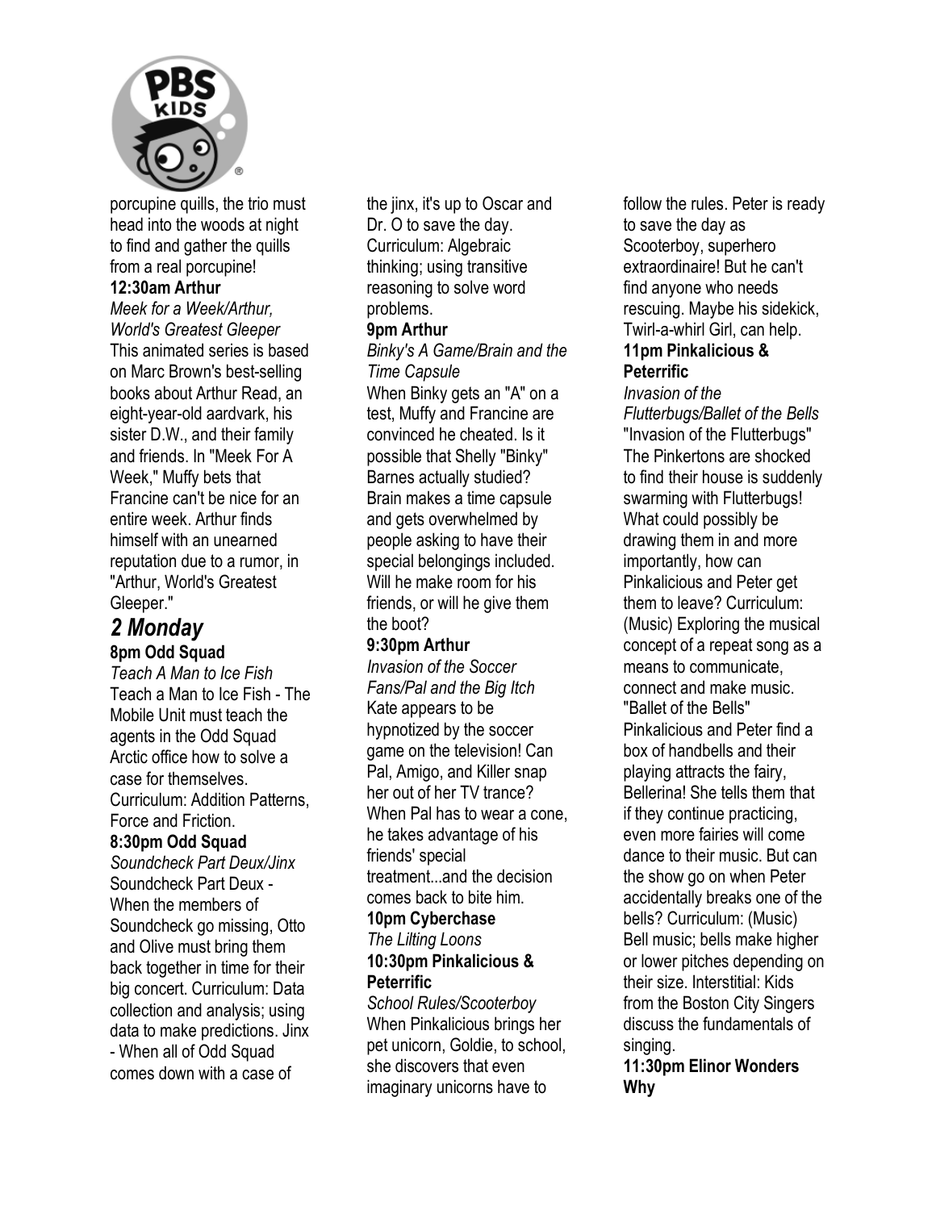porcupine quills, the trio must head into the woods at night to find and gather the quills from a real porcupine!

**12:30am Arthur**
*Meek for a Week/Arthur, World's Greatest Gleeper*
This animated series is based on Marc Brown's best-selling books about Arthur Read, an eight-year-old aardvark, his sister D.W., and their family and friends. In "Meek For A Week," Muffy bets that Francine can't be nice for an entire week. Arthur finds himself with an unearned reputation due to a rumor, in "Arthur, World's Greatest Gleeper."

## *2 Monday*

**8pm Odd Squad**
*Teach A Man to Ice Fish*
Teach a Man to Ice Fish - The Mobile Unit must teach the agents in the Odd Squad Arctic office how to solve a case for themselves. Curriculum: Addition Patterns, Force and Friction.

**8:30pm Odd Squad**
*Soundcheck Part Deux/Jinx*
Soundcheck Part Deux - When the members of Soundcheck go missing, Otto and Olive must bring them back together in time for their big concert. Curriculum: Data collection and analysis; using data to make predictions. Jinx - When all of Odd Squad comes down with a case of the jinx, it's up to Oscar and Dr. O to save the day. Curriculum: Algebraic thinking; using transitive reasoning to solve word problems.

**9pm Arthur**
*Binky's A Game/Brain and the Time Capsule*
When Binky gets an "A" on a test, Muffy and Francine are convinced he cheated. Is it possible that Shelly "Binky" Barnes actually studied? Brain makes a time capsule and gets overwhelmed by people asking to have their special belongings included. Will he make room for his friends, or will he give them the boot?

**9:30pm Arthur**
*Invasion of the Soccer Fans/Pal and the Big Itch*
Kate appears to be hypnotized by the soccer game on the television! Can Pal, Amigo, and Killer snap her out of her TV trance? When Pal has to wear a cone, he takes advantage of his friends' special treatment...and the decision comes back to bite him.

**10pm Cyberchase**
*The Lilting Loons*

**10:30pm Pinkalicious & Peterrific**
*School Rules/Scooterboy*
When Pinkalicious brings her pet unicorn, Goldie, to school, she discovers that even imaginary unicorns have to follow the rules. Peter is ready to save the day as Scooterboy, superhero extraordinaire! But he can't find anyone who needs rescuing. Maybe his sidekick, Twirl-a-whirl Girl, can help.

**11pm Pinkalicious & Peterrific**
*Invasion of the Flutterbugs/Ballet of the Bells*
"Invasion of the Flutterbugs" The Pinkertons are shocked to find their house is suddenly swarming with Flutterbugs! What could possibly be drawing them in and more importantly, how can Pinkalicious and Peter get them to leave? Curriculum: (Music) Exploring the musical concept of a repeat song as a means to communicate, connect and make music. "Ballet of the Bells" Pinkalicious and Peter find a box of handbells and their playing attracts the fairy, Bellerina! She tells them that if they continue practicing, even more fairies will come dance to their music. But can the show go on when Peter accidentally breaks one of the bells? Curriculum: (Music) Bell music; bells make higher or lower pitches depending on their size. Interstitial: Kids from the Boston City Singers discuss the fundamentals of singing.

**11:30pm Elinor Wonders Why**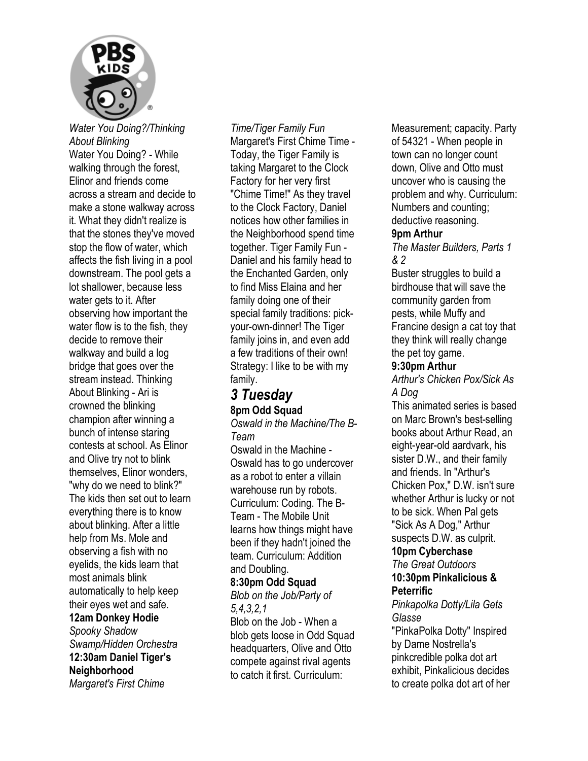*Water You Doing?/Thinking About Blinking*

Water You Doing? - While walking through the forest, Elinor and friends come across a stream and decide to make a stone walkway across it. What they didn't realize is that the stones they've moved stop the flow of water, which affects the fish living in a pool downstream. The pool gets a lot shallower, because less water gets to it. After observing how important the water flow is to the fish, they decide to remove their walkway and build a log bridge that goes over the stream instead. Thinking About Blinking - Ari is crowned the blinking champion after winning a bunch of intense staring contests at school. As Elinor and Olive try not to blink themselves, Elinor wonders, "why do we need to blink?" The kids then set out to learn everything there is to know about blinking. After a little help from Ms. Mole and observing a fish with no eyelids, the kids learn that most animals blink automatically to help keep their eyes wet and safe.

**12am Donkey Hodie**

*Spooky Shadow Swamp/Hidden Orchestra*

**12:30am Daniel Tiger's Neighborhood**

*Margaret's First Chime Time/Tiger Family Fun*

Margaret's First Chime Time - Today, the Tiger Family is taking Margaret to the Clock Factory for her very first "Chime Time!" As they travel to the Clock Factory, Daniel notices how other families in the Neighborhood spend time together. Tiger Family Fun - Daniel and his family head to the Enchanted Garden, only to find Miss Elaina and her family doing one of their special family traditions: pick-your-own-dinner! The Tiger family joins in, and even add a few traditions of their own! Strategy: I like to be with my family.

## *3 Tuesday*

**8pm Odd Squad**

*Oswald in the Machine/The B-Team*

Oswald in the Machine - Oswald has to go undercover as a robot to enter a villain warehouse run by robots. Curriculum: Coding. The B-Team - The Mobile Unit learns how things might have been if they hadn't joined the team. Curriculum: Addition and Doubling.

**8:30pm Odd Squad**

*Blob on the Job/Party of 5,4,3,2,1*

Blob on the Job - When a blob gets loose in Odd Squad headquarters, Olive and Otto compete against rival agents to catch it first. Curriculum: Measurement; capacity. Party of 54321 - When people in town can no longer count down, Olive and Otto must uncover who is causing the problem and why. Curriculum: Numbers and counting; deductive reasoning.

**9pm Arthur**

*The Master Builders, Parts 1 & 2*

Buster struggles to build a birdhouse that will save the community garden from pests, while Muffy and Francine design a cat toy that they think will really change the pet toy game.

**9:30pm Arthur**

*Arthur's Chicken Pox/Sick As A Dog*

This animated series is based on Marc Brown's best-selling books about Arthur Read, an eight-year-old aardvark, his sister D.W., and their family and friends. In "Arthur's Chicken Pox," D.W. isn't sure whether Arthur is lucky or not to be sick. When Pal gets "Sick As A Dog," Arthur suspects D.W. as culprit.

**10pm Cyberchase**

*The Great Outdoors*

**10:30pm Pinkalicious & Peterrific**

*Pinkapolka Dotty/Lila Gets Glasse*

"PinkaPolka Dotty" Inspired by Dame Nostrella's pinkcredible polka dot art exhibit, Pinkalicious decides to create polka dot art of her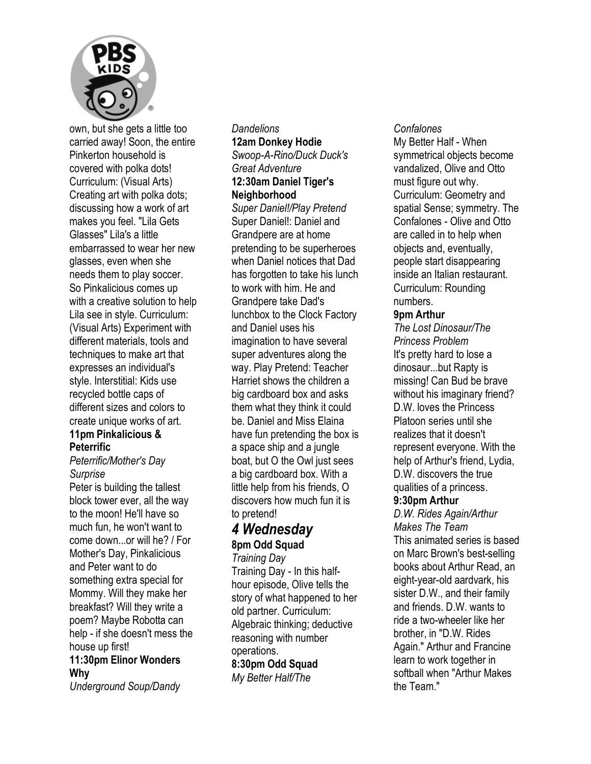own, but she gets a little too carried away! Soon, the entire Pinkerton household is covered with polka dots! Curriculum: (Visual Arts) Creating art with polka dots; discussing how a work of art makes you feel. "Lila Gets Glasses" Lila's a little embarrassed to wear her new glasses, even when she needs them to play soccer. So Pinkalicious comes up with a creative solution to help Lila see in style. Curriculum: (Visual Arts) Experiment with different materials, tools and techniques to make art that expresses an individual's style. Interstitial: Kids use recycled bottle caps of different sizes and colors to create unique works of art.

**11pm Pinkalicious & Peterrific**
*Peterrific/Mother's Day Surprise*
Peter is building the tallest block tower ever, all the way to the moon! He'll have so much fun, he won't want to come down...or will he? / For Mother's Day, Pinkalicious and Peter want to do something extra special for Mommy. Will they make her breakfast? Will they write a poem? Maybe Robotta can help - if she doesn't mess the house up first!

**11:30pm Elinor Wonders Why**
*Underground Soup/Dandy Dandelions*

**12am Donkey Hodie**
*Swoop-A-Rino/Duck Duck's Great Adventure*

**12:30am Daniel Tiger's Neighborhood**
*Super Daniel!/Play Pretend*
Super Daniel!: Daniel and Grandpere are at home pretending to be superheroes when Daniel notices that Dad has forgotten to take his lunch to work with him. He and Grandpere take Dad's lunchbox to the Clock Factory and Daniel uses his imagination to have several super adventures along the way. Play Pretend: Teacher Harriet shows the children a big cardboard box and asks them what they think it could be. Daniel and Miss Elaina have fun pretending the box is a space ship and a jungle boat, but O the Owl just sees a big cardboard box. With a little help from his friends, O discovers how much fun it is to pretend!

## *4 Wednesday*

**8pm Odd Squad**
*Training Day*
Training Day - In this half-hour episode, Olive tells the story of what happened to her old partner. Curriculum: Algebraic thinking; deductive reasoning with number operations.

**8:30pm Odd Squad**
*My Better Half/The Confalones*
My Better Half - When symmetrical objects become vandalized, Olive and Otto must figure out why. Curriculum: Geometry and spatial Sense; symmetry. The Confalones - Olive and Otto are called in to help when objects and, eventually, people start disappearing inside an Italian restaurant. Curriculum: Rounding numbers.

**9pm Arthur**
*The Lost Dinosaur/The Princess Problem*
It's pretty hard to lose a dinosaur...but Rapty is missing! Can Bud be brave without his imaginary friend? D.W. loves the Princess Platoon series until she realizes that it doesn't represent everyone. With the help of Arthur's friend, Lydia, D.W. discovers the true qualities of a princess.

**9:30pm Arthur**
*D.W. Rides Again/Arthur Makes The Team*
This animated series is based on Marc Brown's best-selling books about Arthur Read, an eight-year-old aardvark, his sister D.W., and their family and friends. D.W. wants to ride a two-wheeler like her brother, in "D.W. Rides Again." Arthur and Francine learn to work together in softball when "Arthur Makes the Team."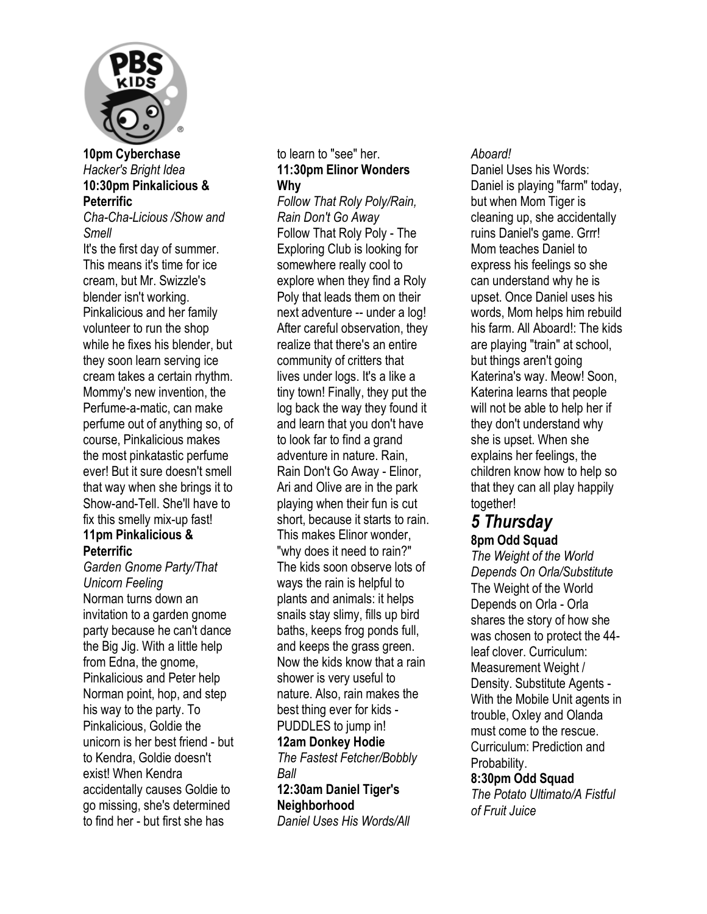**10pm Cyberchase**
*Hacker's Bright Idea*
**10:30pm Pinkalicious & Peterrific**
*Cha-Cha-Licious /Show and Smell*
It's the first day of summer. This means it's time for ice cream, but Mr. Swizzle's blender isn't working. Pinkalicious and her family volunteer to run the shop while he fixes his blender, but they soon learn serving ice cream takes a certain rhythm. Mommy's new invention, the Perfume-a-matic, can make perfume out of anything so, of course, Pinkalicious makes the most pinkatastic perfume ever! But it sure doesn't smell that way when she brings it to Show-and-Tell. She'll have to fix this smelly mix-up fast!
**11pm Pinkalicious & Peterrific**
*Garden Gnome Party/That Unicorn Feeling*
Norman turns down an invitation to a garden gnome party because he can't dance the Big Jig. With a little help from Edna, the gnome, Pinkalicious and Peter help Norman point, hop, and step his way to the party. To Pinkalicious, Goldie the unicorn is her best friend - but to Kendra, Goldie doesn't exist! When Kendra accidentally causes Goldie to go missing, she's determined to find her - but first she has to learn to "see" her.
**11:30pm Elinor Wonders Why**
*Follow That Roly Poly/Rain, Rain Don't Go Away*
Follow That Roly Poly - The Exploring Club is looking for somewhere really cool to explore when they find a Roly Poly that leads them on their next adventure -- under a log! After careful observation, they realize that there's an entire community of critters that lives under logs. It's a like a tiny town! Finally, they put the log back the way they found it and learn that you don't have to look far to find a grand adventure in nature. Rain, Rain Don't Go Away - Elinor, Ari and Olive are in the park playing when their fun is cut short, because it starts to rain. This makes Elinor wonder, "why does it need to rain?" The kids soon observe lots of ways the rain is helpful to plants and animals: it helps snails stay slimy, fills up bird baths, keeps frog ponds full, and keeps the grass green. Now the kids know that a rain shower is very useful to nature. Also, rain makes the best thing ever for kids - PUDDLES to jump in!
**12am Donkey Hodie**
*The Fastest Fetcher/Bobbly Ball*
**12:30am Daniel Tiger's Neighborhood**
*Daniel Uses His Words/All Aboard!*
Daniel Uses his Words: Daniel is playing "farm" today, but when Mom Tiger is cleaning up, she accidentally ruins Daniel's game. Grrr! Mom teaches Daniel to express his feelings so she can understand why he is upset. Once Daniel uses his words, Mom helps him rebuild his farm. All Aboard!: The kids are playing "train" at school, but things aren't going Katerina's way. Meow! Soon, Katerina learns that people will not be able to help her if they don't understand why she is upset. When she explains her feelings, the children know how to help so that they can all play happily together!

## *5 Thursday*

**8pm Odd Squad**
*The Weight of the World Depends On Orla/Substitute*
The Weight of the World Depends on Orla - Orla shares the story of how she was chosen to protect the 44-leaf clover. Curriculum: Measurement Weight / Density. Substitute Agents - With the Mobile Unit agents in trouble, Oxley and Olanda must come to the rescue. Curriculum: Prediction and Probability.
**8:30pm Odd Squad**
*The Potato Ultimato/A Fistful of Fruit Juice*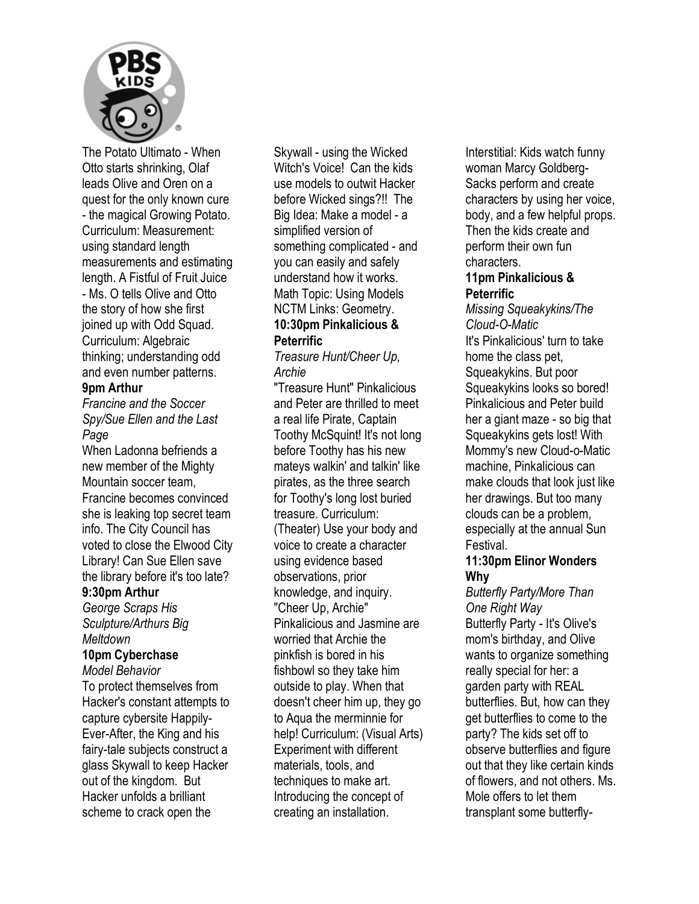The Potato Ultimato - When Otto starts shrinking, Olaf leads Olive and Oren on a quest for the only known cure - the magical Growing Potato. Curriculum: Measurement: using standard length measurements and estimating length. A Fistful of Fruit Juice - Ms. O tells Olive and Otto the story of how she first joined up with Odd Squad. Curriculum: Algebraic thinking; understanding odd and even number patterns.

**9pm Arthur**

*Francine and the Soccer Spy/Sue Ellen and the Last Page*

When Ladonna befriends a new member of the Mighty Mountain soccer team, Francine becomes convinced she is leaking top secret team info. The City Council has voted to close the Elwood City Library! Can Sue Ellen save the library before it's too late?

**9:30pm Arthur**

*George Scraps His Sculpture/Arthurs Big Meltdown*

**10pm Cyberchase**

*Model Behavior*

To protect themselves from Hacker's constant attempts to capture cybersite Happily-Ever-After, the King and his fairy-tale subjects construct a glass Skywall to keep Hacker out of the kingdom. But Hacker unfolds a brilliant scheme to crack open the Skywall - using the Wicked Witch's Voice! Can the kids use models to outwit Hacker before Wicked sings?!! The Big Idea: Make a model - a simplified version of something complicated - and you can easily and safely understand how it works. Math Topic: Using Models NCTM Links: Geometry.

**10:30pm Pinkalicious & Peterrific**

*Treasure Hunt/Cheer Up, Archie*

"Treasure Hunt" Pinkalicious and Peter are thrilled to meet a real life Pirate, Captain Toothy McSquint! It's not long before Toothy has his new mateys walkin' and talkin' like pirates, as the three search for Toothy's long lost buried treasure. Curriculum: (Theater) Use your body and voice to create a character using evidence based observations, prior knowledge, and inquiry. "Cheer Up, Archie" Pinkalicious and Jasmine are worried that Archie the pinkfish is bored in his fishbowl so they take him outside to play. When that doesn't cheer him up, they go to Aqua the merminnie for help! Curriculum: (Visual Arts) Experiment with different materials, tools, and techniques to make art. Introducing the concept of creating an installation. Interstitial: Kids watch funny woman Marcy Goldberg-Sacks perform and create characters by using her voice, body, and a few helpful props. Then the kids create and perform their own fun characters.

**11pm Pinkalicious & Peterrific**

*Missing Squeakykins/The Cloud-O-Matic*

It's Pinkalicious' turn to take home the class pet, Squeakykins. But poor Squeakykins looks so bored! Pinkalicious and Peter build her a giant maze - so big that Squeakykins gets lost! With Mommy's new Cloud-o-Matic machine, Pinkalicious can make clouds that look just like her drawings. But too many clouds can be a problem, especially at the annual Sun Festival.

**11:30pm Elinor Wonders Why**

*Butterfly Party/More Than One Right Way*

Butterfly Party - It's Olive's mom's birthday, and Olive wants to organize something really special for her: a garden party with REAL butterflies. But, how can they get butterflies to come to the party? The kids set off to observe butterflies and figure out that they like certain kinds of flowers, and not others. Ms. Mole offers to let them transplant some butterfly-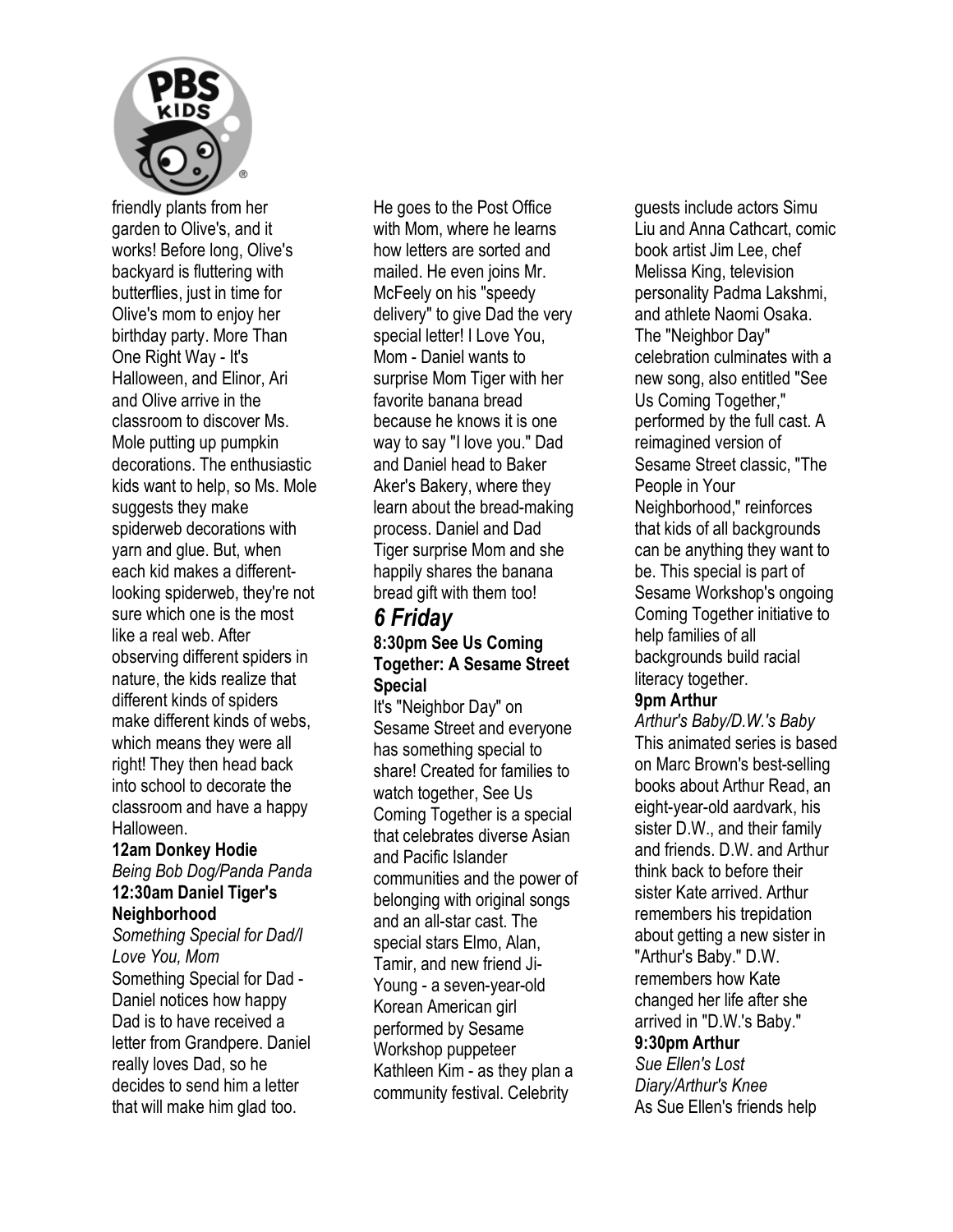friendly plants from her garden to Olive's, and it works! Before long, Olive's backyard is fluttering with butterflies, just in time for Olive's mom to enjoy her birthday party. More Than One Right Way - It's Halloween, and Elinor, Ari and Olive arrive in the classroom to discover Ms. Mole putting up pumpkin decorations. The enthusiastic kids want to help, so Ms. Mole suggests they make spiderweb decorations with yarn and glue. But, when each kid makes a different-looking spiderweb, they're not sure which one is the most like a real web. After observing different spiders in nature, the kids realize that different kinds of spiders make different kinds of webs, which means they were all right! They then head back into school to decorate the classroom and have a happy Halloween.

**12am Donkey Hodie**
*Being Bob Dog/Panda Panda*

**12:30am Daniel Tiger's Neighborhood**
*Something Special for Dad/I Love You, Mom*
Something Special for Dad - Daniel notices how happy Dad is to have received a letter from Grandpere. Daniel really loves Dad, so he decides to send him a letter that will make him glad too. He goes to the Post Office with Mom, where he learns how letters are sorted and mailed. He even joins Mr. McFeely on his "speedy delivery" to give Dad the very special letter! I Love You, Mom - Daniel wants to surprise Mom Tiger with her favorite banana bread because he knows it is one way to say "I love you." Dad and Daniel head to Baker Aker's Bakery, where they learn about the bread-making process. Daniel and Dad Tiger surprise Mom and she happily shares the banana bread gift with them too!

## *6 Friday*

**8:30pm See Us Coming Together: A Sesame Street Special**
It's "Neighbor Day" on Sesame Street and everyone has something special to share! Created for families to watch together, See Us Coming Together is a special that celebrates diverse Asian and Pacific Islander communities and the power of belonging with original songs and an all-star cast. The special stars Elmo, Alan, Tamir, and new friend Ji-Young - a seven-year-old Korean American girl performed by Sesame Workshop puppeteer Kathleen Kim - as they plan a community festival. Celebrity guests include actors Simu Liu and Anna Cathcart, comic book artist Jim Lee, chef Melissa King, television personality Padma Lakshmi, and athlete Naomi Osaka. The "Neighbor Day" celebration culminates with a new song, also entitled "See Us Coming Together," performed by the full cast. A reimagined version of Sesame Street classic, "The People in Your Neighborhood," reinforces that kids of all backgrounds can be anything they want to be. This special is part of Sesame Workshop's ongoing Coming Together initiative to help families of all backgrounds build racial literacy together.

**9pm Arthur**
*Arthur's Baby/D.W.'s Baby*
This animated series is based on Marc Brown's best-selling books about Arthur Read, an eight-year-old aardvark, his sister D.W., and their family and friends. D.W. and Arthur think back to before their sister Kate arrived. Arthur remembers his trepidation about getting a new sister in "Arthur's Baby." D.W. remembers how Kate changed her life after she arrived in "D.W.'s Baby."

**9:30pm Arthur**
*Sue Ellen's Lost Diary/Arthur's Knee*
As Sue Ellen's friends help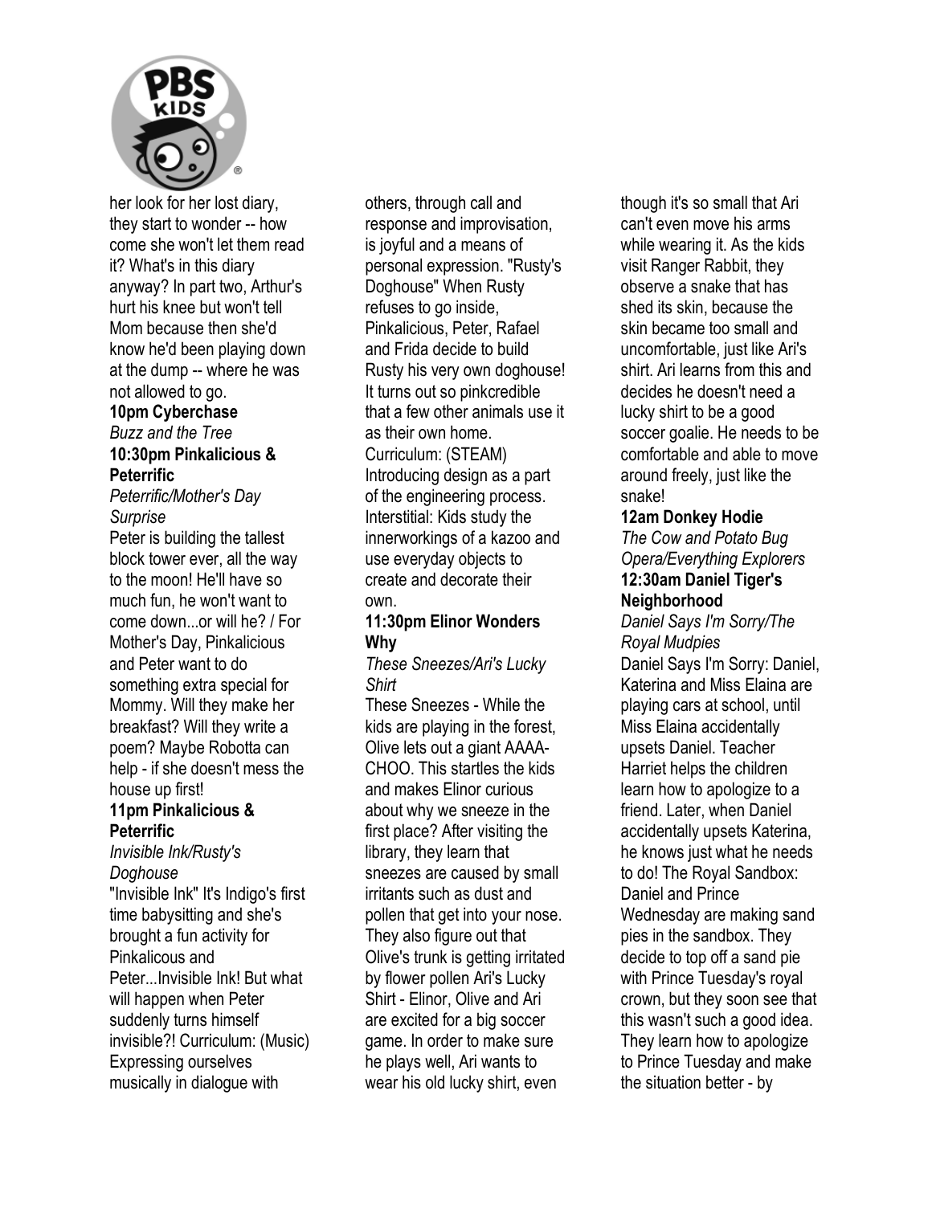her look for her lost diary, they start to wonder -- how come she won't let them read it? What's in this diary anyway? In part two, Arthur's hurt his knee but won't tell Mom because then she'd know he'd been playing down at the dump -- where he was not allowed to go.

**10pm Cyberchase**

*Buzz and the Tree*

**10:30pm Pinkalicious & Peterrific**

*Peterrific/Mother's Day Surprise*

Peter is building the tallest block tower ever, all the way to the moon! He'll have so much fun, he won't want to come down...or will he? / For Mother's Day, Pinkalicious and Peter want to do something extra special for Mommy. Will they make her breakfast? Will they write a poem? Maybe Robotta can help - if she doesn't mess the house up first!

**11pm Pinkalicious & Peterrific**

*Invisible Ink/Rusty's Doghouse*

"Invisible Ink" It's Indigo's first time babysitting and she's brought a fun activity for Pinkalicous and Peter...Invisible Ink! But what will happen when Peter suddenly turns himself invisible?! Curriculum: (Music) Expressing ourselves musically in dialogue with others, through call and response and improvisation, is joyful and a means of personal expression. "Rusty's Doghouse" When Rusty refuses to go inside, Pinkalicious, Peter, Rafael and Frida decide to build Rusty his very own doghouse! It turns out so pinkcredible that a few other animals use it as their own home. Curriculum: (STEAM) Introducing design as a part of the engineering process. Interstitial: Kids study the innerworkings of a kazoo and use everyday objects to create and decorate their own.

**11:30pm Elinor Wonders Why**

*These Sneezes/Ari's Lucky Shirt*

These Sneezes - While the kids are playing in the forest, Olive lets out a giant AAAA-CHOO. This startles the kids and makes Elinor curious about why we sneeze in the first place? After visiting the library, they learn that sneezes are caused by small irritants such as dust and pollen that get into your nose. They also figure out that Olive's trunk is getting irritated by flower pollen Ari's Lucky Shirt - Elinor, Olive and Ari are excited for a big soccer game. In order to make sure he plays well, Ari wants to wear his old lucky shirt, even though it's so small that Ari can't even move his arms while wearing it. As the kids visit Ranger Rabbit, they observe a snake that has shed its skin, because the skin became too small and uncomfortable, just like Ari's shirt. Ari learns from this and decides he doesn't need a lucky shirt to be a good soccer goalie. He needs to be comfortable and able to move around freely, just like the snake!

**12am Donkey Hodie**

*The Cow and Potato Bug Opera/Everything Explorers*

**12:30am Daniel Tiger's Neighborhood**

*Daniel Says I'm Sorry/The Royal Mudpies*

Daniel Says I'm Sorry: Daniel, Katerina and Miss Elaina are playing cars at school, until Miss Elaina accidentally upsets Daniel. Teacher Harriet helps the children learn how to apologize to a friend. Later, when Daniel accidentally upsets Katerina, he knows just what he needs to do! The Royal Sandbox: Daniel and Prince Wednesday are making sand pies in the sandbox. They decide to top off a sand pie with Prince Tuesday's royal crown, but they soon see that this wasn't such a good idea. They learn how to apologize to Prince Tuesday and make the situation better - by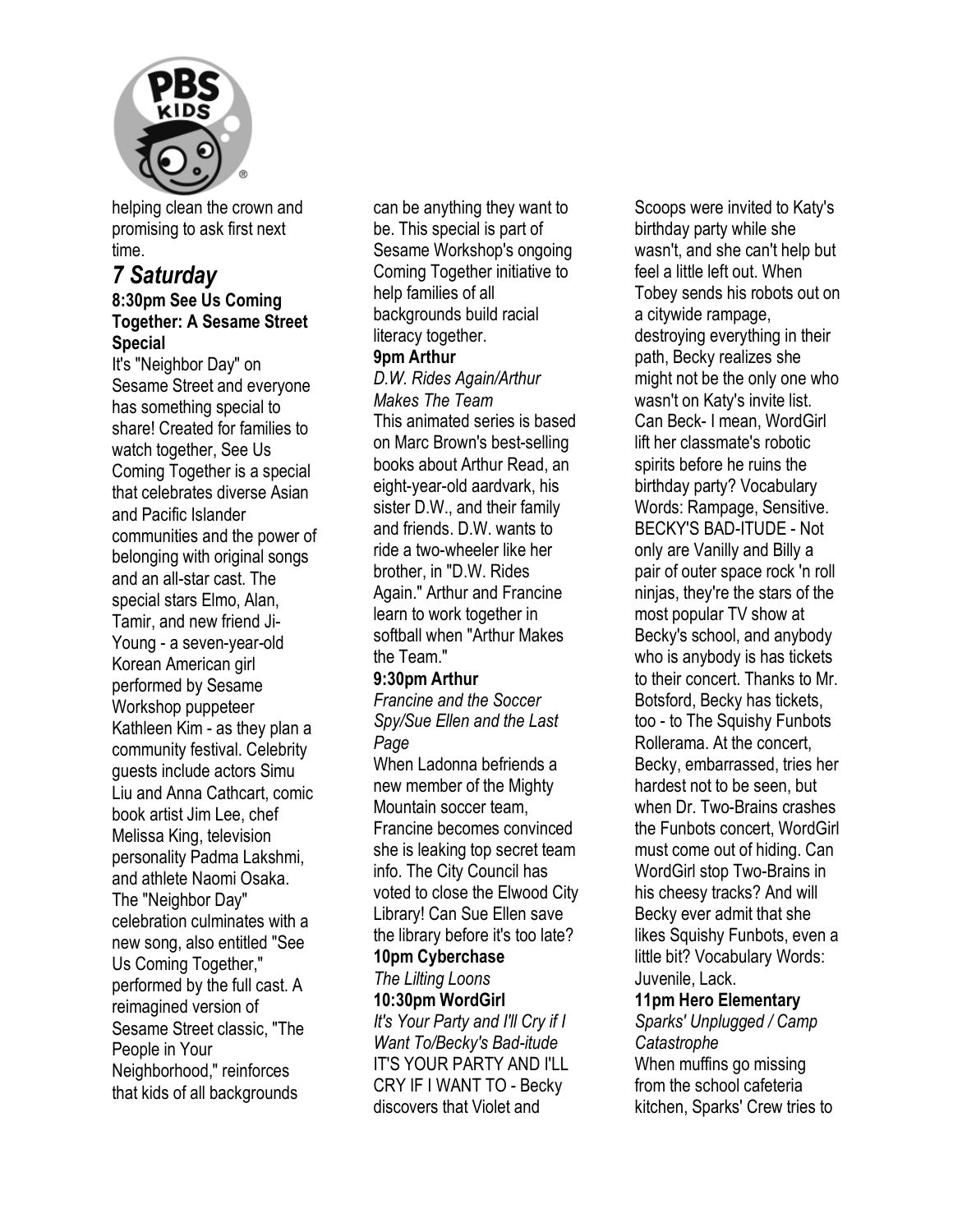helping clean the crown and promising to ask first next time.

## *7 Saturday*

**8:30pm See Us Coming Together: A Sesame Street Special**

It's "Neighbor Day" on Sesame Street and everyone has something special to share! Created for families to watch together, See Us Coming Together is a special that celebrates diverse Asian and Pacific Islander communities and the power of belonging with original songs and an all-star cast. The special stars Elmo, Alan, Tamir, and new friend Ji-Young - a seven-year-old Korean American girl performed by Sesame Workshop puppeteer Kathleen Kim - as they plan a community festival. Celebrity guests include actors Simu Liu and Anna Cathcart, comic book artist Jim Lee, chef Melissa King, television personality Padma Lakshmi, and athlete Naomi Osaka. The "Neighbor Day" celebration culminates with a new song, also entitled "See Us Coming Together," performed by the full cast. A reimagined version of Sesame Street classic, "The People in Your Neighborhood," reinforces that kids of all backgrounds can be anything they want to be. This special is part of Sesame Workshop's ongoing Coming Together initiative to help families of all backgrounds build racial literacy together.

**9pm Arthur**

*D.W. Rides Again/Arthur Makes The Team*

This animated series is based on Marc Brown's best-selling books about Arthur Read, an eight-year-old aardvark, his sister D.W., and their family and friends. D.W. wants to ride a two-wheeler like her brother, in "D.W. Rides Again." Arthur and Francine learn to work together in softball when "Arthur Makes the Team."

**9:30pm Arthur**

*Francine and the Soccer Spy/Sue Ellen and the Last Page*

When Ladonna befriends a new member of the Mighty Mountain soccer team, Francine becomes convinced she is leaking top secret team info. The City Council has voted to close the Elwood City Library! Can Sue Ellen save the library before it's too late?

**10pm Cyberchase**

*The Lilting Loons*

**10:30pm WordGirl**

*It's Your Party and I'll Cry if I Want To/Becky's Bad-itude*

IT'S YOUR PARTY AND I'LL CRY IF I WANT TO - Becky discovers that Violet and Scoops were invited to Katy's birthday party while she wasn't, and she can't help but feel a little left out. When Tobey sends his robots out on a citywide rampage, destroying everything in their path, Becky realizes she might not be the only one who wasn't on Katy's invite list. Can Beck- I mean, WordGirl lift her classmate's robotic spirits before he ruins the birthday party? Vocabulary Words: Rampage, Sensitive. BECKY'S BAD-ITUDE - Not only are Vanilly and Billy a pair of outer space rock 'n roll ninjas, they're the stars of the most popular TV show at Becky's school, and anybody who is anybody is has tickets to their concert. Thanks to Mr. Botsford, Becky has tickets, too - to The Squishy Funbots Rollerama. At the concert, Becky, embarrassed, tries her hardest not to be seen, but when Dr. Two-Brains crashes the Funbots concert, WordGirl must come out of hiding. Can WordGirl stop Two-Brains in his cheesy tracks? And will Becky ever admit that she likes Squishy Funbots, even a little bit? Vocabulary Words: Juvenile, Lack.

**11pm Hero Elementary**

*Sparks' Unplugged / Camp Catastrophe*

When muffins go missing from the school cafeteria kitchen, Sparks' Crew tries to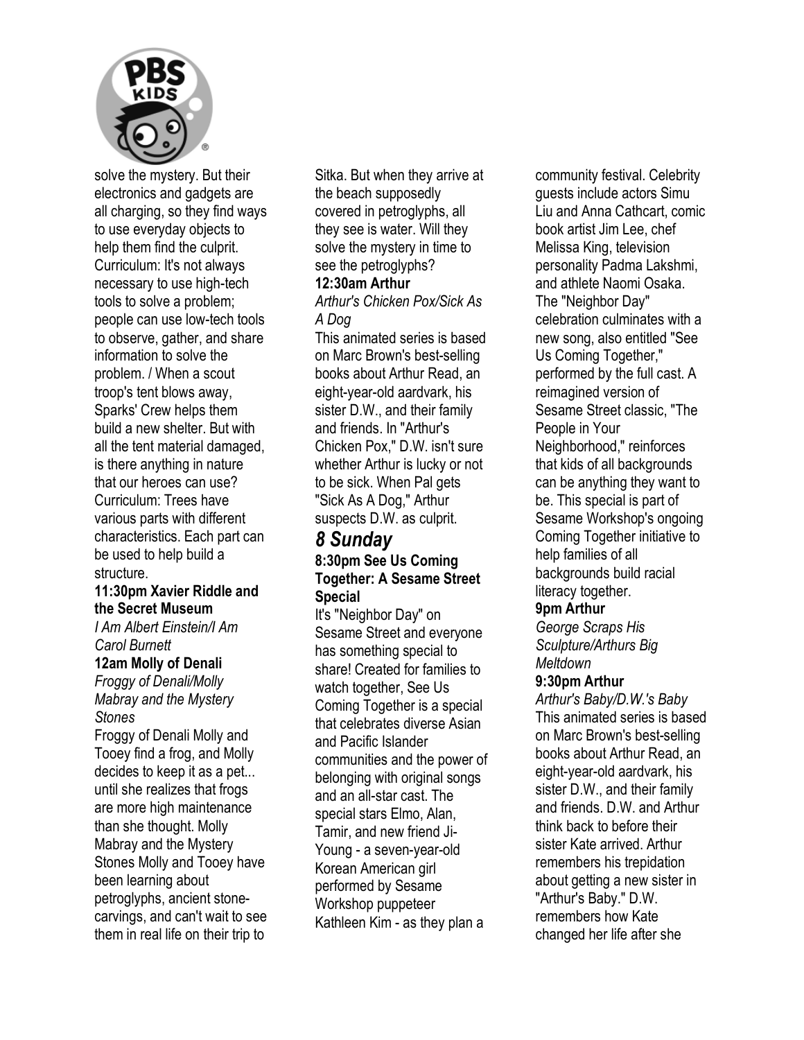solve the mystery. But their electronics and gadgets are all charging, so they find ways to use everyday objects to help them find the culprit. Curriculum: It's not always necessary to use high-tech tools to solve a problem; people can use low-tech tools to observe, gather, and share information to solve the problem. / When a scout troop's tent blows away, Sparks' Crew helps them build a new shelter. But with all the tent material damaged, is there anything in nature that our heroes can use? Curriculum: Trees have various parts with different characteristics. Each part can be used to help build a structure.

**11:30pm Xavier Riddle and the Secret Museum**

*I Am Albert Einstein/I Am Carol Burnett*

**12am Molly of Denali**

*Froggy of Denali/Molly Mabray and the Mystery Stones*

Froggy of Denali Molly and Tooey find a frog, and Molly decides to keep it as a pet... until she realizes that frogs are more high maintenance than she thought. Molly Mabray and the Mystery Stones Molly and Tooey have been learning about petroglyphs, ancient stone-carvings, and can't wait to see them in real life on their trip to Sitka. But when they arrive at the beach supposedly covered in petroglyphs, all they see is water. Will they solve the mystery in time to see the petroglyphs?

**12:30am Arthur**

*Arthur's Chicken Pox/Sick As A Dog*

This animated series is based on Marc Brown's best-selling books about Arthur Read, an eight-year-old aardvark, his sister D.W., and their family and friends. In "Arthur's Chicken Pox," D.W. isn't sure whether Arthur is lucky or not to be sick. When Pal gets "Sick As A Dog," Arthur suspects D.W. as culprit.

## *8 Sunday*

**8:30pm See Us Coming Together: A Sesame Street Special**

It's "Neighbor Day" on Sesame Street and everyone has something special to share! Created for families to watch together, See Us Coming Together is a special that celebrates diverse Asian and Pacific Islander communities and the power of belonging with original songs and an all-star cast. The special stars Elmo, Alan, Tamir, and new friend Ji-Young - a seven-year-old Korean American girl performed by Sesame Workshop puppeteer Kathleen Kim - as they plan a community festival. Celebrity guests include actors Simu Liu and Anna Cathcart, comic book artist Jim Lee, chef Melissa King, television personality Padma Lakshmi, and athlete Naomi Osaka. The "Neighbor Day" celebration culminates with a new song, also entitled "See Us Coming Together," performed by the full cast. A reimagined version of Sesame Street classic, "The People in Your Neighborhood," reinforces that kids of all backgrounds can be anything they want to be. This special is part of Sesame Workshop's ongoing Coming Together initiative to help families of all backgrounds build racial literacy together.

**9pm Arthur**

*George Scraps His Sculpture/Arthurs Big Meltdown*

**9:30pm Arthur**

*Arthur's Baby/D.W.'s Baby*

This animated series is based on Marc Brown's best-selling books about Arthur Read, an eight-year-old aardvark, his sister D.W., and their family and friends. D.W. and Arthur think back to before their sister Kate arrived. Arthur remembers his trepidation about getting a new sister in "Arthur's Baby." D.W. remembers how Kate changed her life after she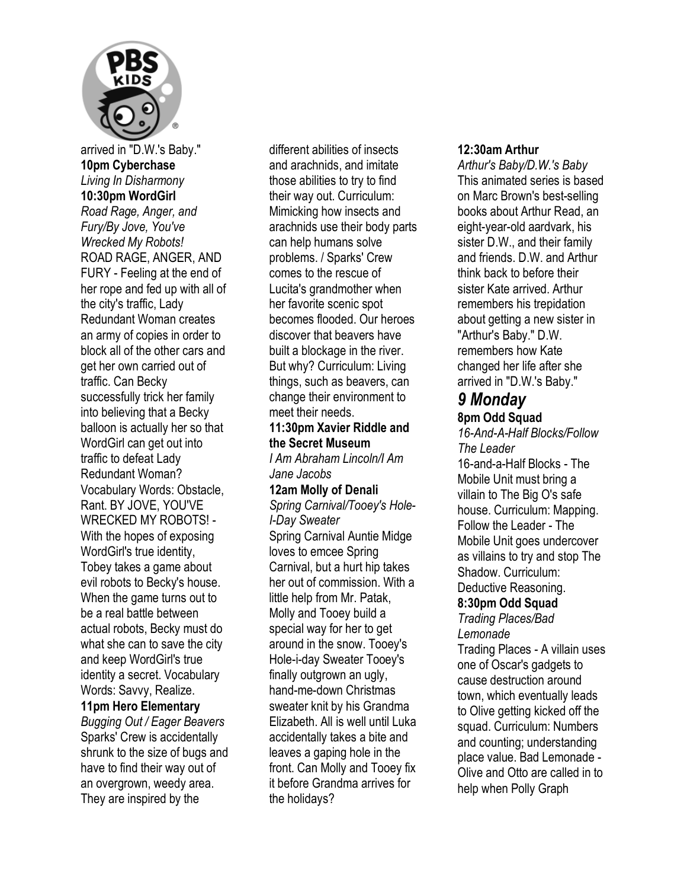arrived in "D.W.'s Baby."

**10pm Cyberchase**
*Living In Disharmony*

**10:30pm WordGirl**
*Road Rage, Anger, and Fury/By Jove, You've Wrecked My Robots!*
ROAD RAGE, ANGER, AND FURY - Feeling at the end of her rope and fed up with all of the city's traffic, Lady Redundant Woman creates an army of copies in order to block all of the other cars and get her own carried out of traffic. Can Becky successfully trick her family into believing that a Becky balloon is actually her so that WordGirl can get out into traffic to defeat Lady Redundant Woman? Vocabulary Words: Obstacle, Rant. BY JOVE, YOU'VE WRECKED MY ROBOTS! - With the hopes of exposing WordGirl's true identity, Tobey takes a game about evil robots to Becky's house. When the game turns out to be a real battle between actual robots, Becky must do what she can to save the city and keep WordGirl's true identity a secret. Vocabulary Words: Savvy, Realize.

**11pm Hero Elementary**
*Bugging Out / Eager Beavers*
Sparks' Crew is accidentally shrunk to the size of bugs and have to find their way out of an overgrown, weedy area. They are inspired by the different abilities of insects and arachnids, and imitate those abilities to try to find their way out. Curriculum: Mimicking how insects and arachnids use their body parts can help humans solve problems. / Sparks' Crew comes to the rescue of Lucita's grandmother when her favorite scenic spot becomes flooded. Our heroes discover that beavers have built a blockage in the river. But why? Curriculum: Living things, such as beavers, can change their environment to meet their needs.

**11:30pm Xavier Riddle and the Secret Museum**
*I Am Abraham Lincoln/I Am Jane Jacobs*

**12am Molly of Denali**
*Spring Carnival/Tooey's Hole-I-Day Sweater*
Spring Carnival Auntie Midge loves to emcee Spring Carnival, but a hurt hip takes her out of commission. With a little help from Mr. Patak, Molly and Tooey build a special way for her to get around in the snow. Tooey's Hole-i-day Sweater Tooey's finally outgrown an ugly, hand-me-down Christmas sweater knit by his Grandma Elizabeth. All is well until Luka accidentally takes a bite and leaves a gaping hole in the front. Can Molly and Tooey fix it before Grandma arrives for the holidays?

**12:30am Arthur**
*Arthur's Baby/D.W.'s Baby*
This animated series is based on Marc Brown's best-selling books about Arthur Read, an eight-year-old aardvark, his sister D.W., and their family and friends. D.W. and Arthur think back to before their sister Kate arrived. Arthur remembers his trepidation about getting a new sister in "Arthur's Baby." D.W. remembers how Kate changed her life after she arrived in "D.W.'s Baby."

## *9 Monday*

**8pm Odd Squad**
*16-And-A-Half Blocks/Follow The Leader*
16-and-a-Half Blocks - The Mobile Unit must bring a villain to The Big O's safe house. Curriculum: Mapping. Follow the Leader - The Mobile Unit goes undercover as villains to try and stop The Shadow. Curriculum: Deductive Reasoning.

**8:30pm Odd Squad**
*Trading Places/Bad Lemonade*
Trading Places - A villain uses one of Oscar's gadgets to cause destruction around town, which eventually leads to Olive getting kicked off the squad. Curriculum: Numbers and counting; understanding place value. Bad Lemonade - Olive and Otto are called in to help when Polly Graph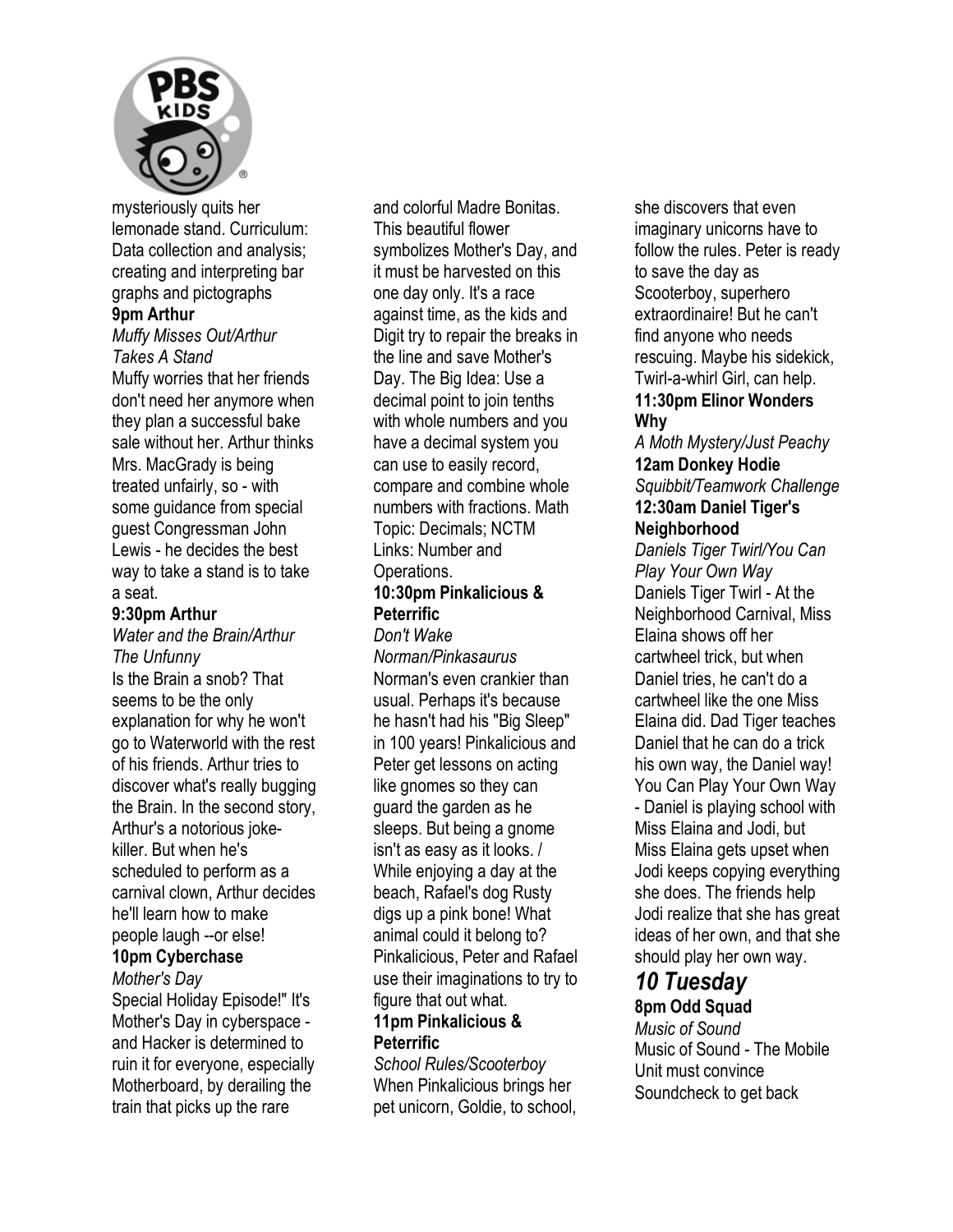mysteriously quits her lemonade stand. Curriculum: Data collection and analysis; creating and interpreting bar graphs and pictographs

**9pm Arthur**

*Muffy Misses Out/Arthur Takes A Stand*

Muffy worries that her friends don't need her anymore when they plan a successful bake sale without her. Arthur thinks Mrs. MacGrady is being treated unfairly, so - with some guidance from special guest Congressman John Lewis - he decides the best way to take a stand is to take a seat.

**9:30pm Arthur**

*Water and the Brain/Arthur The Unfunny*

Is the Brain a snob? That seems to be the only explanation for why he won't go to Waterworld with the rest of his friends. Arthur tries to discover what's really bugging the Brain. In the second story, Arthur's a notorious joke-killer. But when he's scheduled to perform as a carnival clown, Arthur decides he'll learn how to make people laugh --or else!

**10pm Cyberchase**

*Mother's Day*

Special Holiday Episode!" It's Mother's Day in cyberspace - and Hacker is determined to ruin it for everyone, especially Motherboard, by derailing the train that picks up the rare and colorful Madre Bonitas. This beautiful flower symbolizes Mother's Day, and it must be harvested on this one day only. It's a race against time, as the kids and Digit try to repair the breaks in the line and save Mother's Day. The Big Idea: Use a decimal point to join tenths with whole numbers and you have a decimal system you can use to easily record, compare and combine whole numbers with fractions. Math Topic: Decimals; NCTM Links: Number and Operations.

**10:30pm Pinkalicious & Peterrific**

*Don't Wake Norman/Pinkasaurus*

Norman's even crankier than usual. Perhaps it's because he hasn't had his "Big Sleep" in 100 years! Pinkalicious and Peter get lessons on acting like gnomes so they can guard the garden as he sleeps. But being a gnome isn't as easy as it looks. / While enjoying a day at the beach, Rafael's dog Rusty digs up a pink bone! What animal could it belong to? Pinkalicious, Peter and Rafael use their imaginations to try to figure that out what.

**11pm Pinkalicious & Peterrific**

*School Rules/Scooterboy*

When Pinkalicious brings her pet unicorn, Goldie, to school, she discovers that even imaginary unicorns have to follow the rules. Peter is ready to save the day as Scooterboy, superhero extraordinaire! But he can't find anyone who needs rescuing. Maybe his sidekick, Twirl-a-whirl Girl, can help.

**11:30pm Elinor Wonders Why**

*A Moth Mystery/Just Peachy*

**12am Donkey Hodie**

*Squibbit/Teamwork Challenge*

**12:30am Daniel Tiger's Neighborhood**

*Daniels Tiger Twirl/You Can Play Your Own Way*

Daniels Tiger Twirl - At the Neighborhood Carnival, Miss Elaina shows off her cartwheel trick, but when Daniel tries, he can't do a cartwheel like the one Miss Elaina did. Dad Tiger teaches Daniel that he can do a trick his own way, the Daniel way! You Can Play Your Own Way - Daniel is playing school with Miss Elaina and Jodi, but Miss Elaina gets upset when Jodi keeps copying everything she does. The friends help Jodi realize that she has great ideas of her own, and that she should play her own way.

## *10 Tuesday*

**8pm Odd Squad**

*Music of Sound*

Music of Sound - The Mobile Unit must convince Soundcheck to get back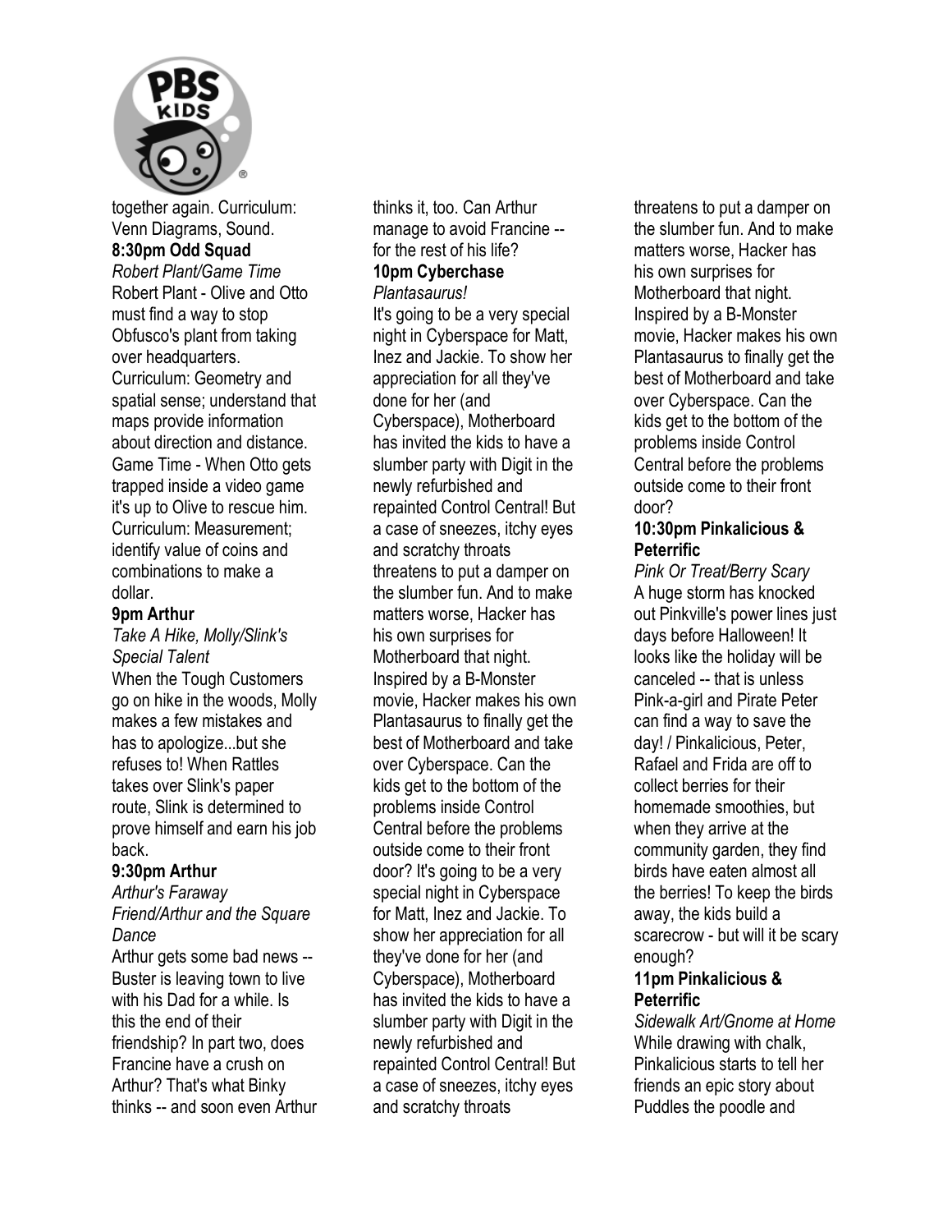together again. Curriculum: Venn Diagrams, Sound.

**8:30pm Odd Squad**

*Robert Plant/Game Time*

Robert Plant - Olive and Otto must find a way to stop Obfusco's plant from taking over headquarters. Curriculum: Geometry and spatial sense; understand that maps provide information about direction and distance. Game Time - When Otto gets trapped inside a video game it's up to Olive to rescue him. Curriculum: Measurement; identify value of coins and combinations to make a dollar.

**9pm Arthur**

*Take A Hike, Molly/Slink's Special Talent*

When the Tough Customers go on hike in the woods, Molly makes a few mistakes and has to apologize...but she refuses to! When Rattles takes over Slink's paper route, Slink is determined to prove himself and earn his job back.

**9:30pm Arthur**

*Arthur's Faraway Friend/Arthur and the Square Dance*

Arthur gets some bad news -- Buster is leaving town to live with his Dad for a while. Is this the end of their friendship? In part two, does Francine have a crush on Arthur? That's what Binky thinks -- and soon even Arthur thinks it, too. Can Arthur manage to avoid Francine -- for the rest of his life?

**10pm Cyberchase**

*Plantasaurus!*

It's going to be a very special night in Cyberspace for Matt, Inez and Jackie. To show her appreciation for all they've done for her (and Cyberspace), Motherboard has invited the kids to have a slumber party with Digit in the newly refurbished and repainted Control Central! But a case of sneezes, itchy eyes and scratchy throats threatens to put a damper on the slumber fun. And to make matters worse, Hacker has his own surprises for Motherboard that night. Inspired by a B-Monster movie, Hacker makes his own Plantasaurus to finally get the best of Motherboard and take over Cyberspace. Can the kids get to the bottom of the problems inside Control Central before the problems outside come to their front door? It's going to be a very special night in Cyberspace for Matt, Inez and Jackie. To show her appreciation for all they've done for her (and Cyberspace), Motherboard has invited the kids to have a slumber party with Digit in the newly refurbished and repainted Control Central! But a case of sneezes, itchy eyes and scratchy throats threatens to put a damper on the slumber fun. And to make matters worse, Hacker has his own surprises for Motherboard that night. Inspired by a B-Monster movie, Hacker makes his own Plantasaurus to finally get the best of Motherboard and take over Cyberspace. Can the kids get to the bottom of the problems inside Control Central before the problems outside come to their front door?

**10:30pm Pinkalicious & Peterrific**

*Pink Or Treat/Berry Scary*

A huge storm has knocked out Pinkville's power lines just days before Halloween! It looks like the holiday will be canceled -- that is unless Pink-a-girl and Pirate Peter can find a way to save the day! / Pinkalicious, Peter, Rafael and Frida are off to collect berries for their homemade smoothies, but when they arrive at the community garden, they find birds have eaten almost all the berries! To keep the birds away, the kids build a scarecrow - but will it be scary enough?

**11pm Pinkalicious & Peterrific**

*Sidewalk Art/Gnome at Home*

While drawing with chalk, Pinkalicious starts to tell her friends an epic story about Puddles the poodle and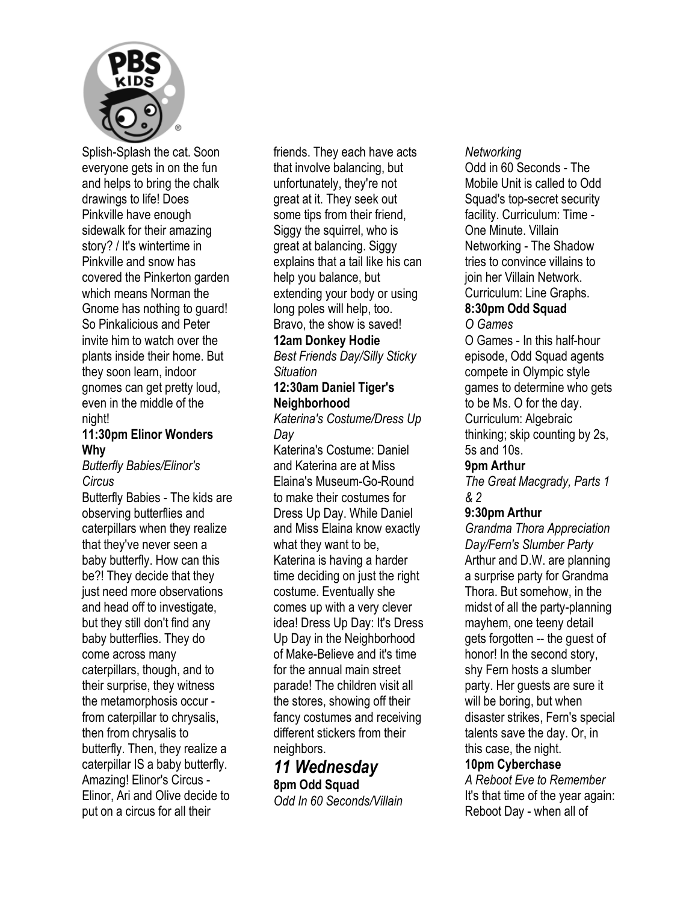Splish-Splash the cat. Soon everyone gets in on the fun and helps to bring the chalk drawings to life! Does Pinkville have enough sidewalk for their amazing story? / It's wintertime in Pinkville and snow has covered the Pinkerton garden which means Norman the Gnome has nothing to guard! So Pinkalicious and Peter invite him to watch over the plants inside their home. But they soon learn, indoor gnomes can get pretty loud, even in the middle of the night!

**11:30pm Elinor Wonders Why**
*Butterfly Babies/Elinor's Circus*
Butterfly Babies - The kids are observing butterflies and caterpillars when they realize that they've never seen a baby butterfly. How can this be?! They decide that they just need more observations and head off to investigate, but they still don't find any baby butterflies. They do come across many caterpillars, though, and to their surprise, they witness the metamorphosis occur - from caterpillar to chrysalis, then from chrysalis to butterfly. Then, they realize a caterpillar IS a baby butterfly. Amazing! Elinor's Circus - Elinor, Ari and Olive decide to put on a circus for all their friends. They each have acts that involve balancing, but unfortunately, they're not great at it. They seek out some tips from their friend, Siggy the squirrel, who is great at balancing. Siggy explains that a tail like his can help you balance, but extending your body or using long poles will help, too. Bravo, the show is saved!

**12am Donkey Hodie**
*Best Friends Day/Silly Sticky Situation*

**12:30am Daniel Tiger's Neighborhood**
*Katerina's Costume/Dress Up Day*
Katerina's Costume: Daniel and Katerina are at Miss Elaina's Museum-Go-Round to make their costumes for Dress Up Day. While Daniel and Miss Elaina know exactly what they want to be, Katerina is having a harder time deciding on just the right costume. Eventually she comes up with a very clever idea! Dress Up Day: It's Dress Up Day in the Neighborhood of Make-Believe and it's time for the annual main street parade! The children visit all the stores, showing off their fancy costumes and receiving different stickers from their neighbors.

## *11 Wednesday*

**8pm Odd Squad**
*Odd In 60 Seconds/Villain Networking*
Odd in 60 Seconds - The Mobile Unit is called to Odd Squad's top-secret security facility. Curriculum: Time - One Minute. Villain Networking - The Shadow tries to convince villains to join her Villain Network. Curriculum: Line Graphs.

**8:30pm Odd Squad**
*O Games*
O Games - In this half-hour episode, Odd Squad agents compete in Olympic style games to determine who gets to be Ms. O for the day. Curriculum: Algebraic thinking; skip counting by 2s, 5s and 10s.

**9pm Arthur**
*The Great Macgrady, Parts 1 & 2*

**9:30pm Arthur**
*Grandma Thora Appreciation Day/Fern's Slumber Party*
Arthur and D.W. are planning a surprise party for Grandma Thora. But somehow, in the midst of all the party-planning mayhem, one teeny detail gets forgotten -- the guest of honor! In the second story, shy Fern hosts a slumber party. Her guests are sure it will be boring, but when disaster strikes, Fern's special talents save the day. Or, in this case, the night.

**10pm Cyberchase**
*A Reboot Eve to Remember*
It's that time of the year again: Reboot Day - when all of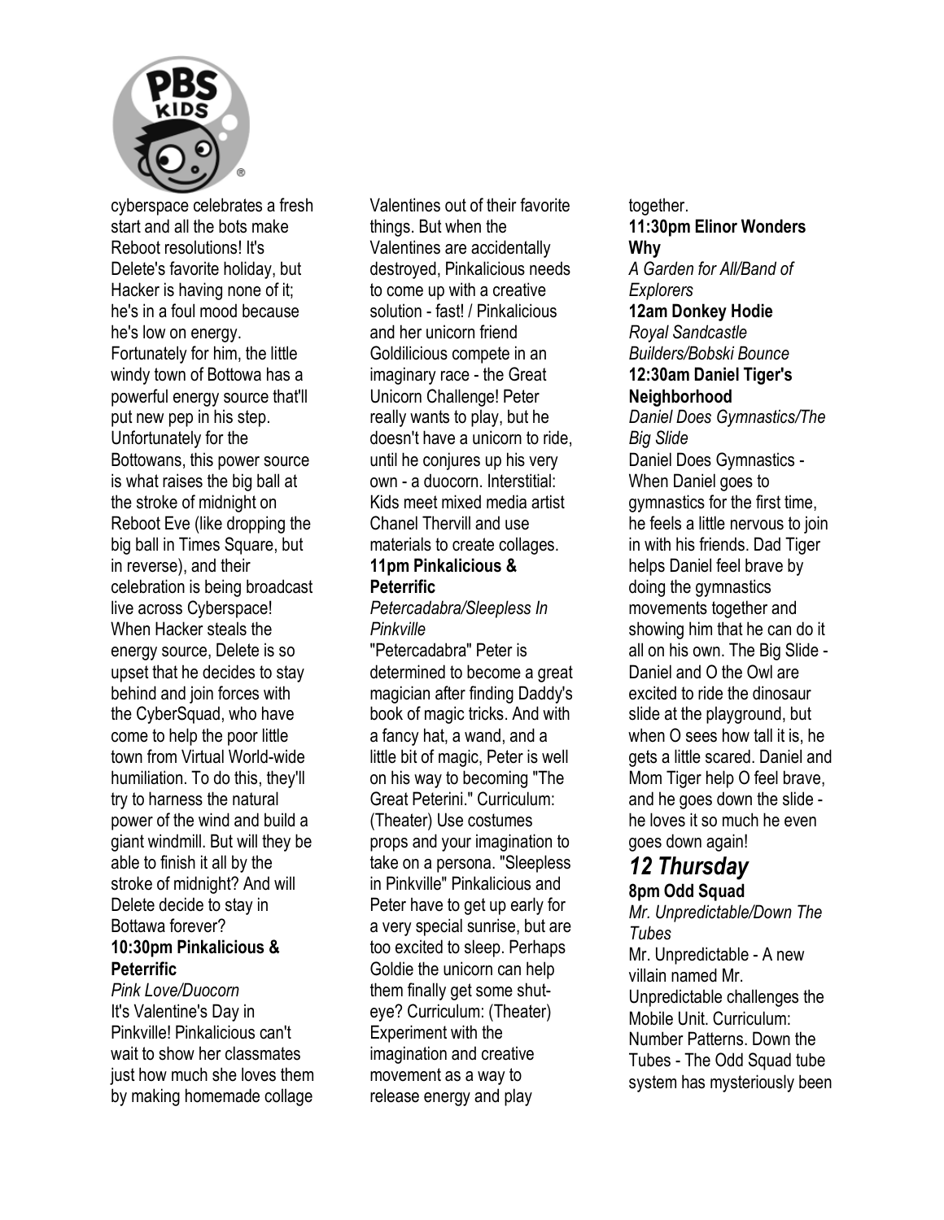cyberspace celebrates a fresh start and all the bots make Reboot resolutions! It's Delete's favorite holiday, but Hacker is having none of it; he's in a foul mood because he's low on energy. Fortunately for him, the little windy town of Bottowa has a powerful energy source that'll put new pep in his step. Unfortunately for the Bottowans, this power source is what raises the big ball at the stroke of midnight on Reboot Eve (like dropping the big ball in Times Square, but in reverse), and their celebration is being broadcast live across Cyberspace! When Hacker steals the energy source, Delete is so upset that he decides to stay behind and join forces with the CyberSquad, who have come to help the poor little town from Virtual World-wide humiliation. To do this, they'll try to harness the natural power of the wind and build a giant windmill. But will they be able to finish it all by the stroke of midnight? And will Delete decide to stay in Bottawa forever?

**10:30pm Pinkalicious & Peterrific**

*Pink Love/Duocorn*

It's Valentine's Day in Pinkville! Pinkalicious can't wait to show her classmates just how much she loves them by making homemade collage Valentines out of their favorite things. But when the Valentines are accidentally destroyed, Pinkalicious needs to come up with a creative solution - fast! / Pinkalicious and her unicorn friend Goldilicious compete in an imaginary race - the Great Unicorn Challenge! Peter really wants to play, but he doesn't have a unicorn to ride, until he conjures up his very own - a duocorn. Interstitial: Kids meet mixed media artist Chanel Thervill and use materials to create collages.

**11pm Pinkalicious & Peterrific**

*Petercadabra/Sleepless In Pinkville*

"Petercadabra" Peter is determined to become a great magician after finding Daddy's book of magic tricks. And with a fancy hat, a wand, and a little bit of magic, Peter is well on his way to becoming "The Great Peterini." Curriculum: (Theater) Use costumes props and your imagination to take on a persona. "Sleepless in Pinkville" Pinkalicious and Peter have to get up early for a very special sunrise, but are too excited to sleep. Perhaps Goldie the unicorn can help them finally get some shut-eye? Curriculum: (Theater) Experiment with the imagination and creative movement as a way to release energy and play together.

**11:30pm Elinor Wonders Why**

*A Garden for All/Band of Explorers*

**12am Donkey Hodie**

*Royal Sandcastle Builders/Bobski Bounce*

**12:30am Daniel Tiger's Neighborhood**

*Daniel Does Gymnastics/The Big Slide*

Daniel Does Gymnastics - When Daniel goes to gymnastics for the first time, he feels a little nervous to join in with his friends. Dad Tiger helps Daniel feel brave by doing the gymnastics movements together and showing him that he can do it all on his own. The Big Slide - Daniel and O the Owl are excited to ride the dinosaur slide at the playground, but when O sees how tall it is, he gets a little scared. Daniel and Mom Tiger help O feel brave, and he goes down the slide - he loves it so much he even goes down again!

## *12 Thursday*

**8pm Odd Squad**

*Mr. Unpredictable/Down The Tubes*

Mr. Unpredictable - A new villain named Mr. Unpredictable challenges the Mobile Unit. Curriculum: Number Patterns. Down the Tubes - The Odd Squad tube system has mysteriously been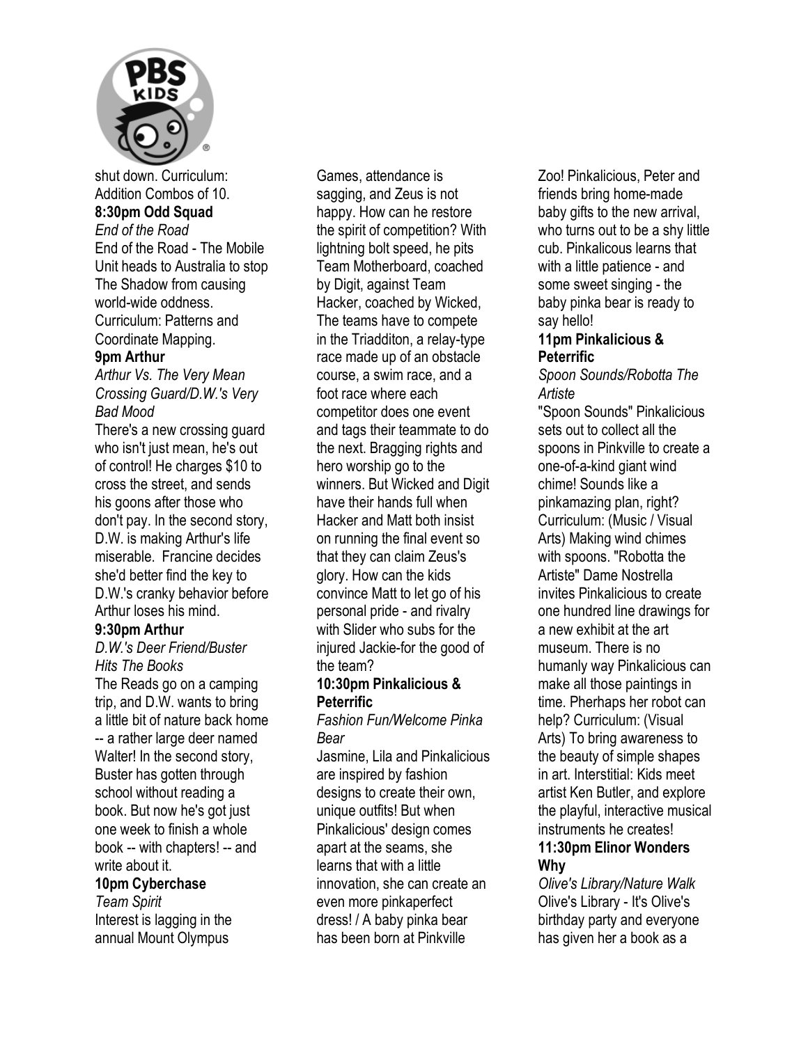shut down. Curriculum: Addition Combos of 10.

**8:30pm Odd Squad**

*End of the Road*

End of the Road - The Mobile Unit heads to Australia to stop The Shadow from causing world-wide oddness. Curriculum: Patterns and Coordinate Mapping.

**9pm Arthur**

*Arthur Vs. The Very Mean Crossing Guard/D.W.'s Very Bad Mood*

There's a new crossing guard who isn't just mean, he's out of control! He charges $10 to cross the street, and sends his goons after those who don't pay. In the second story, D.W. is making Arthur's life miserable. Francine decides she'd better find the key to D.W.'s cranky behavior before Arthur loses his mind.

**9:30pm Arthur**

*D.W.'s Deer Friend/Buster Hits The Books*

The Reads go on a camping trip, and D.W. wants to bring a little bit of nature back home -- a rather large deer named Walter! In the second story, Buster has gotten through school without reading a book. But now he's got just one week to finish a whole book -- with chapters! -- and write about it.

**10pm Cyberchase**

*Team Spirit*

Interest is lagging in the annual Mount Olympus Games, attendance is sagging, and Zeus is not happy. How can he restore the spirit of competition? With lightning bolt speed, he pits Team Motherboard, coached by Digit, against Team Hacker, coached by Wicked, The teams have to compete in the Triadditon, a relay-type race made up of an obstacle course, a swim race, and a foot race where each competitor does one event and tags their teammate to do the next. Bragging rights and hero worship go to the winners. But Wicked and Digit have their hands full when Hacker and Matt both insist on running the final event so that they can claim Zeus's glory. How can the kids convince Matt to let go of his personal pride - and rivalry with Slider who subs for the injured Jackie-for the good of the team?

**10:30pm Pinkalicious & Peterrific**

*Fashion Fun/Welcome Pinka Bear*

Jasmine, Lila and Pinkalicious are inspired by fashion designs to create their own, unique outfits! But when Pinkalicious' design comes apart at the seams, she learns that with a little innovation, she can create an even more pinkaperfect dress! / A baby pinka bear has been born at Pinkville Zoo! Pinkalicious, Peter and friends bring home-made baby gifts to the new arrival, who turns out to be a shy little cub. Pinkalicous learns that with a little patience - and some sweet singing - the baby pinka bear is ready to say hello!

**11pm Pinkalicious & Peterrific**

*Spoon Sounds/Robotta The Artiste*

"Spoon Sounds" Pinkalicious sets out to collect all the spoons in Pinkville to create a one-of-a-kind giant wind chime! Sounds like a pinkamazing plan, right? Curriculum: (Music / Visual Arts) Making wind chimes with spoons. "Robotta the Artiste" Dame Nostrella invites Pinkalicious to create one hundred line drawings for a new exhibit at the art museum. There is no humanly way Pinkalicious can make all those paintings in time. Pherhaps her robot can help? Curriculum: (Visual Arts) To bring awareness to the beauty of simple shapes in art. Interstitial: Kids meet artist Ken Butler, and explore the playful, interactive musical instruments he creates!

**11:30pm Elinor Wonders Why**

*Olive's Library/Nature Walk*

Olive's Library - It's Olive's birthday party and everyone has given her a book as a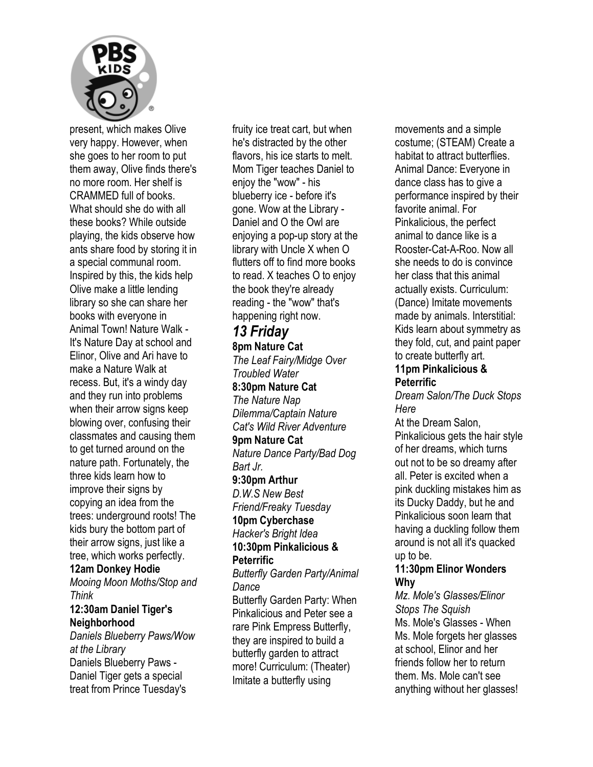present, which makes Olive very happy. However, when she goes to her room to put them away, Olive finds there's no more room. Her shelf is CRAMMED full of books. What should she do with all these books? While outside playing, the kids observe how ants share food by storing it in a special communal room. Inspired by this, the kids help Olive make a little lending library so she can share her books with everyone in Animal Town! Nature Walk - It's Nature Day at school and Elinor, Olive and Ari have to make a Nature Walk at recess. But, it's a windy day and they run into problems when their arrow signs keep blowing over, confusing their classmates and causing them to get turned around on the nature path. Fortunately, the three kids learn how to improve their signs by copying an idea from the trees: underground roots! The kids bury the bottom part of their arrow signs, just like a tree, which works perfectly.

**12am Donkey Hodie**
*Mooing Moon Moths/Stop and Think*

**12:30am Daniel Tiger's Neighborhood**
*Daniels Blueberry Paws/Wow at the Library*
Daniels Blueberry Paws - Daniel Tiger gets a special treat from Prince Tuesday's fruity ice treat cart, but when he's distracted by the other flavors, his ice starts to melt. Mom Tiger teaches Daniel to enjoy the "wow" - his blueberry ice - before it's gone. Wow at the Library - Daniel and O the Owl are enjoying a pop-up story at the library with Uncle X when O flutters off to find more books to read. X teaches O to enjoy the book they're already reading - the "wow" that's happening right now.

## *13 Friday*

**8pm Nature Cat**
*The Leaf Fairy/Midge Over Troubled Water*

**8:30pm Nature Cat**
*The Nature Nap Dilemma/Captain Nature Cat's Wild River Adventure*

**9pm Nature Cat**
*Nature Dance Party/Bad Dog Bart Jr.*

**9:30pm Arthur**
*D.W.S New Best Friend/Freaky Tuesday*

**10pm Cyberchase**
*Hacker's Bright Idea*

**10:30pm Pinkalicious & Peterrific**
*Butterfly Garden Party/Animal Dance*
Butterfly Garden Party: When Pinkalicious and Peter see a rare Pink Empress Butterfly, they are inspired to build a butterfly garden to attract more! Curriculum: (Theater) Imitate a butterfly using movements and a simple costume; (STEAM) Create a habitat to attract butterflies. Animal Dance: Everyone in dance class has to give a performance inspired by their favorite animal. For Pinkalicious, the perfect animal to dance like is a Rooster-Cat-A-Roo. Now all she needs to do is convince her class that this animal actually exists. Curriculum: (Dance) Imitate movements made by animals. Interstitial: Kids learn about symmetry as they fold, cut, and paint paper to create butterfly art.

**11pm Pinkalicious & Peterrific**
*Dream Salon/The Duck Stops Here*
At the Dream Salon, Pinkalicious gets the hair style of her dreams, which turns out not to be so dreamy after all. Peter is excited when a pink duckling mistakes him as its Ducky Daddy, but he and Pinkalicious soon learn that having a duckling follow them around is not all it's quacked up to be.

**11:30pm Elinor Wonders Why**
*Mz. Mole's Glasses/Elinor Stops The Squish*
Ms. Mole's Glasses - When Ms. Mole forgets her glasses at school, Elinor and her friends follow her to return them. Ms. Mole can't see anything without her glasses!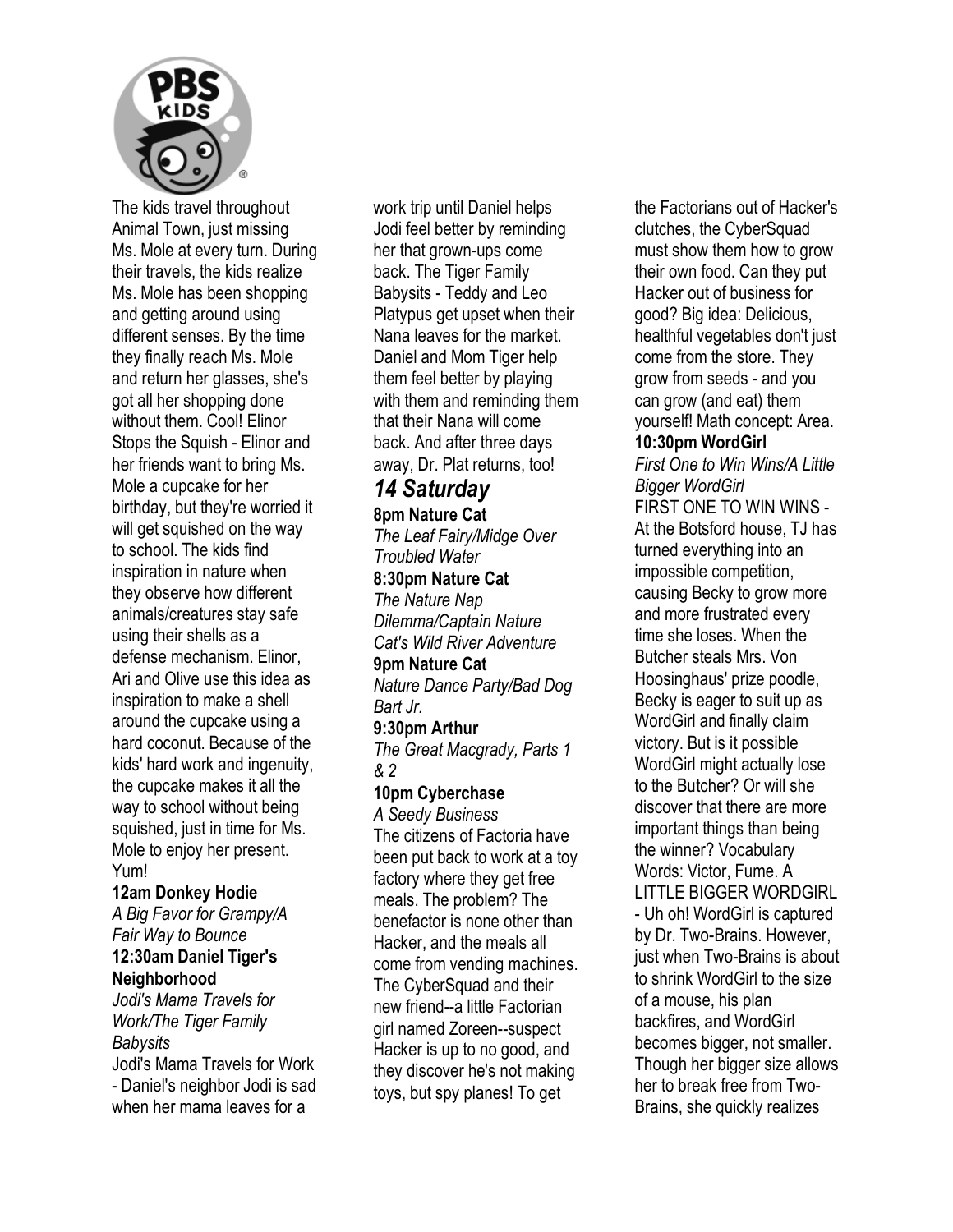The kids travel throughout Animal Town, just missing Ms. Mole at every turn. During their travels, the kids realize Ms. Mole has been shopping and getting around using different senses. By the time they finally reach Ms. Mole and return her glasses, she's got all her shopping done without them. Cool! Elinor Stops the Squish - Elinor and her friends want to bring Ms. Mole a cupcake for her birthday, but they're worried it will get squished on the way to school. The kids find inspiration in nature when they observe how different animals/creatures stay safe using their shells as a defense mechanism. Elinor, Ari and Olive use this idea as inspiration to make a shell around the cupcake using a hard coconut. Because of the kids' hard work and ingenuity, the cupcake makes it all the way to school without being squished, just in time for Ms. Mole to enjoy her present. Yum!

**12am Donkey Hodie**
*A Big Favor for Grampy/A Fair Way to Bounce*

**12:30am Daniel Tiger's Neighborhood**
*Jodi's Mama Travels for Work/The Tiger Family Babysits*
Jodi's Mama Travels for Work - Daniel's neighbor Jodi is sad when her mama leaves for a work trip until Daniel helps Jodi feel better by reminding her that grown-ups come back. The Tiger Family Babysits - Teddy and Leo Platypus get upset when their Nana leaves for the market. Daniel and Mom Tiger help them feel better by playing with them and reminding them that their Nana will come back. And after three days away, Dr. Plat returns, too!

## *14 Saturday*

**8pm Nature Cat**
*The Leaf Fairy/Midge Over Troubled Water*

**8:30pm Nature Cat**
*The Nature Nap Dilemma/Captain Nature Cat's Wild River Adventure*

**9pm Nature Cat**
*Nature Dance Party/Bad Dog Bart Jr.*

**9:30pm Arthur**
*The Great Macgrady, Parts 1 & 2*

**10pm Cyberchase**
*A Seedy Business*
The citizens of Factoria have been put back to work at a toy factory where they get free meals. The problem? The benefactor is none other than Hacker, and the meals all come from vending machines. The CyberSquad and their new friend--a little Factorian girl named Zoreen--suspect Hacker is up to no good, and they discover he's not making toys, but spy planes! To get the Factorians out of Hacker's clutches, the CyberSquad must show them how to grow their own food. Can they put Hacker out of business for good? Big idea: Delicious, healthful vegetables don't just come from the store. They grow from seeds - and you can grow (and eat) them yourself! Math concept: Area.

**10:30pm WordGirl**
*First One to Win Wins/A Little Bigger WordGirl*
FIRST ONE TO WIN WINS - At the Botsford house, TJ has turned everything into an impossible competition, causing Becky to grow more and more frustrated every time she loses. When the Butcher steals Mrs. Von Hoosinghaus' prize poodle, Becky is eager to suit up as WordGirl and finally claim victory. But is it possible WordGirl might actually lose to the Butcher? Or will she discover that there are more important things than being the winner? Vocabulary Words: Victor, Fume. A LITTLE BIGGER WORDGIRL - Uh oh! WordGirl is captured by Dr. Two-Brains. However, just when Two-Brains is about to shrink WordGirl to the size of a mouse, his plan backfires, and WordGirl becomes bigger, not smaller. Though her bigger size allows her to break free from Two-Brains, she quickly realizes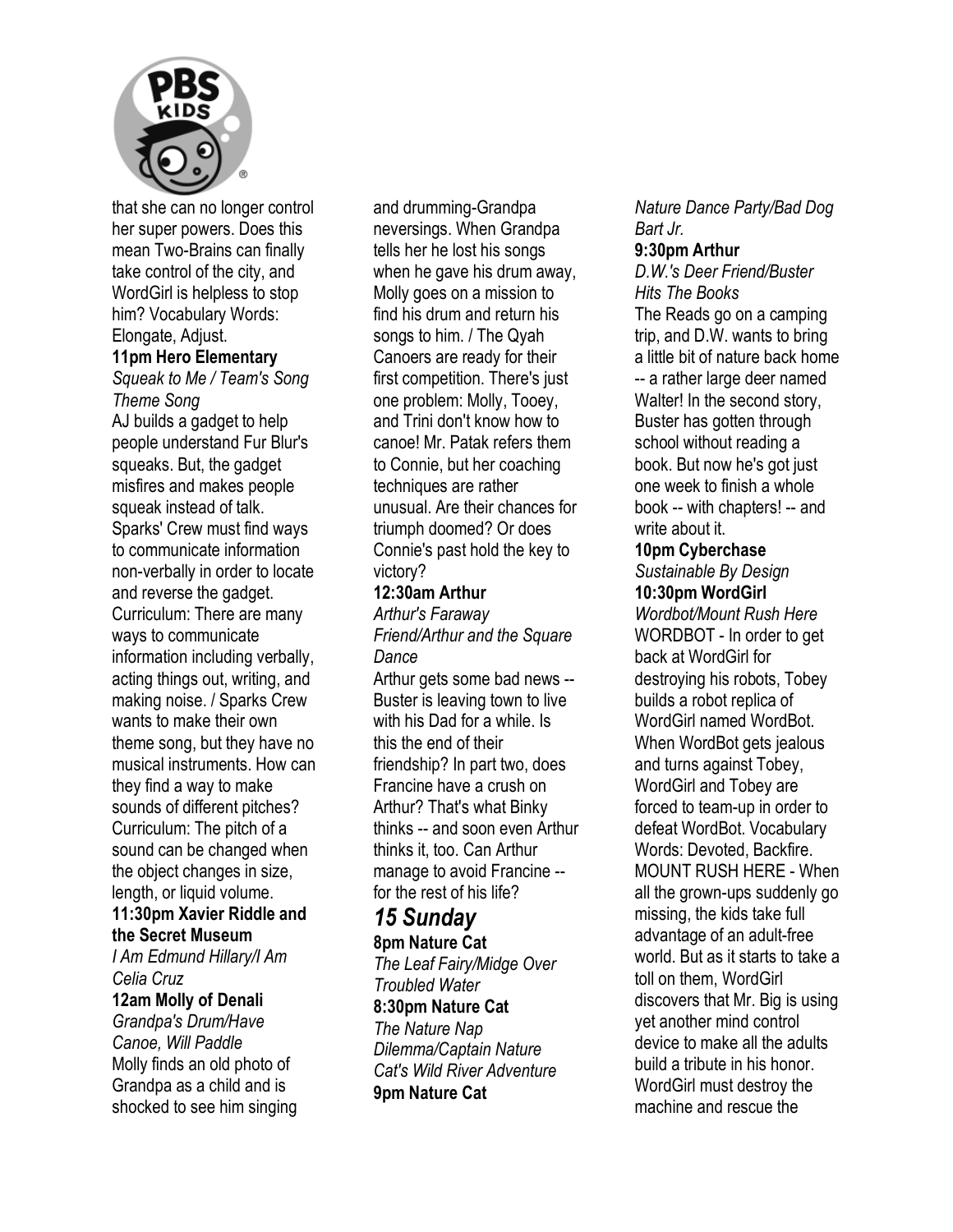that she can no longer control her super powers. Does this mean Two-Brains can finally take control of the city, and WordGirl is helpless to stop him? Vocabulary Words: Elongate, Adjust.

**11pm Hero Elementary**
*Squeak to Me / Team's Song Theme Song*
AJ builds a gadget to help people understand Fur Blur's squeaks. But, the gadget misfires and makes people squeak instead of talk. Sparks' Crew must find ways to communicate information non-verbally in order to locate and reverse the gadget. Curriculum: There are many ways to communicate information including verbally, acting things out, writing, and making noise. / Sparks Crew wants to make their own theme song, but they have no musical instruments. How can they find a way to make sounds of different pitches? Curriculum: The pitch of a sound can be changed when the object changes in size, length, or liquid volume.

**11:30pm Xavier Riddle and the Secret Museum**
*I Am Edmund Hillary/I Am Celia Cruz*

**12am Molly of Denali**
*Grandpa's Drum/Have Canoe, Will Paddle*
Molly finds an old photo of Grandpa as a child and is shocked to see him singing and drumming-Grandpa neversings. When Grandpa tells her he lost his songs when he gave his drum away, Molly goes on a mission to find his drum and return his songs to him. / The Qyah Canoers are ready for their first competition. There's just one problem: Molly, Tooey, and Trini don't know how to canoe! Mr. Patak refers them to Connie, but her coaching techniques are rather unusual. Are their chances for triumph doomed? Or does Connie's past hold the key to victory?

**12:30am Arthur**
*Arthur's Faraway Friend/Arthur and the Square Dance*
Arthur gets some bad news -- Buster is leaving town to live with his Dad for a while. Is this the end of their friendship? In part two, does Francine have a crush on Arthur? That's what Binky thinks -- and soon even Arthur thinks it, too. Can Arthur manage to avoid Francine -- for the rest of his life?

## *15 Sunday*

**8pm Nature Cat**
*The Leaf Fairy/Midge Over Troubled Water*

**8:30pm Nature Cat**
*The Nature Nap Dilemma/Captain Nature Cat's Wild River Adventure*

**9pm Nature Cat**
*Nature Dance Party/Bad Dog Bart Jr.*

**9:30pm Arthur**
*D.W.'s Deer Friend/Buster Hits The Books*
The Reads go on a camping trip, and D.W. wants to bring a little bit of nature back home -- a rather large deer named Walter! In the second story, Buster has gotten through school without reading a book. But now he's got just one week to finish a whole book -- with chapters! -- and write about it.

**10pm Cyberchase**
*Sustainable By Design*

**10:30pm WordGirl**
*Wordbot/Mount Rush Here*
WORDBOT - In order to get back at WordGirl for destroying his robots, Tobey builds a robot replica of WordGirl named WordBot. When WordBot gets jealous and turns against Tobey, WordGirl and Tobey are forced to team-up in order to defeat WordBot. Vocabulary Words: Devoted, Backfire. MOUNT RUSH HERE - When all the grown-ups suddenly go missing, the kids take full advantage of an adult-free world. But as it starts to take a toll on them, WordGirl discovers that Mr. Big is using yet another mind control device to make all the adults build a tribute in his honor. WordGirl must destroy the machine and rescue the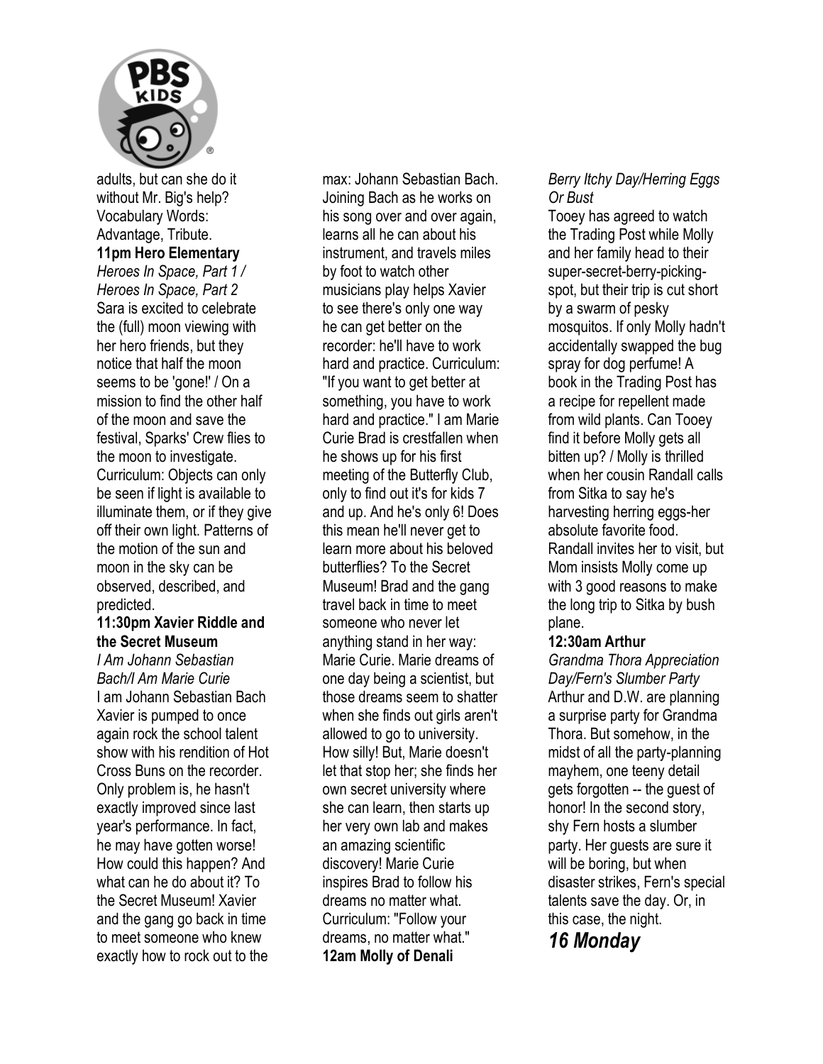adults, but can she do it without Mr. Big's help? Vocabulary Words: Advantage, Tribute.

**11pm Hero Elementary**

*Heroes In Space, Part 1 / Heroes In Space, Part 2*

Sara is excited to celebrate the (full) moon viewing with her hero friends, but they notice that half the moon seems to be 'gone!' / On a mission to find the other half of the moon and save the festival, Sparks' Crew flies to the moon to investigate. Curriculum: Objects can only be seen if light is available to illuminate them, or if they give off their own light. Patterns of the motion of the sun and moon in the sky can be observed, described, and predicted.

**11:30pm Xavier Riddle and the Secret Museum**

*I Am Johann Sebastian Bach/I Am Marie Curie*

I am Johann Sebastian Bach Xavier is pumped to once again rock the school talent show with his rendition of Hot Cross Buns on the recorder. Only problem is, he hasn't exactly improved since last year's performance. In fact, he may have gotten worse! How could this happen? And what can he do about it? To the Secret Museum! Xavier and the gang go back in time to meet someone who knew exactly how to rock out to the max: Johann Sebastian Bach. Joining Bach as he works on his song over and over again, learns all he can about his instrument, and travels miles by foot to watch other musicians play helps Xavier to see there's only one way he can get better on the recorder: he'll have to work hard and practice. Curriculum: "If you want to get better at something, you have to work hard and practice." I am Marie Curie Brad is crestfallen when he shows up for his first meeting of the Butterfly Club, only to find out it's for kids 7 and up. And he's only 6! Does this mean he'll never get to learn more about his beloved butterflies? To the Secret Museum! Brad and the gang travel back in time to meet someone who never let anything stand in her way: Marie Curie. Marie dreams of one day being a scientist, but those dreams seem to shatter when she finds out girls aren't allowed to go to university. How silly! But, Marie doesn't let that stop her; she finds her own secret university where she can learn, then starts up her very own lab and makes an amazing scientific discovery! Marie Curie inspires Brad to follow his dreams no matter what. Curriculum: "Follow your dreams, no matter what."

**12am Molly of Denali**

*Berry Itchy Day/Herring Eggs Or Bust*

Tooey has agreed to watch the Trading Post while Molly and her family head to their super-secret-berry-picking-spot, but their trip is cut short by a swarm of pesky mosquitos. If only Molly hadn't accidentally swapped the bug spray for dog perfume! A book in the Trading Post has a recipe for repellent made from wild plants. Can Tooey find it before Molly gets all bitten up? / Molly is thrilled when her cousin Randall calls from Sitka to say he's harvesting herring eggs-her absolute favorite food. Randall invites her to visit, but Mom insists Molly come up with 3 good reasons to make the long trip to Sitka by bush plane.

**12:30am Arthur**

*Grandma Thora Appreciation Day/Fern's Slumber Party*

Arthur and D.W. are planning a surprise party for Grandma Thora. But somehow, in the midst of all the party-planning mayhem, one teeny detail gets forgotten -- the guest of honor! In the second story, shy Fern hosts a slumber party. Her guests are sure it will be boring, but when disaster strikes, Fern's special talents save the day. Or, in this case, the night.

## *16 Monday*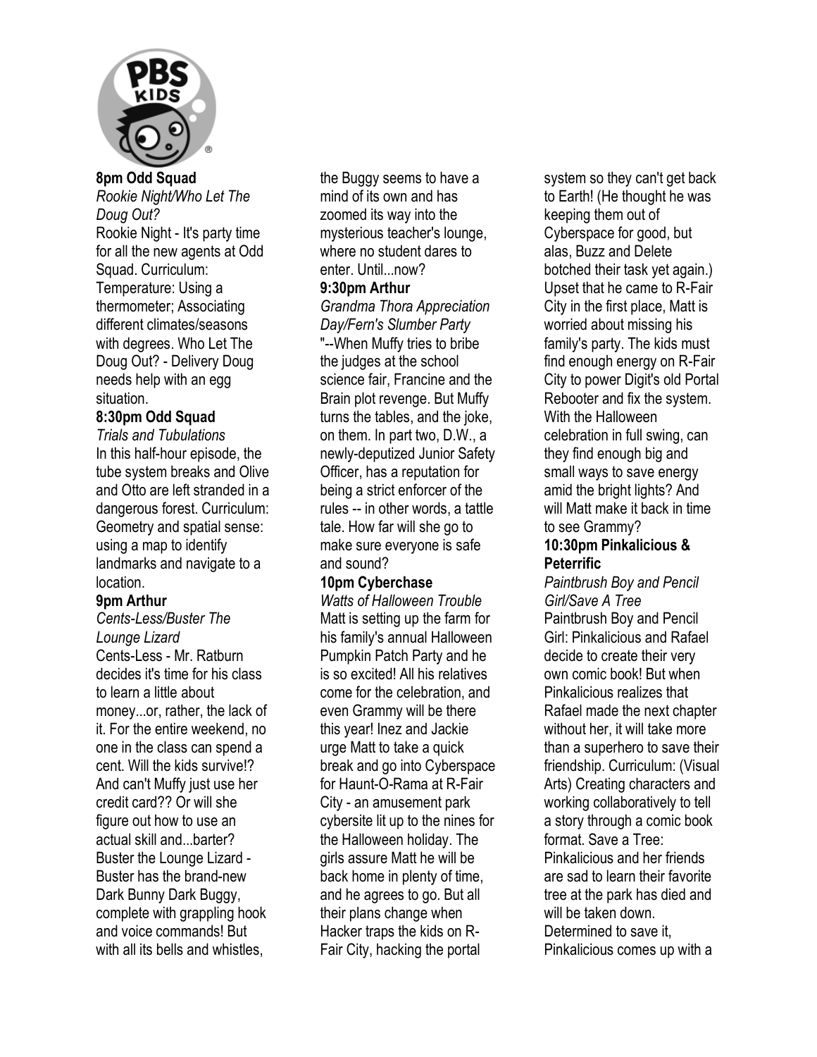**8pm Odd Squad**

*Rookie Night/Who Let The Doug Out?*

Rookie Night - It's party time for all the new agents at Odd Squad. Curriculum: Temperature: Using a thermometer; Associating different climates/seasons with degrees. Who Let The Doug Out? - Delivery Doug needs help with an egg situation.

**8:30pm Odd Squad**

*Trials and Tubulations*

In this half-hour episode, the tube system breaks and Olive and Otto are left stranded in a dangerous forest. Curriculum: Geometry and spatial sense: using a map to identify landmarks and navigate to a location.

**9pm Arthur**

*Cents-Less/Buster The Lounge Lizard*

Cents-Less - Mr. Ratburn decides it's time for his class to learn a little about money...or, rather, the lack of it. For the entire weekend, no one in the class can spend a cent. Will the kids survive!? And can't Muffy just use her credit card?? Or will she figure out how to use an actual skill and...barter? Buster the Lounge Lizard - Buster has the brand-new Dark Bunny Dark Buggy, complete with grappling hook and voice commands! But with all its bells and whistles, the Buggy seems to have a mind of its own and has zoomed its way into the mysterious teacher's lounge, where no student dares to enter. Until...now?

**9:30pm Arthur**

*Grandma Thora Appreciation Day/Fern's Slumber Party*

"--When Muffy tries to bribe the judges at the school science fair, Francine and the Brain plot revenge. But Muffy turns the tables, and the joke, on them. In part two, D.W., a newly-deputized Junior Safety Officer, has a reputation for being a strict enforcer of the rules -- in other words, a tattle tale. How far will she go to make sure everyone is safe and sound?

**10pm Cyberchase**

*Watts of Halloween Trouble*

Matt is setting up the farm for his family's annual Halloween Pumpkin Patch Party and he is so excited! All his relatives come for the celebration, and even Grammy will be there this year! Inez and Jackie urge Matt to take a quick break and go into Cyberspace for Haunt-O-Rama at R-Fair City - an amusement park cybersite lit up to the nines for the Halloween holiday. The girls assure Matt he will be back home in plenty of time, and he agrees to go. But all their plans change when Hacker traps the kids on R-Fair City, hacking the portal system so they can't get back to Earth! (He thought he was keeping them out of Cyberspace for good, but alas, Buzz and Delete botched their task yet again.) Upset that he came to R-Fair City in the first place, Matt is worried about missing his family's party. The kids must find enough energy on R-Fair City to power Digit's old Portal Rebooter and fix the system. With the Halloween celebration in full swing, can they find enough big and small ways to save energy amid the bright lights? And will Matt make it back in time to see Grammy?

**10:30pm Pinkalicious & Peterrific**

*Paintbrush Boy and Pencil Girl/Save A Tree*

Paintbrush Boy and Pencil Girl: Pinkalicious and Rafael decide to create their very own comic book! But when Pinkalicious realizes that Rafael made the next chapter without her, it will take more than a superhero to save their friendship. Curriculum: (Visual Arts) Creating characters and working collaboratively to tell a story through a comic book format. Save a Tree: Pinkalicious and her friends are sad to learn their favorite tree at the park has died and will be taken down. Determined to save it, Pinkalicious comes up with a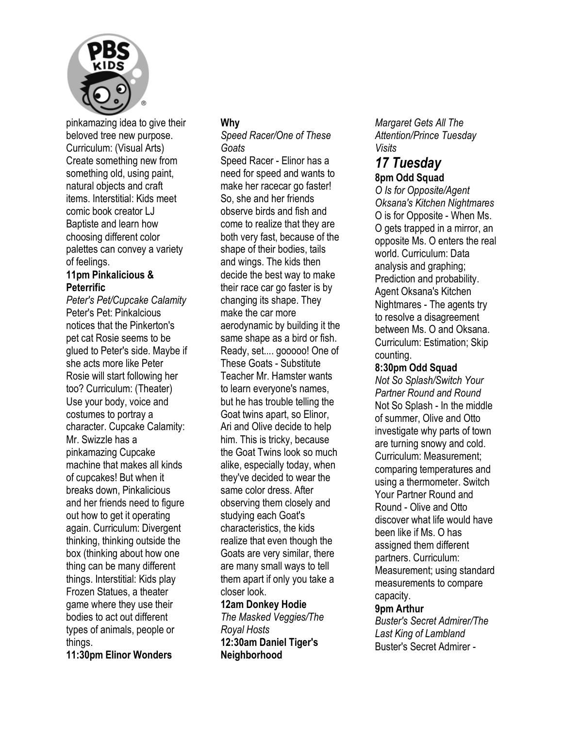pinkamazing idea to give their beloved tree new purpose. Curriculum: (Visual Arts) Create something new from something old, using paint, natural objects and craft items. Interstitial: Kids meet comic book creator LJ Baptiste and learn how choosing different color palettes can convey a variety of feelings.

**11pm Pinkalicious & Peterrific**
*Peter's Pet/Cupcake Calamity*
Peter's Pet: Pinkalcious notices that the Pinkerton's pet cat Rosie seems to be glued to Peter's side. Maybe if she acts more like Peter Rosie will start following her too? Curriculum: (Theater) Use your body, voice and costumes to portray a character. Cupcake Calamity: Mr. Swizzle has a pinkamazing Cupcake machine that makes all kinds of cupcakes! But when it breaks down, Pinkalicious and her friends need to figure out how to get it operating again. Curriculum: Divergent thinking, thinking outside the box (thinking about how one thing can be many different things. Interstitial: Kids play Frozen Statues, a theater game where they use their bodies to act out different types of animals, people or things.

**11:30pm Elinor Wonders Why**
*Speed Racer/One of These Goats*
Speed Racer - Elinor has a need for speed and wants to make her racecar go faster! So, she and her friends observe birds and fish and come to realize that they are both very fast, because of the shape of their bodies, tails and wings. The kids then decide the best way to make their race car go faster is by changing its shape. They make the car more aerodynamic by building it the same shape as a bird or fish. Ready, set.... gooooo! One of These Goats - Substitute Teacher Mr. Hamster wants to learn everyone's names, but he has trouble telling the Goat twins apart, so Elinor, Ari and Olive decide to help him. This is tricky, because the Goat Twins look so much alike, especially today, when they've decided to wear the same color dress. After observing them closely and studying each Goat's characteristics, the kids realize that even though the Goats are very similar, there are many small ways to tell them apart if only you take a closer look.

**12am Donkey Hodie**
*The Masked Veggies/The Royal Hosts*

**12:30am Daniel Tiger's Neighborhood**
*Margaret Gets All The Attention/Prince Tuesday Visits*

## *17 Tuesday*

**8pm Odd Squad**
*O Is for Opposite/Agent Oksana's Kitchen Nightmares*
O is for Opposite - When Ms. O gets trapped in a mirror, an opposite Ms. O enters the real world. Curriculum: Data analysis and graphing; Prediction and probability. Agent Oksana's Kitchen Nightmares - The agents try to resolve a disagreement between Ms. O and Oksana. Curriculum: Estimation; Skip counting.

**8:30pm Odd Squad**
*Not So Splash/Switch Your Partner Round and Round*
Not So Splash - In the middle of summer, Olive and Otto investigate why parts of town are turning snowy and cold. Curriculum: Measurement; comparing temperatures and using a thermometer. Switch Your Partner Round and Round - Olive and Otto discover what life would have been like if Ms. O has assigned them different partners. Curriculum: Measurement; using standard measurements to compare capacity.

**9pm Arthur**
*Buster's Secret Admirer/The Last King of Lambland*
Buster's Secret Admirer -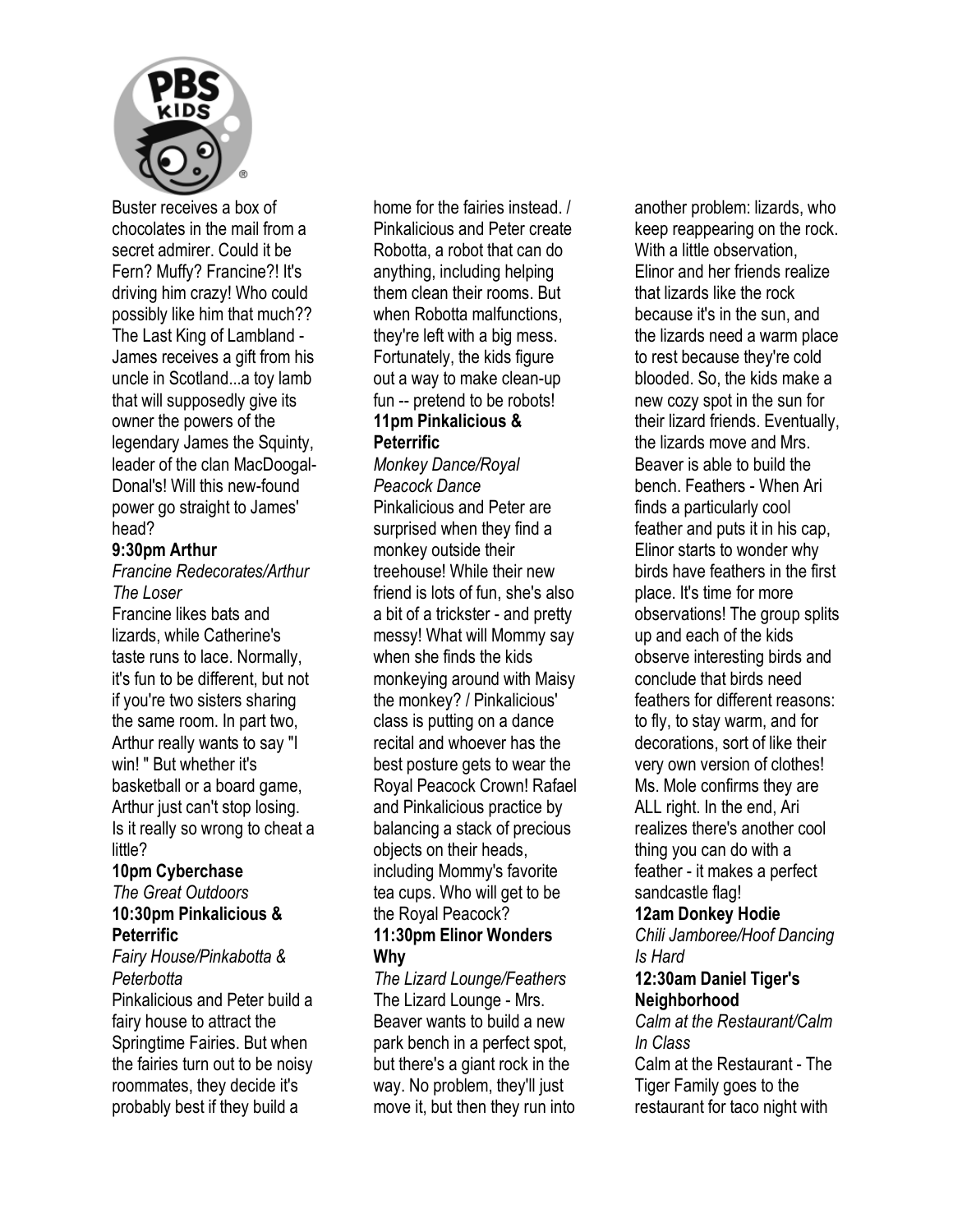Buster receives a box of chocolates in the mail from a secret admirer. Could it be Fern? Muffy? Francine?! It's driving him crazy! Who could possibly like him that much?? The Last King of Lambland - James receives a gift from his uncle in Scotland...a toy lamb that will supposedly give its owner the powers of the legendary James the Squinty, leader of the clan MacDoogal-Donal's! Will this new-found power go straight to James' head?

**9:30pm Arthur**

*Francine Redecorates/Arthur The Loser*

Francine likes bats and lizards, while Catherine's taste runs to lace. Normally, it's fun to be different, but not if you're two sisters sharing the same room. In part two, Arthur really wants to say "I win! " But whether it's basketball or a board game, Arthur just can't stop losing. Is it really so wrong to cheat a little?

**10pm Cyberchase**

*The Great Outdoors*

**10:30pm Pinkalicious & Peterrific**

*Fairy House/Pinkabotta & Peterbotta*

Pinkalicious and Peter build a fairy house to attract the Springtime Fairies. But when the fairies turn out to be noisy roommates, they decide it's probably best if they build a home for the fairies instead. / Pinkalicious and Peter create Robotta, a robot that can do anything, including helping them clean their rooms. But when Robotta malfunctions, they're left with a big mess. Fortunately, the kids figure out a way to make clean-up fun -- pretend to be robots!

**11pm Pinkalicious & Peterrific**

*Monkey Dance/Royal Peacock Dance*

Pinkalicious and Peter are surprised when they find a monkey outside their treehouse! While their new friend is lots of fun, she's also a bit of a trickster - and pretty messy! What will Mommy say when she finds the kids monkeying around with Maisy the monkey? / Pinkalicious' class is putting on a dance recital and whoever has the best posture gets to wear the Royal Peacock Crown! Rafael and Pinkalicious practice by balancing a stack of precious objects on their heads, including Mommy's favorite tea cups. Who will get to be the Royal Peacock?

**11:30pm Elinor Wonders Why**

*The Lizard Lounge/Feathers*

The Lizard Lounge - Mrs. Beaver wants to build a new park bench in a perfect spot, but there's a giant rock in the way. No problem, they'll just move it, but then they run into another problem: lizards, who keep reappearing on the rock. With a little observation, Elinor and her friends realize that lizards like the rock because it's in the sun, and the lizards need a warm place to rest because they're cold blooded. So, the kids make a new cozy spot in the sun for their lizard friends. Eventually, the lizards move and Mrs. Beaver is able to build the bench. Feathers - When Ari finds a particularly cool feather and puts it in his cap, Elinor starts to wonder why birds have feathers in the first place. It's time for more observations! The group splits up and each of the kids observe interesting birds and conclude that birds need feathers for different reasons: to fly, to stay warm, and for decorations, sort of like their very own version of clothes! Ms. Mole confirms they are ALL right. In the end, Ari realizes there's another cool thing you can do with a feather - it makes a perfect sandcastle flag!

**12am Donkey Hodie**

*Chili Jamboree/Hoof Dancing Is Hard*

**12:30am Daniel Tiger's Neighborhood**

*Calm at the Restaurant/Calm In Class*

Calm at the Restaurant - The Tiger Family goes to the restaurant for taco night with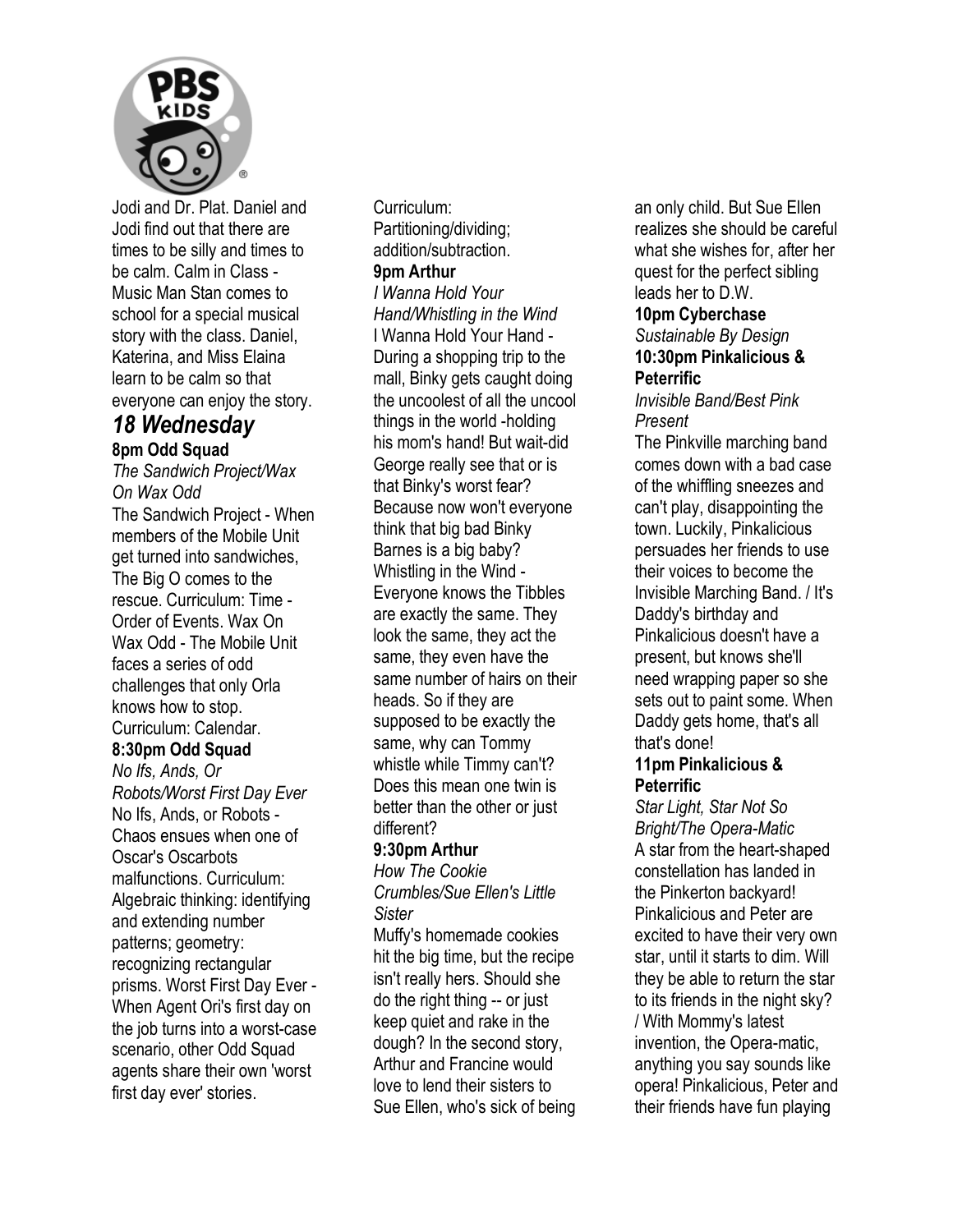Jodi and Dr. Plat. Daniel and Jodi find out that there are times to be silly and times to be calm. Calm in Class - Music Man Stan comes to school for a special musical story with the class. Daniel, Katerina, and Miss Elaina learn to be calm so that everyone can enjoy the story.

## *18 Wednesday*

**8pm Odd Squad**

*The Sandwich Project/Wax On Wax Odd*

The Sandwich Project - When members of the Mobile Unit get turned into sandwiches, The Big O comes to the rescue. Curriculum: Time - Order of Events. Wax On Wax Odd - The Mobile Unit faces a series of odd challenges that only Orla knows how to stop. Curriculum: Calendar.

**8:30pm Odd Squad**

*No Ifs, Ands, Or Robots/Worst First Day Ever*

No Ifs, Ands, or Robots - Chaos ensues when one of Oscar's Oscarbots malfunctions. Curriculum: Algebraic thinking: identifying and extending number patterns; geometry: recognizing rectangular prisms. Worst First Day Ever - When Agent Ori's first day on the job turns into a worst-case scenario, other Odd Squad agents share their own 'worst first day ever' stories. Curriculum: Partitioning/dividing; addition/subtraction.

**9pm Arthur**

*I Wanna Hold Your Hand/Whistling in the Wind*

I Wanna Hold Your Hand - During a shopping trip to the mall, Binky gets caught doing the uncoolest of all the uncool things in the world -holding his mom's hand! But wait-did George really see that or is that Binky's worst fear? Because now won't everyone think that big bad Binky Barnes is a big baby? Whistling in the Wind - Everyone knows the Tibbles are exactly the same. They look the same, they act the same, they even have the same number of hairs on their heads. So if they are supposed to be exactly the same, why can Tommy whistle while Timmy can't? Does this mean one twin is better than the other or just different?

**9:30pm Arthur**

*How The Cookie Crumbles/Sue Ellen's Little Sister*

Muffy's homemade cookies hit the big time, but the recipe isn't really hers. Should she do the right thing -- or just keep quiet and rake in the dough? In the second story, Arthur and Francine would love to lend their sisters to Sue Ellen, who's sick of being an only child. But Sue Ellen realizes she should be careful what she wishes for, after her quest for the perfect sibling leads her to D.W.

**10pm Cyberchase**

*Sustainable By Design*

**10:30pm Pinkalicious & Peterrific**

*Invisible Band/Best Pink Present*

The Pinkville marching band comes down with a bad case of the whiffling sneezes and can't play, disappointing the town. Luckily, Pinkalicious persuades her friends to use their voices to become the Invisible Marching Band. / It's Daddy's birthday and Pinkalicious doesn't have a present, but knows she'll need wrapping paper so she sets out to paint some. When Daddy gets home, that's all that's done!

**11pm Pinkalicious & Peterrific**

*Star Light, Star Not So Bright/The Opera-Matic*

A star from the heart-shaped constellation has landed in the Pinkerton backyard! Pinkalicious and Peter are excited to have their very own star, until it starts to dim. Will they be able to return the star to its friends in the night sky? / With Mommy's latest invention, the Opera-matic, anything you say sounds like opera! Pinkalicious, Peter and their friends have fun playing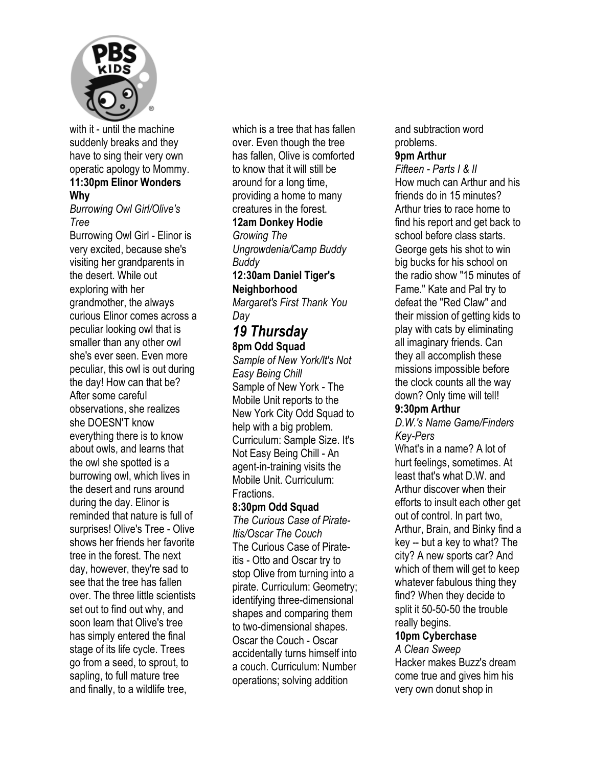with it - until the machine suddenly breaks and they have to sing their very own operatic apology to Mommy.

**11:30pm Elinor Wonders Why**

*Burrowing Owl Girl/Olive's Tree*

Burrowing Owl Girl - Elinor is very excited, because she's visiting her grandparents in the desert. While out exploring with her grandmother, the always curious Elinor comes across a peculiar looking owl that is smaller than any other owl she's ever seen. Even more peculiar, this owl is out during the day! How can that be? After some careful observations, she realizes she DOESN'T know everything there is to know about owls, and learns that the owl she spotted is a burrowing owl, which lives in the desert and runs around during the day. Elinor is reminded that nature is full of surprises! Olive's Tree - Olive shows her friends her favorite tree in the forest. The next day, however, they're sad to see that the tree has fallen over. The three little scientists set out to find out why, and soon learn that Olive's tree has simply entered the final stage of its life cycle. Trees go from a seed, to sprout, to sapling, to full mature tree and finally, to a wildlife tree, which is a tree that has fallen over. Even though the tree has fallen, Olive is comforted to know that it will still be around for a long time, providing a home to many creatures in the forest.

**12am Donkey Hodie**

*Growing The Ungrowdenia/Camp Buddy Buddy*

**12:30am Daniel Tiger's Neighborhood**

*Margaret's First Thank You Day*

## *19 Thursday*

**8pm Odd Squad**

*Sample of New York/It's Not Easy Being Chill*

Sample of New York - The Mobile Unit reports to the New York City Odd Squad to help with a big problem. Curriculum: Sample Size. It's Not Easy Being Chill - An agent-in-training visits the Mobile Unit. Curriculum: Fractions.

**8:30pm Odd Squad**

*The Curious Case of Pirate-Itis/Oscar The Couch*

The Curious Case of Pirate-itis - Otto and Oscar try to stop Olive from turning into a pirate. Curriculum: Geometry; identifying three-dimensional shapes and comparing them to two-dimensional shapes. Oscar the Couch - Oscar accidentally turns himself into a couch. Curriculum: Number operations; solving addition and subtraction word problems.

**9pm Arthur**

*Fifteen - Parts I & II*

How much can Arthur and his friends do in 15 minutes? Arthur tries to race home to find his report and get back to school before class starts. George gets his shot to win big bucks for his school on the radio show "15 minutes of Fame." Kate and Pal try to defeat the "Red Claw" and their mission of getting kids to play with cats by eliminating all imaginary friends. Can they all accomplish these missions impossible before the clock counts all the way down? Only time will tell!

**9:30pm Arthur**

*D.W.'s Name Game/Finders Key-Pers*

What's in a name? A lot of hurt feelings, sometimes. At least that's what D.W. and Arthur discover when their efforts to insult each other get out of control. In part two, Arthur, Brain, and Binky find a key -- but a key to what? The city? A new sports car? And which of them will get to keep whatever fabulous thing they find? When they decide to split it 50-50-50 the trouble really begins.

**10pm Cyberchase**

*A Clean Sweep*

Hacker makes Buzz's dream come true and gives him his very own donut shop in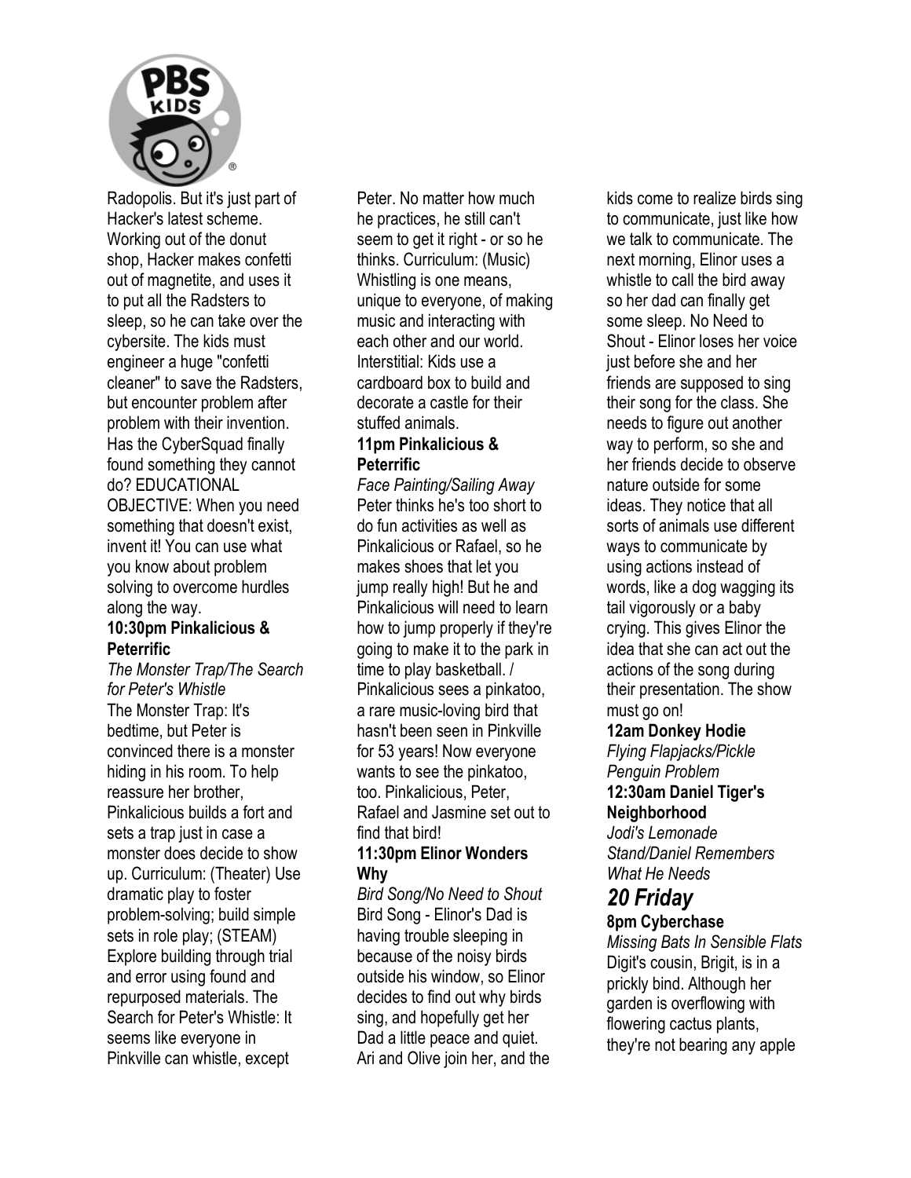Radopolis. But it's just part of Hacker's latest scheme. Working out of the donut shop, Hacker makes confetti out of magnetite, and uses it to put all the Radsters to sleep, so he can take over the cybersite. The kids must engineer a huge "confetti cleaner" to save the Radsters, but encounter problem after problem with their invention. Has the CyberSquad finally found something they cannot do? EDUCATIONAL OBJECTIVE: When you need something that doesn't exist, invent it! You can use what you know about problem solving to overcome hurdles along the way.

**10:30pm Pinkalicious & Peterrific**

*The Monster Trap/The Search for Peter's Whistle*

The Monster Trap: It's bedtime, but Peter is convinced there is a monster hiding in his room. To help reassure her brother, Pinkalicious builds a fort and sets a trap just in case a monster does decide to show up. Curriculum: (Theater) Use dramatic play to foster problem-solving; build simple sets in role play; (STEAM) Explore building through trial and error using found and repurposed materials. The Search for Peter's Whistle: It seems like everyone in Pinkville can whistle, except Peter. No matter how much he practices, he still can't seem to get it right - or so he thinks. Curriculum: (Music) Whistling is one means, unique to everyone, of making music and interacting with each other and our world. Interstitial: Kids use a cardboard box to build and decorate a castle for their stuffed animals.

**11pm Pinkalicious & Peterrific**

*Face Painting/Sailing Away*

Peter thinks he's too short to do fun activities as well as Pinkalicious or Rafael, so he makes shoes that let you jump really high! But he and Pinkalicious will need to learn how to jump properly if they're going to make it to the park in time to play basketball. / Pinkalicious sees a pinkatoo, a rare music-loving bird that hasn't been seen in Pinkville for 53 years! Now everyone wants to see the pinkatoo, too. Pinkalicious, Peter, Rafael and Jasmine set out to find that bird!

**11:30pm Elinor Wonders Why**

*Bird Song/No Need to Shout*

Bird Song - Elinor's Dad is having trouble sleeping in because of the noisy birds outside his window, so Elinor decides to find out why birds sing, and hopefully get her Dad a little peace and quiet. Ari and Olive join her, and the kids come to realize birds sing to communicate, just like how we talk to communicate. The next morning, Elinor uses a whistle to call the bird away so her dad can finally get some sleep. No Need to Shout - Elinor loses her voice just before she and her friends are supposed to sing their song for the class. She needs to figure out another way to perform, so she and her friends decide to observe nature outside for some ideas. They notice that all sorts of animals use different ways to communicate by using actions instead of words, like a dog wagging its tail vigorously or a baby crying. This gives Elinor the idea that she can act out the actions of the song during their presentation. The show must go on!

**12am Donkey Hodie**

*Flying Flapjacks/Pickle Penguin Problem*

**12:30am Daniel Tiger's Neighborhood**

*Jodi's Lemonade Stand/Daniel Remembers What He Needs*

## *20 Friday*

**8pm Cyberchase**

*Missing Bats In Sensible Flats*

Digit's cousin, Brigit, is in a prickly bind. Although her garden is overflowing with flowering cactus plants, they're not bearing any apple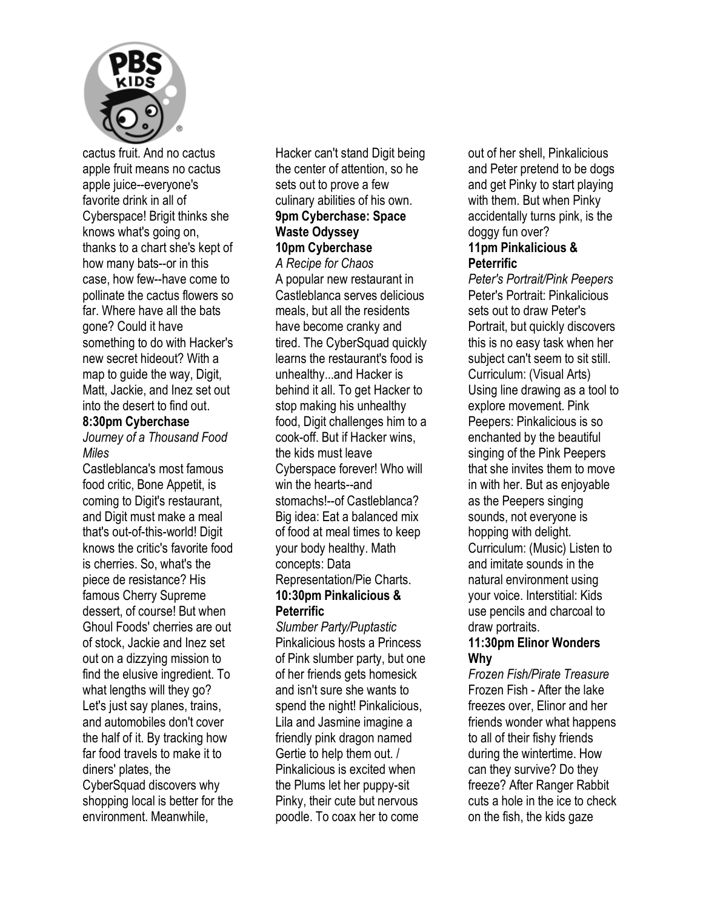cactus fruit. And no cactus apple fruit means no cactus apple juice--everyone's favorite drink in all of Cyberspace! Brigit thinks she knows what's going on, thanks to a chart she's kept of how many bats--or in this case, how few--have come to pollinate the cactus flowers so far. Where have all the bats gone? Could it have something to do with Hacker's new secret hideout? With a map to guide the way, Digit, Matt, Jackie, and Inez set out into the desert to find out.

**8:30pm Cyberchase**
*Journey of a Thousand Food Miles*
Castleblanca's most famous food critic, Bone Appetit, is coming to Digit's restaurant, and Digit must make a meal that's out-of-this-world! Digit knows the critic's favorite food is cherries. So, what's the piece de resistance? His famous Cherry Supreme dessert, of course! But when Ghoul Foods' cherries are out of stock, Jackie and Inez set out on a dizzying mission to find the elusive ingredient. To what lengths will they go? Let's just say planes, trains, and automobiles don't cover the half of it. By tracking how far food travels to make it to diners' plates, the CyberSquad discovers why shopping local is better for the environment. Meanwhile, Hacker can't stand Digit being the center of attention, so he sets out to prove a few culinary abilities of his own.

**9pm Cyberchase: Space Waste Odyssey**

**10pm Cyberchase**
*A Recipe for Chaos*
A popular new restaurant in Castleblanca serves delicious meals, but all the residents have become cranky and tired. The CyberSquad quickly learns the restaurant's food is unhealthy...and Hacker is behind it all. To get Hacker to stop making his unhealthy food, Digit challenges him to a cook-off. But if Hacker wins, the kids must leave Cyberspace forever! Who will win the hearts--and stomachs!--of Castleblanca? Big idea: Eat a balanced mix of food at meal times to keep your body healthy. Math concepts: Data Representation/Pie Charts.

**10:30pm Pinkalicious & Peterrific**
*Slumber Party/Puptastic*
Pinkalicious hosts a Princess of Pink slumber party, but one of her friends gets homesick and isn't sure she wants to spend the night! Pinkalicious, Lila and Jasmine imagine a friendly pink dragon named Gertie to help them out. / Pinkalicious is excited when the Plums let her puppy-sit Pinky, their cute but nervous poodle. To coax her to come out of her shell, Pinkalicious and Peter pretend to be dogs and get Pinky to start playing with them. But when Pinky accidentally turns pink, is the doggy fun over?

**11pm Pinkalicious & Peterrific**
*Peter's Portrait/Pink Peepers*
Peter's Portrait: Pinkalicious sets out to draw Peter's Portrait, but quickly discovers this is no easy task when her subject can't seem to sit still. Curriculum: (Visual Arts) Using line drawing as a tool to explore movement. Pink Peepers: Pinkalicious is so enchanted by the beautiful singing of the Pink Peepers that she invites them to move in with her. But as enjoyable as the Peepers singing sounds, not everyone is hopping with delight. Curriculum: (Music) Listen to and imitate sounds in the natural environment using your voice. Interstitial: Kids use pencils and charcoal to draw portraits.

**11:30pm Elinor Wonders Why**
*Frozen Fish/Pirate Treasure*
Frozen Fish - After the lake freezes over, Elinor and her friends wonder what happens to all of their fishy friends during the wintertime. How can they survive? Do they freeze? After Ranger Rabbit cuts a hole in the ice to check on the fish, the kids gaze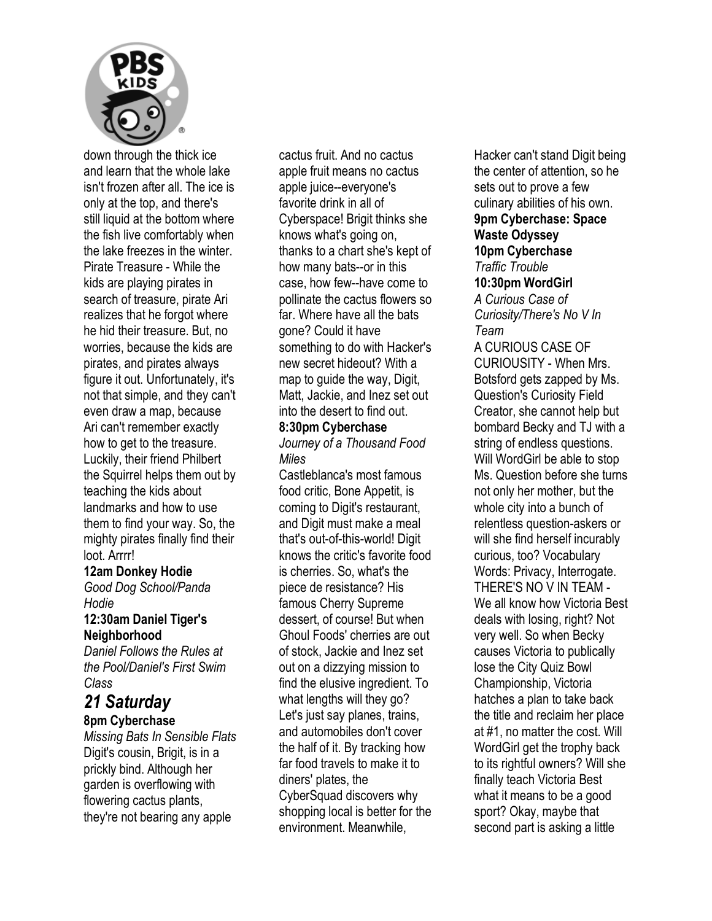down through the thick ice and learn that the whole lake isn't frozen after all. The ice is only at the top, and there's still liquid at the bottom where the fish live comfortably when the lake freezes in the winter. Pirate Treasure - While the kids are playing pirates in search of treasure, pirate Ari realizes that he forgot where he hid their treasure. But, no worries, because the kids are pirates, and pirates always figure it out. Unfortunately, it's not that simple, and they can't even draw a map, because Ari can't remember exactly how to get to the treasure. Luckily, their friend Philbert the Squirrel helps them out by teaching the kids about landmarks and how to use them to find your way. So, the mighty pirates finally find their loot. Arrrr!

**12am Donkey Hodie**
*Good Dog School/Panda Hodie*

**12:30am Daniel Tiger's Neighborhood**
*Daniel Follows the Rules at the Pool/Daniel's First Swim Class*

## *21 Saturday*

**8pm Cyberchase**
*Missing Bats In Sensible Flats*
Digit's cousin, Brigit, is in a prickly bind. Although her garden is overflowing with flowering cactus plants, they're not bearing any apple cactus fruit. And no cactus apple fruit means no cactus apple juice--everyone's favorite drink in all of Cyberspace! Brigit thinks she knows what's going on, thanks to a chart she's kept of how many bats--or in this case, how few--have come to pollinate the cactus flowers so far. Where have all the bats gone? Could it have something to do with Hacker's new secret hideout? With a map to guide the way, Digit, Matt, Jackie, and Inez set out into the desert to find out.

**8:30pm Cyberchase**
*Journey of a Thousand Food Miles*
Castleblanca's most famous food critic, Bone Appetit, is coming to Digit's restaurant, and Digit must make a meal that's out-of-this-world! Digit knows the critic's favorite food is cherries. So, what's the piece de resistance? His famous Cherry Supreme dessert, of course! But when Ghoul Foods' cherries are out of stock, Jackie and Inez set out on a dizzying mission to find the elusive ingredient. To what lengths will they go? Let's just say planes, trains, and automobiles don't cover the half of it. By tracking how far food travels to make it to diners' plates, the CyberSquad discovers why shopping local is better for the environment. Meanwhile, Hacker can't stand Digit being the center of attention, so he sets out to prove a few culinary abilities of his own.

**9pm Cyberchase: Space Waste Odyssey**

**10pm Cyberchase**
*Traffic Trouble*

**10:30pm WordGirl**
*A Curious Case of Curiosity/There's No V In Team*
A CURIOUS CASE OF CURIOUSITY - When Mrs. Botsford gets zapped by Ms. Question's Curiosity Field Creator, she cannot help but bombard Becky and TJ with a string of endless questions. Will WordGirl be able to stop Ms. Question before she turns not only her mother, but the whole city into a bunch of relentless question-askers or will she find herself incurably curious, too? Vocabulary Words: Privacy, Interrogate. THERE'S NO V IN TEAM - We all know how Victoria Best deals with losing, right? Not very well. So when Becky causes Victoria to publically lose the City Quiz Bowl Championship, Victoria hatches a plan to take back the title and reclaim her place at #1, no matter the cost. Will WordGirl get the trophy back to its rightful owners? Will she finally teach Victoria Best what it means to be a good sport? Okay, maybe that second part is asking a little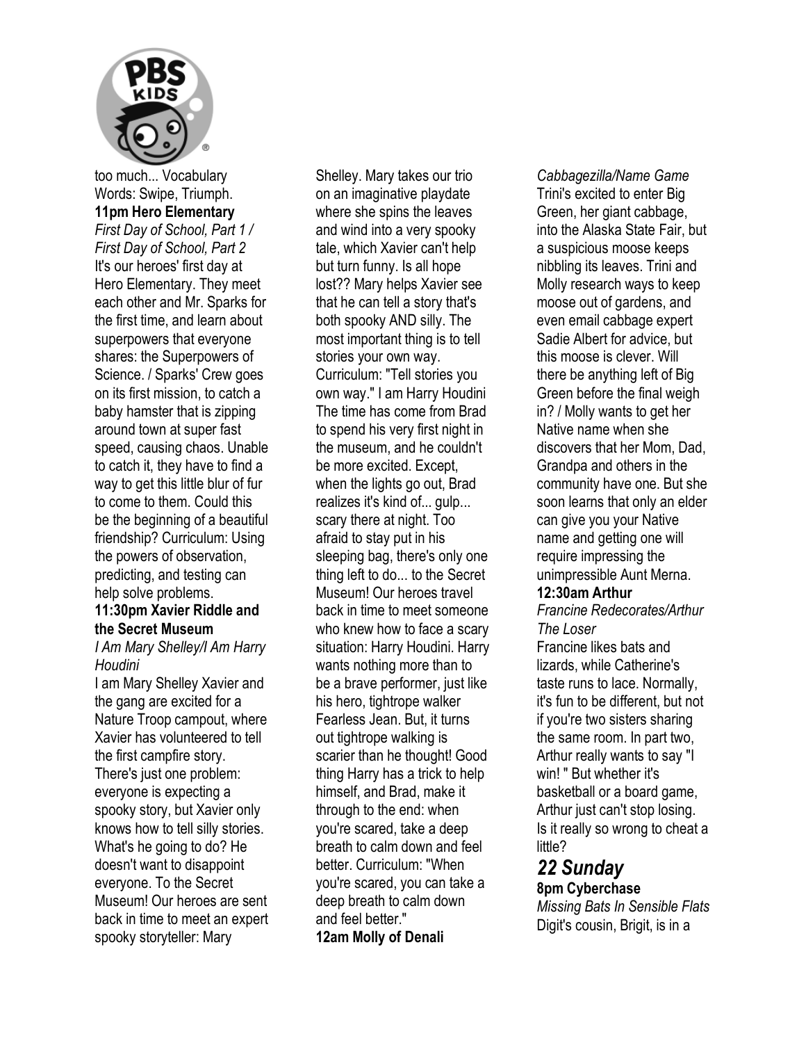too much... Vocabulary Words: Swipe, Triumph.

**11pm Hero Elementary**

*First Day of School, Part 1 / First Day of School, Part 2*

It's our heroes' first day at Hero Elementary. They meet each other and Mr. Sparks for the first time, and learn about superpowers that everyone shares: the Superpowers of Science. / Sparks' Crew goes on its first mission, to catch a baby hamster that is zipping around town at super fast speed, causing chaos. Unable to catch it, they have to find a way to get this little blur of fur to come to them. Could this be the beginning of a beautiful friendship? Curriculum: Using the powers of observation, predicting, and testing can help solve problems.

**11:30pm Xavier Riddle and the Secret Museum**

*I Am Mary Shelley/I Am Harry Houdini*

I am Mary Shelley Xavier and the gang are excited for a Nature Troop campout, where Xavier has volunteered to tell the first campfire story. There's just one problem: everyone is expecting a spooky story, but Xavier only knows how to tell silly stories. What's he going to do? He doesn't want to disappoint everyone. To the Secret Museum! Our heroes are sent back in time to meet an expert spooky storyteller: Mary Shelley. Mary takes our trio on an imaginative playdate where she spins the leaves and wind into a very spooky tale, which Xavier can't help but turn funny. Is all hope lost?? Mary helps Xavier see that he can tell a story that's both spooky AND silly. The most important thing is to tell stories your own way. Curriculum: "Tell stories you own way." I am Harry Houdini The time has come from Brad to spend his very first night in the museum, and he couldn't be more excited. Except, when the lights go out, Brad realizes it's kind of... gulp... scary there at night. Too afraid to stay put in his sleeping bag, there's only one thing left to do... to the Secret Museum! Our heroes travel back in time to meet someone who knew how to face a scary situation: Harry Houdini. Harry wants nothing more than to be a brave performer, just like his hero, tightrope walker Fearless Jean. But, it turns out tightrope walking is scarier than he thought! Good thing Harry has a trick to help himself, and Brad, make it through to the end: when you're scared, take a deep breath to calm down and feel better. Curriculum: "When you're scared, you can take a deep breath to calm down and feel better."

**12am Molly of Denali**

*Cabbagezilla/Name Game*

Trini's excited to enter Big Green, her giant cabbage, into the Alaska State Fair, but a suspicious moose keeps nibbling its leaves. Trini and Molly research ways to keep moose out of gardens, and even email cabbage expert Sadie Albert for advice, but this moose is clever. Will there be anything left of Big Green before the final weigh in? / Molly wants to get her Native name when she discovers that her Mom, Dad, Grandpa and others in the community have one. But she soon learns that only an elder can give you your Native name and getting one will require impressing the unimpressible Aunt Merna.

**12:30am Arthur**

*Francine Redecorates/Arthur The Loser*

Francine likes bats and lizards, while Catherine's taste runs to lace. Normally, it's fun to be different, but not if you're two sisters sharing the same room. In part two, Arthur really wants to say "I win! " But whether it's basketball or a board game, Arthur just can't stop losing. Is it really so wrong to cheat a little?

## *22 Sunday*

**8pm Cyberchase**

*Missing Bats In Sensible Flats*

Digit's cousin, Brigit, is in a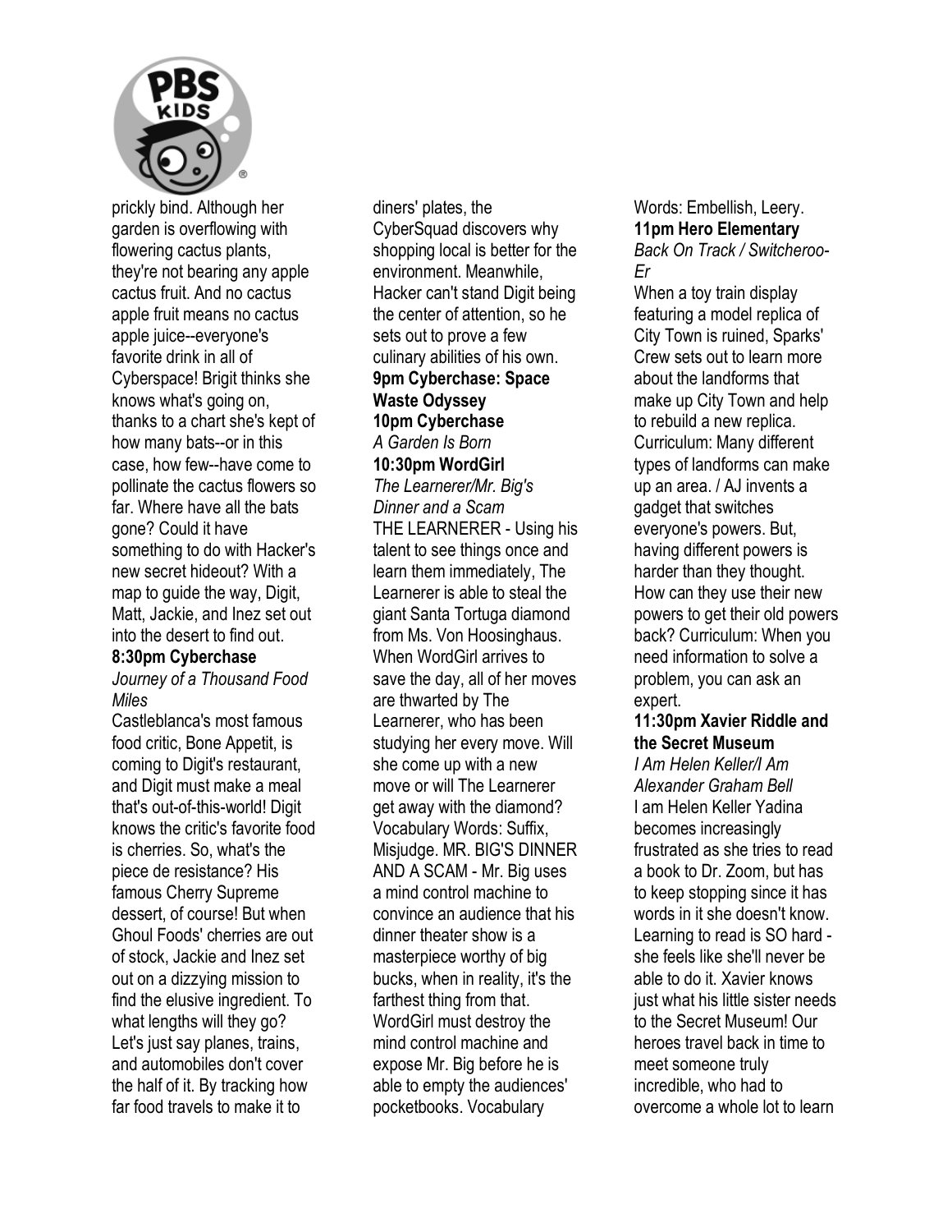prickly bind. Although her garden is overflowing with flowering cactus plants, they're not bearing any apple cactus fruit. And no cactus apple fruit means no cactus apple juice--everyone's favorite drink in all of Cyberspace! Brigit thinks she knows what's going on, thanks to a chart she's kept of how many bats--or in this case, how few--have come to pollinate the cactus flowers so far. Where have all the bats gone? Could it have something to do with Hacker's new secret hideout? With a map to guide the way, Digit, Matt, Jackie, and Inez set out into the desert to find out.

**8:30pm Cyberchase**
*Journey of a Thousand Food Miles*
Castleblanca's most famous food critic, Bone Appetit, is coming to Digit's restaurant, and Digit must make a meal that's out-of-this-world! Digit knows the critic's favorite food is cherries. So, what's the piece de resistance? His famous Cherry Supreme dessert, of course! But when Ghoul Foods' cherries are out of stock, Jackie and Inez set out on a dizzying mission to find the elusive ingredient. To what lengths will they go? Let's just say planes, trains, and automobiles don't cover the half of it. By tracking how far food travels to make it to diners' plates, the CyberSquad discovers why shopping local is better for the environment. Meanwhile, Hacker can't stand Digit being the center of attention, so he sets out to prove a few culinary abilities of his own.

**9pm Cyberchase: Space Waste Odyssey**

**10pm Cyberchase**
*A Garden Is Born*

**10:30pm WordGirl**
*The Learnerer/Mr. Big's Dinner and a Scam*
THE LEARNERER - Using his talent to see things once and learn them immediately, The Learnerer is able to steal the giant Santa Tortuga diamond from Ms. Von Hoosinghaus. When WordGirl arrives to save the day, all of her moves are thwarted by The Learnerer, who has been studying her every move. Will she come up with a new move or will The Learnerer get away with the diamond? Vocabulary Words: Suffix, Misjudge. MR. BIG'S DINNER AND A SCAM - Mr. Big uses a mind control machine to convince an audience that his dinner theater show is a masterpiece worthy of big bucks, when in reality, it's the farthest thing from that. WordGirl must destroy the mind control machine and expose Mr. Big before he is able to empty the audiences' pocketbooks. Vocabulary Words: Embellish, Leery.

**11pm Hero Elementary**
*Back On Track / Switcheroo-Er*
When a toy train display featuring a model replica of City Town is ruined, Sparks' Crew sets out to learn more about the landforms that make up City Town and help to rebuild a new replica. Curriculum: Many different types of landforms can make up an area. / AJ invents a gadget that switches everyone's powers. But, having different powers is harder than they thought. How can they use their new powers to get their old powers back? Curriculum: When you need information to solve a problem, you can ask an expert.

**11:30pm Xavier Riddle and the Secret Museum**
*I Am Helen Keller/I Am Alexander Graham Bell*
I am Helen Keller Yadina becomes increasingly frustrated as she tries to read a book to Dr. Zoom, but has to keep stopping since it has words in it she doesn't know. Learning to read is SO hard - she feels like she'll never be able to do it. Xavier knows just what his little sister needs to the Secret Museum! Our heroes travel back in time to meet someone truly incredible, who had to overcome a whole lot to learn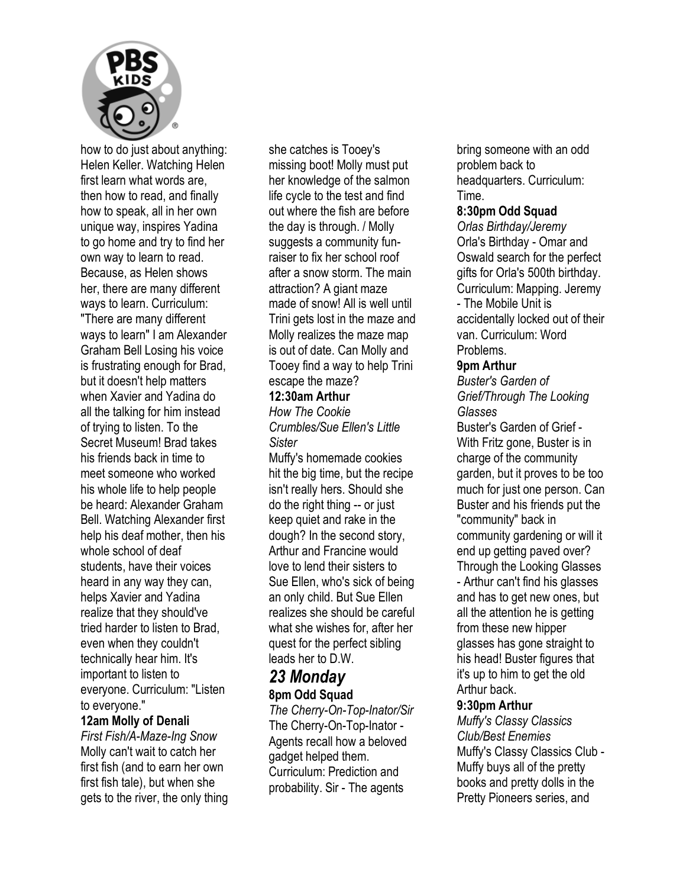how to do just about anything: Helen Keller. Watching Helen first learn what words are, then how to read, and finally how to speak, all in her own unique way, inspires Yadina to go home and try to find her own way to learn to read. Because, as Helen shows her, there are many different ways to learn. Curriculum: "There are many different ways to learn" I am Alexander Graham Bell Losing his voice is frustrating enough for Brad, but it doesn't help matters when Xavier and Yadina do all the talking for him instead of trying to listen. To the Secret Museum! Brad takes his friends back in time to meet someone who worked his whole life to help people be heard: Alexander Graham Bell. Watching Alexander first help his deaf mother, then his whole school of deaf students, have their voices heard in any way they can, helps Xavier and Yadina realize that they should've tried harder to listen to Brad, even when they couldn't technically hear him. It's important to listen to everyone. Curriculum: "Listen to everyone."

**12am Molly of Denali**
*First Fish/A-Maze-Ing Snow*
Molly can't wait to catch her first fish (and to earn her own first fish tale), but when she gets to the river, the only thing she catches is Tooey's missing boot! Molly must put her knowledge of the salmon life cycle to the test and find out where the fish are before the day is through. / Molly suggests a community fun-raiser to fix her school roof after a snow storm. The main attraction? A giant maze made of snow! All is well until Trini gets lost in the maze and Molly realizes the maze map is out of date. Can Molly and Tooey find a way to help Trini escape the maze?

**12:30am Arthur**
*How The Cookie Crumbles/Sue Ellen's Little Sister*
Muffy's homemade cookies hit the big time, but the recipe isn't really hers. Should she do the right thing -- or just keep quiet and rake in the dough? In the second story, Arthur and Francine would love to lend their sisters to Sue Ellen, who's sick of being an only child. But Sue Ellen realizes she should be careful what she wishes for, after her quest for the perfect sibling leads her to D.W.

## *23 Monday*

**8pm Odd Squad**
*The Cherry-On-Top-Inator/Sir*
The Cherry-On-Top-Inator - Agents recall how a beloved gadget helped them. Curriculum: Prediction and probability. Sir - The agents bring someone with an odd problem back to headquarters. Curriculum: Time.

**8:30pm Odd Squad**
*Orlas Birthday/Jeremy*
Orla's Birthday - Omar and Oswald search for the perfect gifts for Orla's 500th birthday. Curriculum: Mapping. Jeremy - The Mobile Unit is accidentally locked out of their van. Curriculum: Word Problems.

**9pm Arthur**
*Buster's Garden of Grief/Through The Looking Glasses*
Buster's Garden of Grief - With Fritz gone, Buster is in charge of the community garden, but it proves to be too much for just one person. Can Buster and his friends put the "community" back in community gardening or will it end up getting paved over? Through the Looking Glasses - Arthur can't find his glasses and has to get new ones, but all the attention he is getting from these new hipper glasses has gone straight to his head! Buster figures that it's up to him to get the old Arthur back.

**9:30pm Arthur**
*Muffy's Classy Classics Club/Best Enemies*
Muffy's Classy Classics Club - Muffy buys all of the pretty books and pretty dolls in the Pretty Pioneers series, and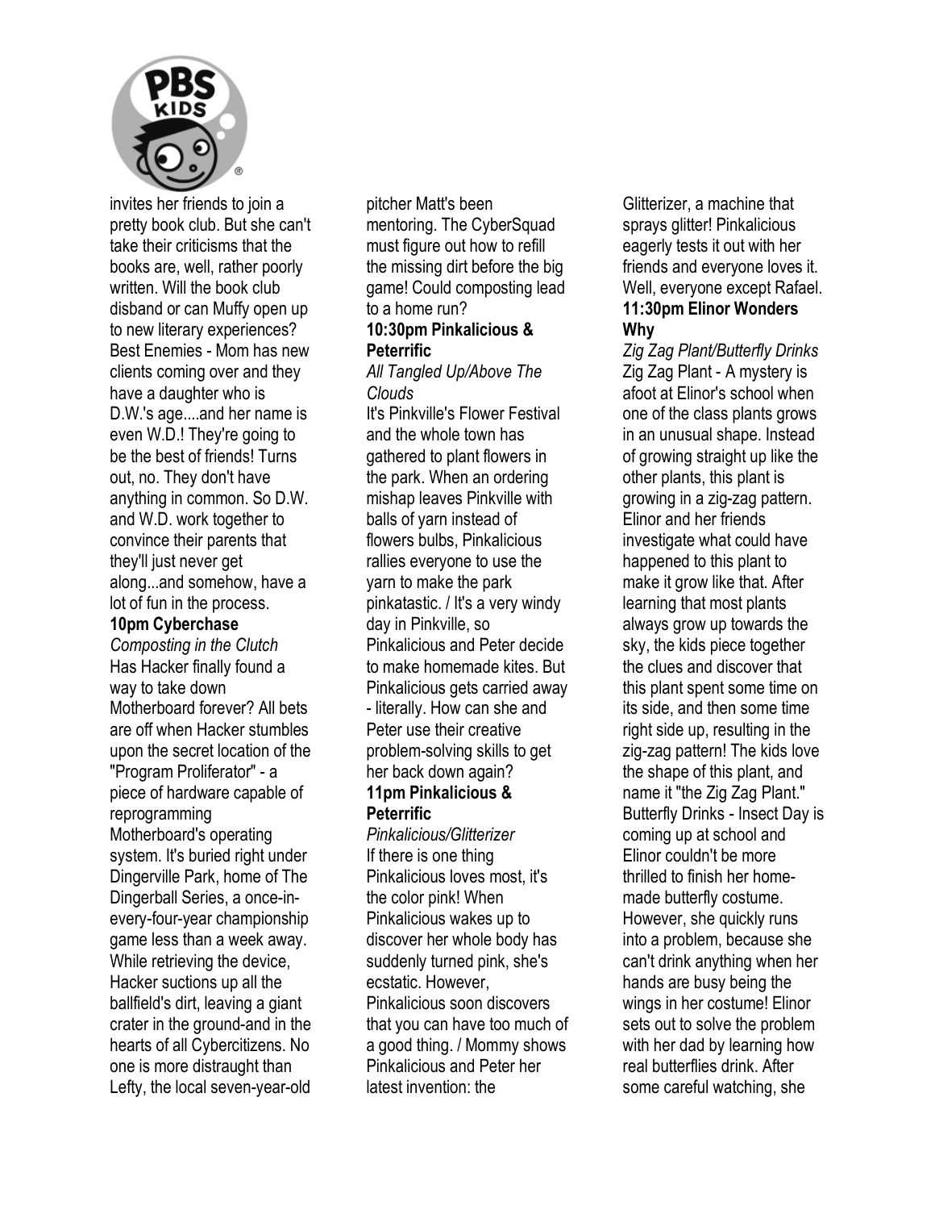invites her friends to join a pretty book club. But she can't take their criticisms that the books are, well, rather poorly written. Will the book club disband or can Muffy open up to new literary experiences? Best Enemies - Mom has new clients coming over and they have a daughter who is D.W.'s age....and her name is even W.D.! They're going to be the best of friends! Turns out, no. They don't have anything in common. So D.W. and W.D. work together to convince their parents that they'll just never get along...and somehow, have a lot of fun in the process.

**10pm Cyberchase**

*Composting in the Clutch*

Has Hacker finally found a way to take down Motherboard forever? All bets are off when Hacker stumbles upon the secret location of the "Program Proliferator" - a piece of hardware capable of reprogramming Motherboard's operating system. It's buried right under Dingerville Park, home of The Dingerball Series, a once-in-every-four-year championship game less than a week away. While retrieving the device, Hacker suctions up all the ballfield's dirt, leaving a giant crater in the ground-and in the hearts of all Cybercitizens. No one is more distraught than Lefty, the local seven-year-old pitcher Matt's been mentoring. The CyberSquad must figure out how to refill the missing dirt before the big game! Could composting lead to a home run?

**10:30pm Pinkalicious & Peterrific**

*All Tangled Up/Above The Clouds*

It's Pinkville's Flower Festival and the whole town has gathered to plant flowers in the park. When an ordering mishap leaves Pinkville with balls of yarn instead of flowers bulbs, Pinkalicious rallies everyone to use the yarn to make the park pinkatastic. / It's a very windy day in Pinkville, so Pinkalicious and Peter decide to make homemade kites. But Pinkalicious gets carried away - literally. How can she and Peter use their creative problem-solving skills to get her back down again?

**11pm Pinkalicious & Peterrific**

*Pinkalicious/Glitterizer*

If there is one thing Pinkalicious loves most, it's the color pink! When Pinkalicious wakes up to discover her whole body has suddenly turned pink, she's ecstatic. However, Pinkalicious soon discovers that you can have too much of a good thing. / Mommy shows Pinkalicious and Peter her latest invention: the Glitterizer, a machine that sprays glitter! Pinkalicious eagerly tests it out with her friends and everyone loves it. Well, everyone except Rafael.

**11:30pm Elinor Wonders Why**

*Zig Zag Plant/Butterfly Drinks*

Zig Zag Plant - A mystery is afoot at Elinor's school when one of the class plants grows in an unusual shape. Instead of growing straight up like the other plants, this plant is growing in a zig-zag pattern. Elinor and her friends investigate what could have happened to this plant to make it grow like that. After learning that most plants always grow up towards the sky, the kids piece together the clues and discover that this plant spent some time on its side, and then some time right side up, resulting in the zig-zag pattern! The kids love the shape of this plant, and name it "the Zig Zag Plant." Butterfly Drinks - Insect Day is coming up at school and Elinor couldn't be more thrilled to finish her home-made butterfly costume. However, she quickly runs into a problem, because she can't drink anything when her hands are busy being the wings in her costume! Elinor sets out to solve the problem with her dad by learning how real butterflies drink. After some careful watching, she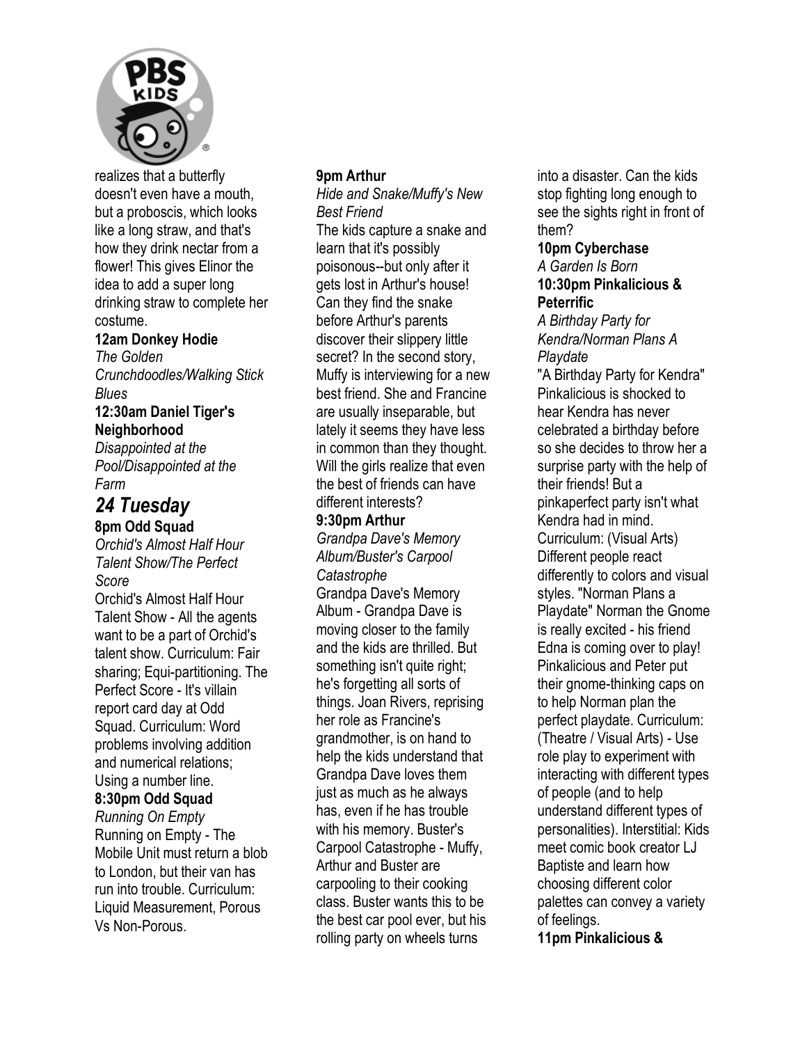realizes that a butterfly doesn't even have a mouth, but a proboscis, which looks like a long straw, and that's how they drink nectar from a flower! This gives Elinor the idea to add a super long drinking straw to complete her costume.

**12am Donkey Hodie**
*The Golden Crunchdoodles/Walking Stick Blues*

**12:30am Daniel Tiger's Neighborhood**
*Disappointed at the Pool/Disappointed at the Farm*

## *24 Tuesday*

**8pm Odd Squad**
*Orchid's Almost Half Hour Talent Show/The Perfect Score*
Orchid's Almost Half Hour Talent Show - All the agents want to be a part of Orchid's talent show. Curriculum: Fair sharing; Equi-partitioning. The Perfect Score - It's villain report card day at Odd Squad. Curriculum: Word problems involving addition and numerical relations; Using a number line.

**8:30pm Odd Squad**
*Running On Empty*
Running on Empty - The Mobile Unit must return a blob to London, but their van has run into trouble. Curriculum: Liquid Measurement, Porous Vs Non-Porous.

**9pm Arthur**
*Hide and Snake/Muffy's New Best Friend*
The kids capture a snake and learn that it's possibly poisonous--but only after it gets lost in Arthur's house! Can they find the snake before Arthur's parents discover their slippery little secret? In the second story, Muffy is interviewing for a new best friend. She and Francine are usually inseparable, but lately it seems they have less in common than they thought. Will the girls realize that even the best of friends can have different interests?

**9:30pm Arthur**
*Grandpa Dave's Memory Album/Buster's Carpool Catastrophe*
Grandpa Dave's Memory Album - Grandpa Dave is moving closer to the family and the kids are thrilled. But something isn't quite right; he's forgetting all sorts of things. Joan Rivers, reprising her role as Francine's grandmother, is on hand to help the kids understand that Grandpa Dave loves them just as much as he always has, even if he has trouble with his memory. Buster's Carpool Catastrophe - Muffy, Arthur and Buster are carpooling to their cooking class. Buster wants this to be the best car pool ever, but his rolling party on wheels turns into a disaster. Can the kids stop fighting long enough to see the sights right in front of them?

**10pm Cyberchase**
*A Garden Is Born*

**10:30pm Pinkalicious & Peterrific**
*A Birthday Party for Kendra/Norman Plans A Playdate*
"A Birthday Party for Kendra" Pinkalicious is shocked to hear Kendra has never celebrated a birthday before so she decides to throw her a surprise party with the help of their friends! But a pinkaperfect party isn't what Kendra had in mind. Curriculum: (Visual Arts) Different people react differently to colors and visual styles. "Norman Plans a Playdate" Norman the Gnome is really excited - his friend Edna is coming over to play! Pinkalicious and Peter put their gnome-thinking caps on to help Norman plan the perfect playdate. Curriculum: (Theatre / Visual Arts) - Use role play to experiment with interacting with different types of people (and to help understand different types of personalities). Interstitial: Kids meet comic book creator LJ Baptiste and learn how choosing different color palettes can convey a variety of feelings.

**11pm Pinkalicious &**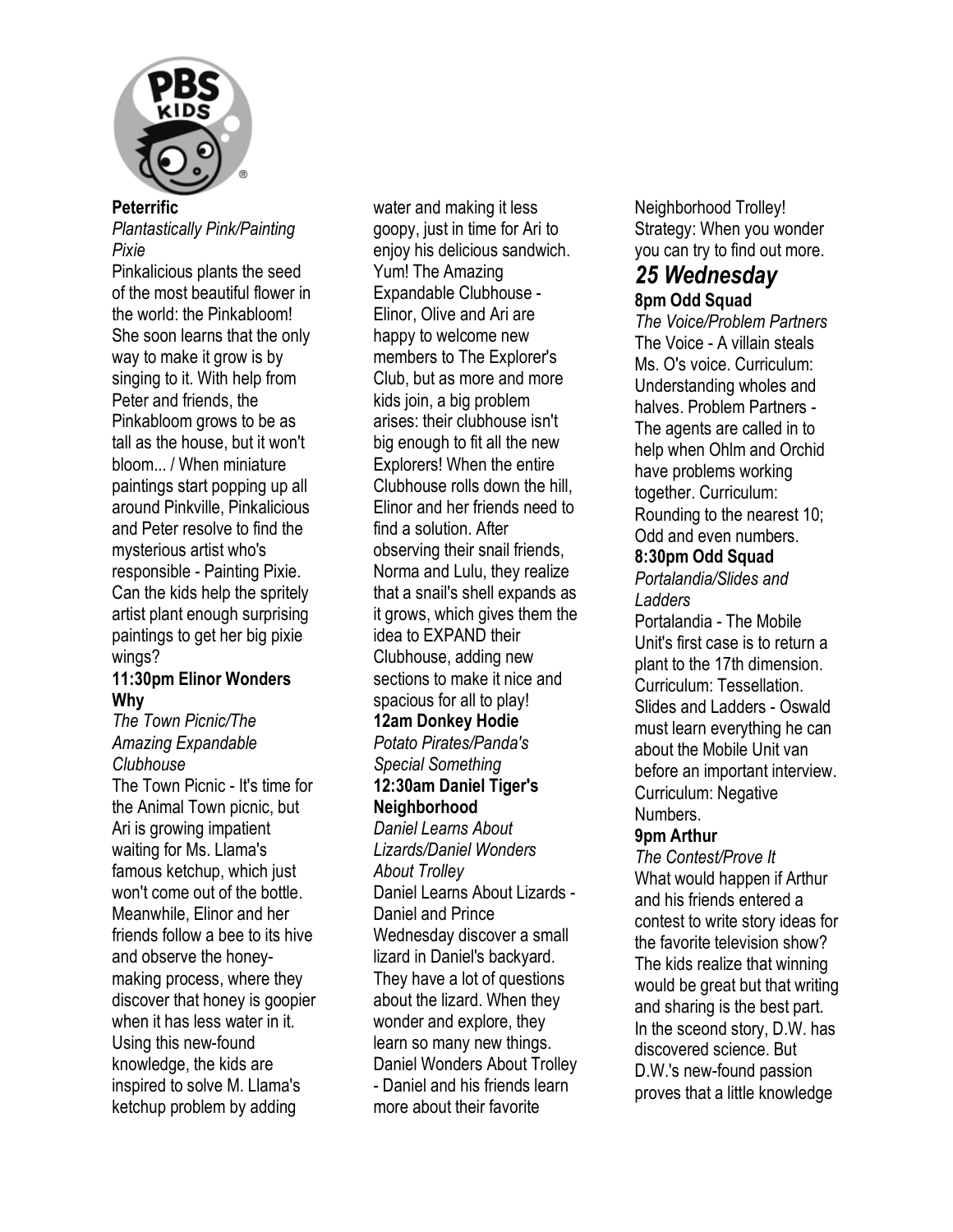**Peterrific**
*Plantastically Pink/Painting Pixie*
Pinkalicious plants the seed of the most beautiful flower in the world: the Pinkabloom! She soon learns that the only way to make it grow is by singing to it. With help from Peter and friends, the Pinkabloom grows to be as tall as the house, but it won't bloom... / When miniature paintings start popping up all around Pinkville, Pinkalicious and Peter resolve to find the mysterious artist who's responsible - Painting Pixie. Can the kids help the spritely artist plant enough surprising paintings to get her big pixie wings?

**11:30pm Elinor Wonders Why**
*The Town Picnic/The Amazing Expandable Clubhouse*
The Town Picnic - It's time for the Animal Town picnic, but Ari is growing impatient waiting for Ms. Llama's famous ketchup, which just won't come out of the bottle. Meanwhile, Elinor and her friends follow a bee to its hive and observe the honey-making process, where they discover that honey is goopier when it has less water in it. Using this new-found knowledge, the kids are inspired to solve M. Llama's ketchup problem by adding water and making it less goopy, just in time for Ari to enjoy his delicious sandwich. Yum! The Amazing Expandable Clubhouse - Elinor, Olive and Ari are happy to welcome new members to The Explorer's Club, but as more and more kids join, a big problem arises: their clubhouse isn't big enough to fit all the new Explorers! When the entire Clubhouse rolls down the hill, Elinor and her friends need to find a solution. After observing their snail friends, Norma and Lulu, they realize that a snail's shell expands as it grows, which gives them the idea to EXPAND their Clubhouse, adding new sections to make it nice and spacious for all to play!

**12am Donkey Hodie**
*Potato Pirates/Panda's Special Something*

**12:30am Daniel Tiger's Neighborhood**
*Daniel Learns About Lizards/Daniel Wonders About Trolley*
Daniel Learns About Lizards - Daniel and Prince Wednesday discover a small lizard in Daniel's backyard. They have a lot of questions about the lizard. When they wonder and explore, they learn so many new things. Daniel Wonders About Trolley - Daniel and his friends learn more about their favorite Neighborhood Trolley! Strategy: When you wonder you can try to find out more.

## *25 Wednesday*

**8pm Odd Squad**
*The Voice/Problem Partners*
The Voice - A villain steals Ms. O's voice. Curriculum: Understanding wholes and halves. Problem Partners - The agents are called in to help when Ohlm and Orchid have problems working together. Curriculum: Rounding to the nearest 10; Odd and even numbers.

**8:30pm Odd Squad**
*Portalandia/Slides and Ladders*
Portalandia - The Mobile Unit's first case is to return a plant to the 17th dimension. Curriculum: Tessellation. Slides and Ladders - Oswald must learn everything he can about the Mobile Unit van before an important interview. Curriculum: Negative Numbers.

**9pm Arthur**
*The Contest/Prove It*
What would happen if Arthur and his friends entered a contest to write story ideas for the favorite television show? The kids realize that winning would be great but that writing and sharing is the best part. In the sceond story, D.W. has discovered science. But D.W.'s new-found passion proves that a little knowledge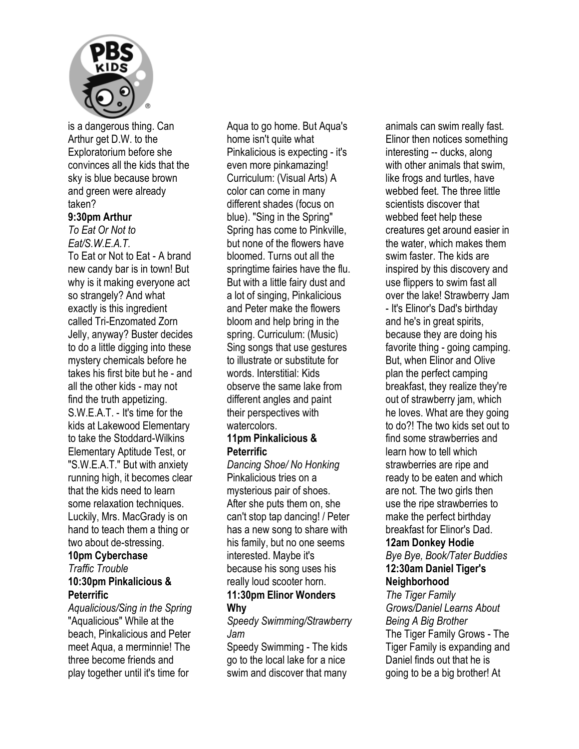is a dangerous thing. Can Arthur get D.W. to the Exploratorium before she convinces all the kids that the sky is blue because brown and green were already taken?

**9:30pm Arthur**

*To Eat Or Not to Eat/S.W.E.A.T.*

To Eat or Not to Eat - A brand new candy bar is in town! But why is it making everyone act so strangely? And what exactly is this ingredient called Tri-Enzomated Zorn Jelly, anyway? Buster decides to do a little digging into these mystery chemicals before he takes his first bite but he - and all the other kids - may not find the truth appetizing. S.W.E.A.T. - It's time for the kids at Lakewood Elementary to take the Stoddard-Wilkins Elementary Aptitude Test, or "S.W.E.A.T." But with anxiety running high, it becomes clear that the kids need to learn some relaxation techniques. Luckily, Mrs. MacGrady is on hand to teach them a thing or two about de-stressing.

**10pm Cyberchase**

*Traffic Trouble*

**10:30pm Pinkalicious & Peterrific**

*Aqualicious/Sing in the Spring*

"Aqualicious" While at the beach, Pinkalicious and Peter meet Aqua, a merminnie! The three become friends and play together until it's time for Aqua to go home. But Aqua's home isn't quite what Pinkalicious is expecting - it's even more pinkamazing! Curriculum: (Visual Arts) A color can come in many different shades (focus on blue). "Sing in the Spring" Spring has come to Pinkville, but none of the flowers have bloomed. Turns out all the springtime fairies have the flu. But with a little fairy dust and a lot of singing, Pinkalicious and Peter make the flowers bloom and help bring in the spring. Curriculum: (Music) Sing songs that use gestures to illustrate or substitute for words. Interstitial: Kids observe the same lake from different angles and paint their perspectives with watercolors.

**11pm Pinkalicious & Peterrific**

*Dancing Shoe/ No Honking*

Pinkalicious tries on a mysterious pair of shoes. After she puts them on, she can't stop tap dancing! / Peter has a new song to share with his family, but no one seems interested. Maybe it's because his song uses his really loud scooter horn.

**11:30pm Elinor Wonders Why**

*Speedy Swimming/Strawberry Jam*

Speedy Swimming - The kids go to the local lake for a nice swim and discover that many animals can swim really fast. Elinor then notices something interesting -- ducks, along with other animals that swim, like frogs and turtles, have webbed feet. The three little scientists discover that webbed feet help these creatures get around easier in the water, which makes them swim faster. The kids are inspired by this discovery and use flippers to swim fast all over the lake! Strawberry Jam - It's Elinor's Dad's birthday and he's in great spirits, because they are doing his favorite thing - going camping. But, when Elinor and Olive plan the perfect camping breakfast, they realize they're out of strawberry jam, which he loves. What are they going to do?! The two kids set out to find some strawberries and learn how to tell which strawberries are ripe and ready to be eaten and which are not. The two girls then use the ripe strawberries to make the perfect birthday breakfast for Elinor's Dad.

**12am Donkey Hodie**

*Bye Bye, Book/Tater Buddies*

**12:30am Daniel Tiger's Neighborhood**

*The Tiger Family Grows/Daniel Learns About Being A Big Brother*

The Tiger Family Grows - The Tiger Family is expanding and Daniel finds out that he is going to be a big brother! At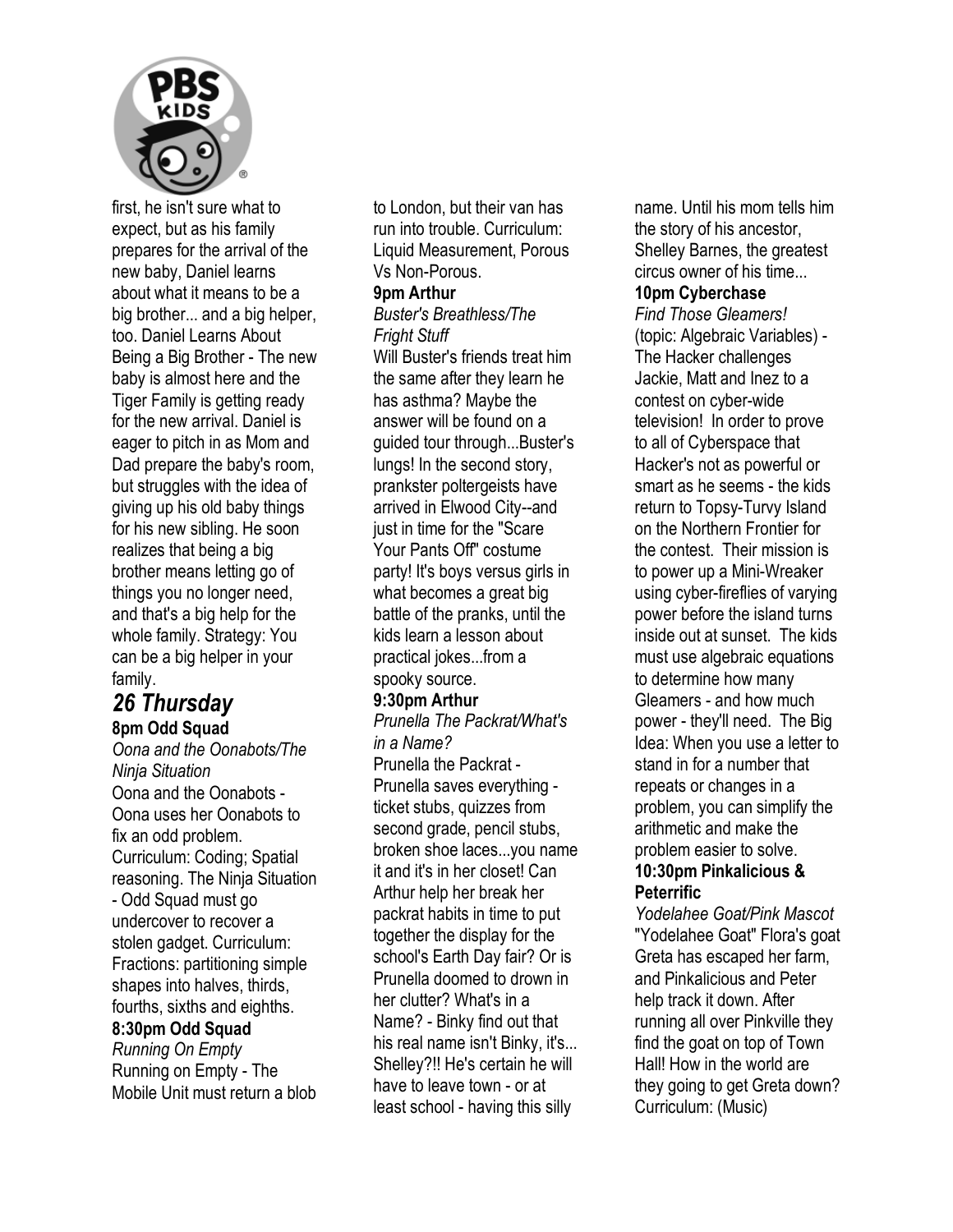first, he isn't sure what to expect, but as his family prepares for the arrival of the new baby, Daniel learns about what it means to be a big brother... and a big helper, too. Daniel Learns About Being a Big Brother - The new baby is almost here and the Tiger Family is getting ready for the new arrival. Daniel is eager to pitch in as Mom and Dad prepare the baby's room, but struggles with the idea of giving up his old baby things for his new sibling. He soon realizes that being a big brother means letting go of things you no longer need, and that's a big help for the whole family. Strategy: You can be a big helper in your family.

## *26 Thursday*

**8pm Odd Squad**
*Oona and the Oonabots/The Ninja Situation*
Oona and the Oonabots - Oona uses her Oonabots to fix an odd problem. Curriculum: Coding; Spatial reasoning. The Ninja Situation - Odd Squad must go undercover to recover a stolen gadget. Curriculum: Fractions: partitioning simple shapes into halves, thirds, fourths, sixths and eighths.

**8:30pm Odd Squad**
*Running On Empty*
Running on Empty - The Mobile Unit must return a blob to London, but their van has run into trouble. Curriculum: Liquid Measurement, Porous Vs Non-Porous.

**9pm Arthur**
*Buster's Breathless/The Fright Stuff*
Will Buster's friends treat him the same after they learn he has asthma? Maybe the answer will be found on a guided tour through...Buster's lungs! In the second story, prankster poltergeists have arrived in Elwood City--and just in time for the "Scare Your Pants Off" costume party! It's boys versus girls in what becomes a great big battle of the pranks, until the kids learn a lesson about practical jokes...from a spooky source.

**9:30pm Arthur**
*Prunella The Packrat/What's in a Name?*
Prunella the Packrat - Prunella saves everything - ticket stubs, quizzes from second grade, pencil stubs, broken shoe laces...you name it and it's in her closet! Can Arthur help her break her packrat habits in time to put together the display for the school's Earth Day fair? Or is Prunella doomed to drown in her clutter? What's in a Name? - Binky find out that his real name isn't Binky, it's... Shelley?!! He's certain he will have to leave town - or at least school - having this silly name. Until his mom tells him the story of his ancestor, Shelley Barnes, the greatest circus owner of his time...

**10pm Cyberchase**
*Find Those Gleamers!*
(topic: Algebraic Variables) - The Hacker challenges Jackie, Matt and Inez to a contest on cyber-wide television! In order to prove to all of Cyberspace that Hacker's not as powerful or smart as he seems - the kids return to Topsy-Turvy Island on the Northern Frontier for the contest. Their mission is to power up a Mini-Wreaker using cyber-fireflies of varying power before the island turns inside out at sunset. The kids must use algebraic equations to determine how many Gleamers - and how much power - they'll need. The Big Idea: When you use a letter to stand in for a number that repeats or changes in a problem, you can simplify the arithmetic and make the problem easier to solve.

**10:30pm Pinkalicious & Peterrific**
*Yodelahee Goat/Pink Mascot*
"Yodelahee Goat" Flora's goat Greta has escaped her farm, and Pinkalicious and Peter help track it down. After running all over Pinkville they find the goat on top of Town Hall! How in the world are they going to get Greta down? Curriculum: (Music)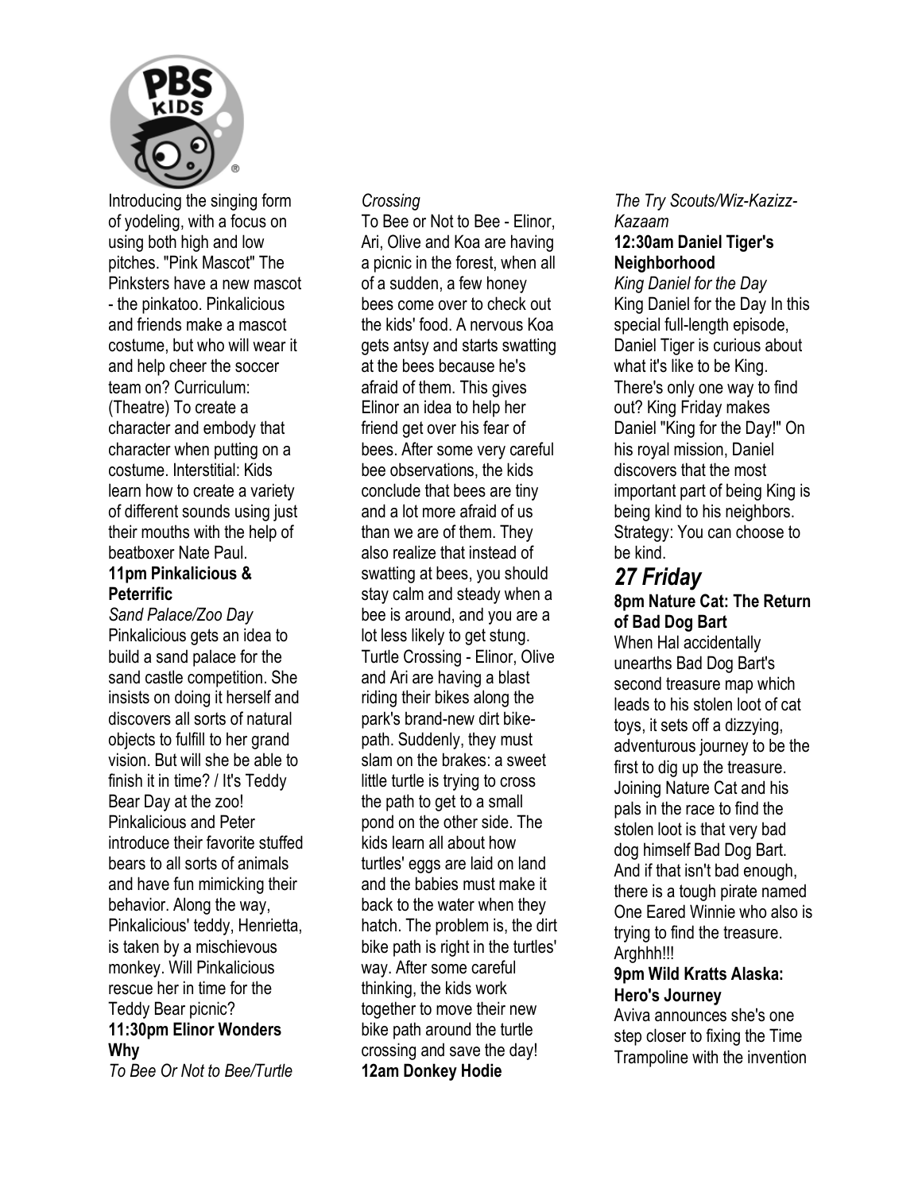Introducing the singing form of yodeling, with a focus on using both high and low pitches. "Pink Mascot" The Pinksters have a new mascot - the pinkatoo. Pinkalicious and friends make a mascot costume, but who will wear it and help cheer the soccer team on? Curriculum: (Theatre) To create a character and embody that character when putting on a costume. Interstitial: Kids learn how to create a variety of different sounds using just their mouths with the help of beatboxer Nate Paul.

**11pm Pinkalicious & Peterrific**

*Sand Palace/Zoo Day*

Pinkalicious gets an idea to build a sand palace for the sand castle competition. She insists on doing it herself and discovers all sorts of natural objects to fulfill to her grand vision. But will she be able to finish it in time? / It's Teddy Bear Day at the zoo! Pinkalicious and Peter introduce their favorite stuffed bears to all sorts of animals and have fun mimicking their behavior. Along the way, Pinkalicious' teddy, Henrietta, is taken by a mischievous monkey. Will Pinkalicious rescue her in time for the Teddy Bear picnic?

**11:30pm Elinor Wonders Why**

*To Bee Or Not to Bee/Turtle Crossing*

To Bee or Not to Bee - Elinor, Ari, Olive and Koa are having a picnic in the forest, when all of a sudden, a few honey bees come over to check out the kids' food. A nervous Koa gets antsy and starts swatting at the bees because he's afraid of them. This gives Elinor an idea to help her friend get over his fear of bees. After some very careful bee observations, the kids conclude that bees are tiny and a lot more afraid of us than we are of them. They also realize that instead of swatting at bees, you should stay calm and steady when a bee is around, and you are a lot less likely to get stung. Turtle Crossing - Elinor, Olive and Ari are having a blast riding their bikes along the park's brand-new dirt bike-path. Suddenly, they must slam on the brakes: a sweet little turtle is trying to cross the path to get to a small pond on the other side. The kids learn all about how turtles' eggs are laid on land and the babies must make it back to the water when they hatch. The problem is, the dirt bike path is right in the turtles' way. After some careful thinking, the kids work together to move their new bike path around the turtle crossing and save the day!

**12am Donkey Hodie**

*The Try Scouts/Wiz-Kazizz-Kazaam*

**12:30am Daniel Tiger's Neighborhood**

*King Daniel for the Day*

King Daniel for the Day In this special full-length episode, Daniel Tiger is curious about what it's like to be King. There's only one way to find out? King Friday makes Daniel "King for the Day!" On his royal mission, Daniel discovers that the most important part of being King is being kind to his neighbors. Strategy: You can choose to be kind.

## *27 Friday*

**8pm Nature Cat: The Return of Bad Dog Bart**

When Hal accidentally unearths Bad Dog Bart's second treasure map which leads to his stolen loot of cat toys, it sets off a dizzying, adventurous journey to be the first to dig up the treasure. Joining Nature Cat and his pals in the race to find the stolen loot is that very bad dog himself Bad Dog Bart. And if that isn't bad enough, there is a tough pirate named One Eared Winnie who also is trying to find the treasure. Arghhh!!!

**9pm Wild Kratts Alaska: Hero's Journey**

Aviva announces she's one step closer to fixing the Time Trampoline with the invention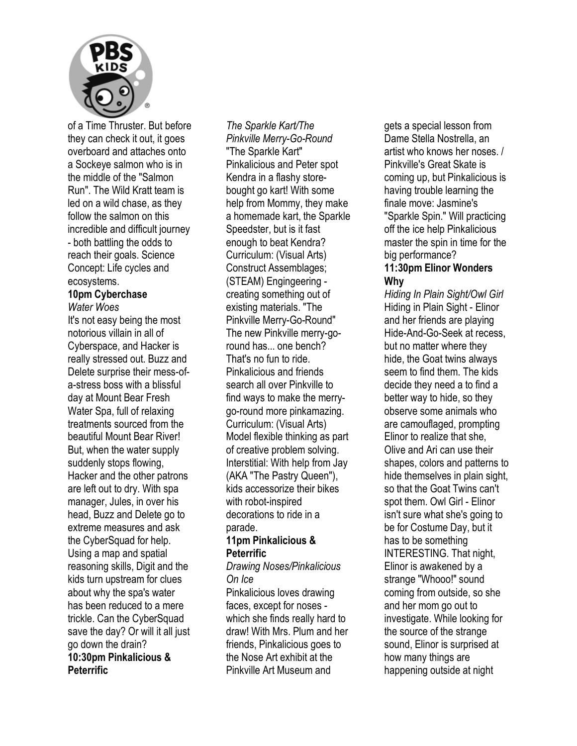of a Time Thruster. But before they can check it out, it goes overboard and attaches onto a Sockeye salmon who is in the middle of the "Salmon Run". The Wild Kratt team is led on a wild chase, as they follow the salmon on this incredible and difficult journey - both battling the odds to reach their goals. Science Concept: Life cycles and ecosystems.

**10pm Cyberchase**
*Water Woes*
It's not easy being the most notorious villain in all of Cyberspace, and Hacker is really stressed out. Buzz and Delete surprise their mess-of-a-stress boss with a blissful day at Mount Bear Fresh Water Spa, full of relaxing treatments sourced from the beautiful Mount Bear River! But, when the water supply suddenly stops flowing, Hacker and the other patrons are left out to dry. With spa manager, Jules, in over his head, Buzz and Delete go to extreme measures and ask the CyberSquad for help. Using a map and spatial reasoning skills, Digit and the kids turn upstream for clues about why the spa's water has been reduced to a mere trickle. Can the CyberSquad save the day? Or will it all just go down the drain?

**10:30pm Pinkalicious & Peterrific**
*The Sparkle Kart/The Pinkville Merry-Go-Round*
"The Sparkle Kart" Pinkalicious and Peter spot Kendra in a flashy store-bought go kart! With some help from Mommy, they make a homemade kart, the Sparkle Speedster, but is it fast enough to beat Kendra? Curriculum: (Visual Arts) Construct Assemblages; (STEAM) Engingeering - creating something out of existing materials. "The Pinkville Merry-Go-Round" The new Pinkville merry-go-round has... one bench? That's no fun to ride. Pinkalicious and friends search all over Pinkville to find ways to make the merry-go-round more pinkamazing. Curriculum: (Visual Arts) Model flexible thinking as part of creative problem solving. Interstitial: With help from Jay (AKA "The Pastry Queen"), kids accessorize their bikes with robot-inspired decorations to ride in a parade.

**11pm Pinkalicious & Peterrific**
*Drawing Noses/Pinkalicious On Ice*
Pinkalicious loves drawing faces, except for noses - which she finds really hard to draw! With Mrs. Plum and her friends, Pinkalicious goes to the Nose Art exhibit at the Pinkville Art Museum and gets a special lesson from Dame Stella Nostrella, an artist who knows her noses. / Pinkville's Great Skate is coming up, but Pinkalicious is having trouble learning the finale move: Jasmine's "Sparkle Spin." Will practicing off the ice help Pinkalicious master the spin in time for the big performance?

**11:30pm Elinor Wonders Why**
*Hiding In Plain Sight/Owl Girl*
Hiding in Plain Sight - Elinor and her friends are playing Hide-And-Go-Seek at recess, but no matter where they hide, the Goat twins always seem to find them. The kids decide they need a to find a better way to hide, so they observe some animals who are camouflaged, prompting Elinor to realize that she, Olive and Ari can use their shapes, colors and patterns to hide themselves in plain sight, so that the Goat Twins can't spot them. Owl Girl - Elinor isn't sure what she's going to be for Costume Day, but it has to be something INTERESTING. That night, Elinor is awakened by a strange "Whooo!" sound coming from outside, so she and her mom go out to investigate. While looking for the source of the strange sound, Elinor is surprised at how many things are happening outside at night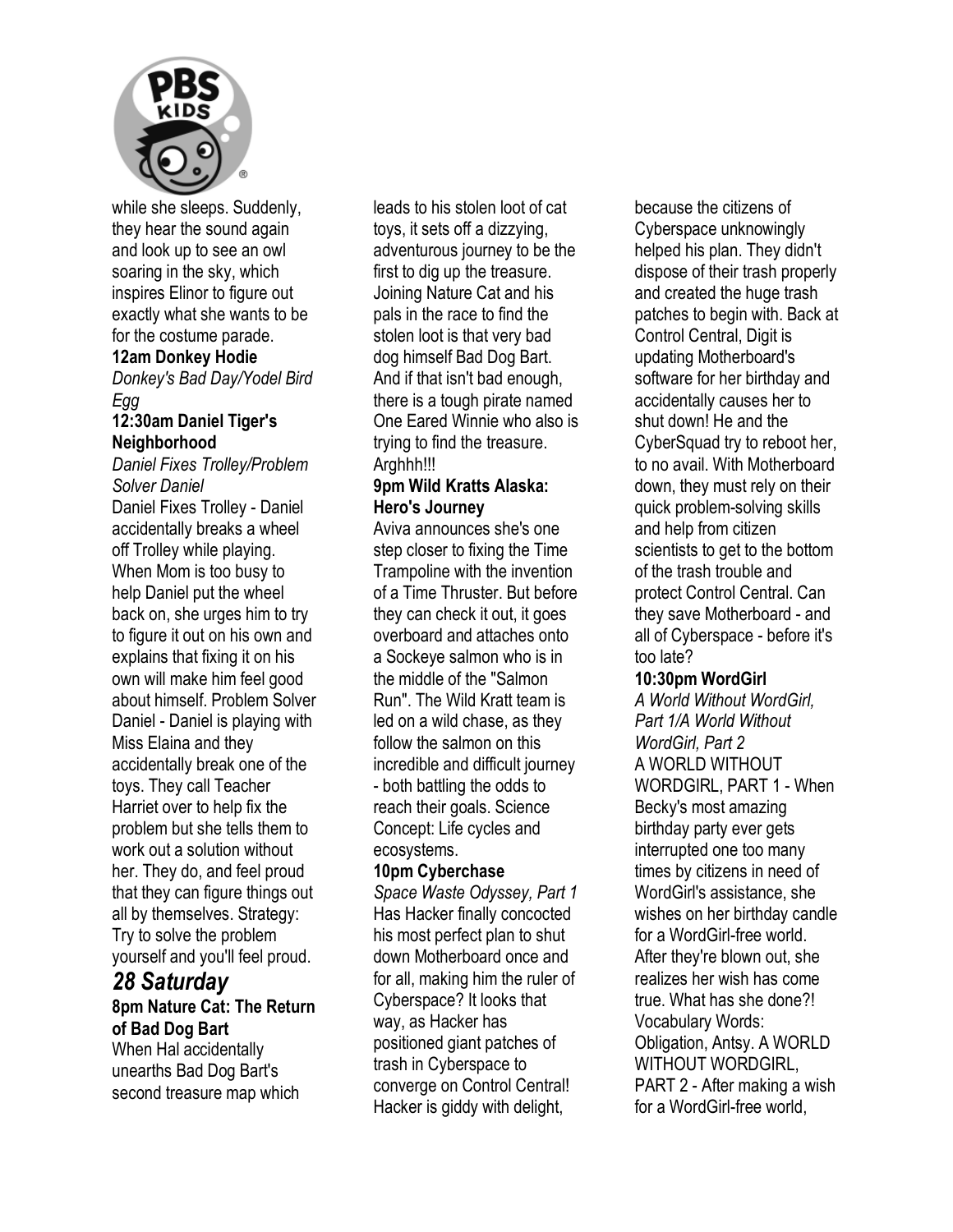while she sleeps. Suddenly, they hear the sound again and look up to see an owl soaring in the sky, which inspires Elinor to figure out exactly what she wants to be for the costume parade.

**12am Donkey Hodie**
*Donkey's Bad Day/Yodel Bird Egg*

**12:30am Daniel Tiger's Neighborhood**
*Daniel Fixes Trolley/Problem Solver Daniel*
Daniel Fixes Trolley - Daniel accidentally breaks a wheel off Trolley while playing. When Mom is too busy to help Daniel put the wheel back on, she urges him to try to figure it out on his own and explains that fixing it on his own will make him feel good about himself. Problem Solver Daniel - Daniel is playing with Miss Elaina and they accidentally break one of the toys. They call Teacher Harriet over to help fix the problem but she tells them to work out a solution without her. They do, and feel proud that they can figure things out all by themselves. Strategy: Try to solve the problem yourself and you'll feel proud.

## *28 Saturday*

**8pm Nature Cat: The Return of Bad Dog Bart**
When Hal accidentally unearths Bad Dog Bart's second treasure map which leads to his stolen loot of cat toys, it sets off a dizzying, adventurous journey to be the first to dig up the treasure. Joining Nature Cat and his pals in the race to find the stolen loot is that very bad dog himself Bad Dog Bart. And if that isn't bad enough, there is a tough pirate named One Eared Winnie who also is trying to find the treasure. Arghhh!!!

**9pm Wild Kratts Alaska: Hero's Journey**
Aviva announces she's one step closer to fixing the Time Trampoline with the invention of a Time Thruster. But before they can check it out, it goes overboard and attaches onto a Sockeye salmon who is in the middle of the "Salmon Run". The Wild Kratt team is led on a wild chase, as they follow the salmon on this incredible and difficult journey - both battling the odds to reach their goals. Science Concept: Life cycles and ecosystems.

**10pm Cyberchase**
*Space Waste Odyssey, Part 1*
Has Hacker finally concocted his most perfect plan to shut down Motherboard once and for all, making him the ruler of Cyberspace? It looks that way, as Hacker has positioned giant patches of trash in Cyberspace to converge on Control Central! Hacker is giddy with delight, because the citizens of Cyberspace unknowingly helped his plan. They didn't dispose of their trash properly and created the huge trash patches to begin with. Back at Control Central, Digit is updating Motherboard's software for her birthday and accidentally causes her to shut down! He and the CyberSquad try to reboot her, to no avail. With Motherboard down, they must rely on their quick problem-solving skills and help from citizen scientists to get to the bottom of the trash trouble and protect Control Central. Can they save Motherboard - and all of Cyberspace - before it's too late?

**10:30pm WordGirl**
*A World Without WordGirl, Part 1/A World Without WordGirl, Part 2*
A WORLD WITHOUT WORDGIRL, PART 1 - When Becky's most amazing birthday party ever gets interrupted one too many times by citizens in need of WordGirl's assistance, she wishes on her birthday candle for a WordGirl-free world. After they're blown out, she realizes her wish has come true. What has she done?! Vocabulary Words: Obligation, Antsy. A WORLD WITHOUT WORDGIRL, PART 2 - After making a wish for a WordGirl-free world,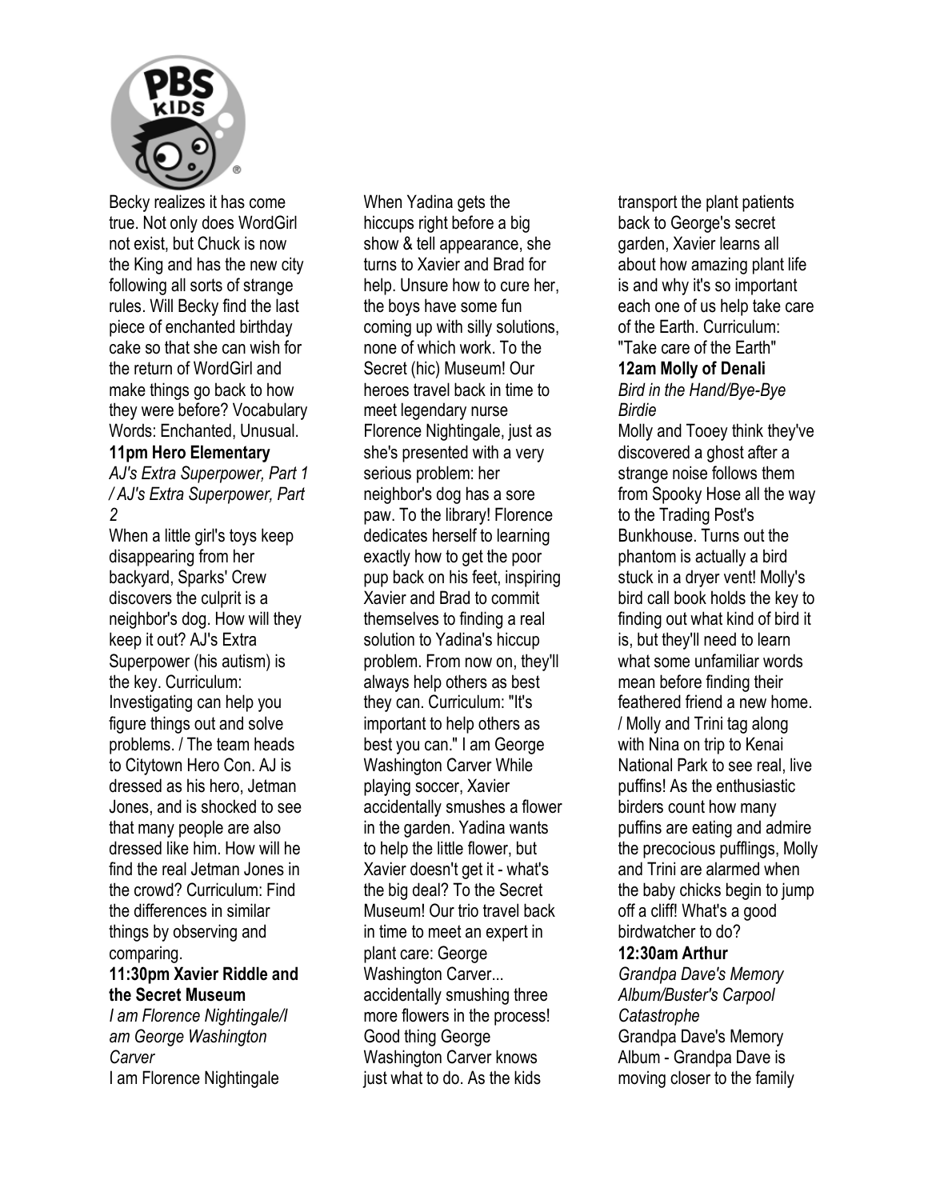Becky realizes it has come true. Not only does WordGirl not exist, but Chuck is now the King and has the new city following all sorts of strange rules. Will Becky find the last piece of enchanted birthday cake so that she can wish for the return of WordGirl and make things go back to how they were before? Vocabulary Words: Enchanted, Unusual.

**11pm Hero Elementary**

*AJ's Extra Superpower, Part 1 / AJ's Extra Superpower, Part 2*

When a little girl's toys keep disappearing from her backyard, Sparks' Crew discovers the culprit is a neighbor's dog. How will they keep it out? AJ's Extra Superpower (his autism) is the key. Curriculum: Investigating can help you figure things out and solve problems. / The team heads to Citytown Hero Con. AJ is dressed as his hero, Jetman Jones, and is shocked to see that many people are also dressed like him. How will he find the real Jetman Jones in the crowd? Curriculum: Find the differences in similar things by observing and comparing.

**11:30pm Xavier Riddle and the Secret Museum**

*I am Florence Nightingale/I am George Washington Carver*

I am Florence Nightingale When Yadina gets the hiccups right before a big show & tell appearance, she turns to Xavier and Brad for help. Unsure how to cure her, the boys have some fun coming up with silly solutions, none of which work. To the Secret (hic) Museum! Our heroes travel back in time to meet legendary nurse Florence Nightingale, just as she's presented with a very serious problem: her neighbor's dog has a sore paw. To the library! Florence dedicates herself to learning exactly how to get the poor pup back on his feet, inspiring Xavier and Brad to commit themselves to finding a real solution to Yadina's hiccup problem. From now on, they'll always help others as best they can. Curriculum: "It's important to help others as best you can." I am George Washington Carver While playing soccer, Xavier accidentally smushes a flower in the garden. Yadina wants to help the little flower, but Xavier doesn't get it - what's the big deal? To the Secret Museum! Our trio travel back in time to meet an expert in plant care: George Washington Carver... accidentally smushing three more flowers in the process! Good thing George Washington Carver knows just what to do. As the kids transport the plant patients back to George's secret garden, Xavier learns all about how amazing plant life is and why it's so important each one of us help take care of the Earth. Curriculum: "Take care of the Earth"

**12am Molly of Denali**

*Bird in the Hand/Bye-Bye Birdie*

Molly and Tooey think they've discovered a ghost after a strange noise follows them from Spooky Hose all the way to the Trading Post's Bunkhouse. Turns out the phantom is actually a bird stuck in a dryer vent! Molly's bird call book holds the key to finding out what kind of bird it is, but they'll need to learn what some unfamiliar words mean before finding their feathered friend a new home. / Molly and Trini tag along with Nina on trip to Kenai National Park to see real, live puffins! As the enthusiastic birders count how many puffins are eating and admire the precocious pufflings, Molly and Trini are alarmed when the baby chicks begin to jump off a cliff! What's a good birdwatcher to do?

**12:30am Arthur**

*Grandpa Dave's Memory Album/Buster's Carpool Catastrophe*

Grandpa Dave's Memory Album - Grandpa Dave is moving closer to the family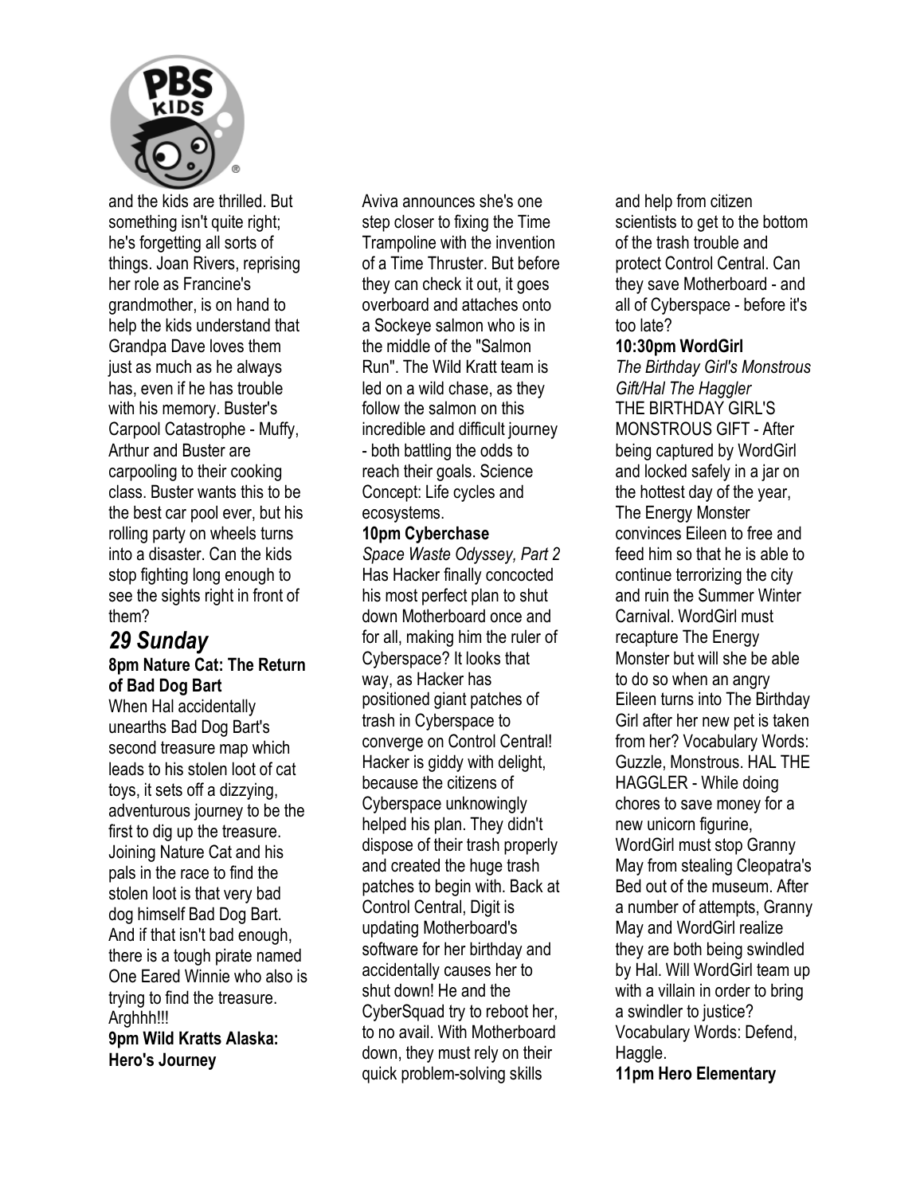and the kids are thrilled. But something isn't quite right; he's forgetting all sorts of things. Joan Rivers, reprising her role as Francine's grandmother, is on hand to help the kids understand that Grandpa Dave loves them just as much as he always has, even if he has trouble with his memory. Buster's Carpool Catastrophe - Muffy, Arthur and Buster are carpooling to their cooking class. Buster wants this to be the best car pool ever, but his rolling party on wheels turns into a disaster. Can the kids stop fighting long enough to see the sights right in front of them?

## *29 Sunday*

**8pm Nature Cat: The Return of Bad Dog Bart**

When Hal accidentally unearths Bad Dog Bart's second treasure map which leads to his stolen loot of cat toys, it sets off a dizzying, adventurous journey to be the first to dig up the treasure. Joining Nature Cat and his pals in the race to find the stolen loot is that very bad dog himself Bad Dog Bart. And if that isn't bad enough, there is a tough pirate named One Eared Winnie who also is trying to find the treasure. Arghhh!!!

**9pm Wild Kratts Alaska: Hero's Journey**

Aviva announces she's one step closer to fixing the Time Trampoline with the invention of a Time Thruster. But before they can check it out, it goes overboard and attaches onto a Sockeye salmon who is in the middle of the "Salmon Run". The Wild Kratt team is led on a wild chase, as they follow the salmon on this incredible and difficult journey - both battling the odds to reach their goals. Science Concept: Life cycles and ecosystems.

**10pm Cyberchase**

*Space Waste Odyssey, Part 2*

Has Hacker finally concocted his most perfect plan to shut down Motherboard once and for all, making him the ruler of Cyberspace? It looks that way, as Hacker has positioned giant patches of trash in Cyberspace to converge on Control Central! Hacker is giddy with delight, because the citizens of Cyberspace unknowingly helped his plan. They didn't dispose of their trash properly and created the huge trash patches to begin with. Back at Control Central, Digit is updating Motherboard's software for her birthday and accidentally causes her to shut down! He and the CyberSquad try to reboot her, to no avail. With Motherboard down, they must rely on their quick problem-solving skills and help from citizen scientists to get to the bottom of the trash trouble and protect Control Central. Can they save Motherboard - and all of Cyberspace - before it's too late?

**10:30pm WordGirl**

*The Birthday Girl's Monstrous Gift/Hal The Haggler*

THE BIRTHDAY GIRL'S MONSTROUS GIFT - After being captured by WordGirl and locked safely in a jar on the hottest day of the year, The Energy Monster convinces Eileen to free and feed him so that he is able to continue terrorizing the city and ruin the Summer Winter Carnival. WordGirl must recapture The Energy Monster but will she be able to do so when an angry Eileen turns into The Birthday Girl after her new pet is taken from her? Vocabulary Words: Guzzle, Monstrous. HAL THE HAGGLER - While doing chores to save money for a new unicorn figurine, WordGirl must stop Granny May from stealing Cleopatra's Bed out of the museum. After a number of attempts, Granny May and WordGirl realize they are both being swindled by Hal. Will WordGirl team up with a villain in order to bring a swindler to justice? Vocabulary Words: Defend, Haggle.

**11pm Hero Elementary**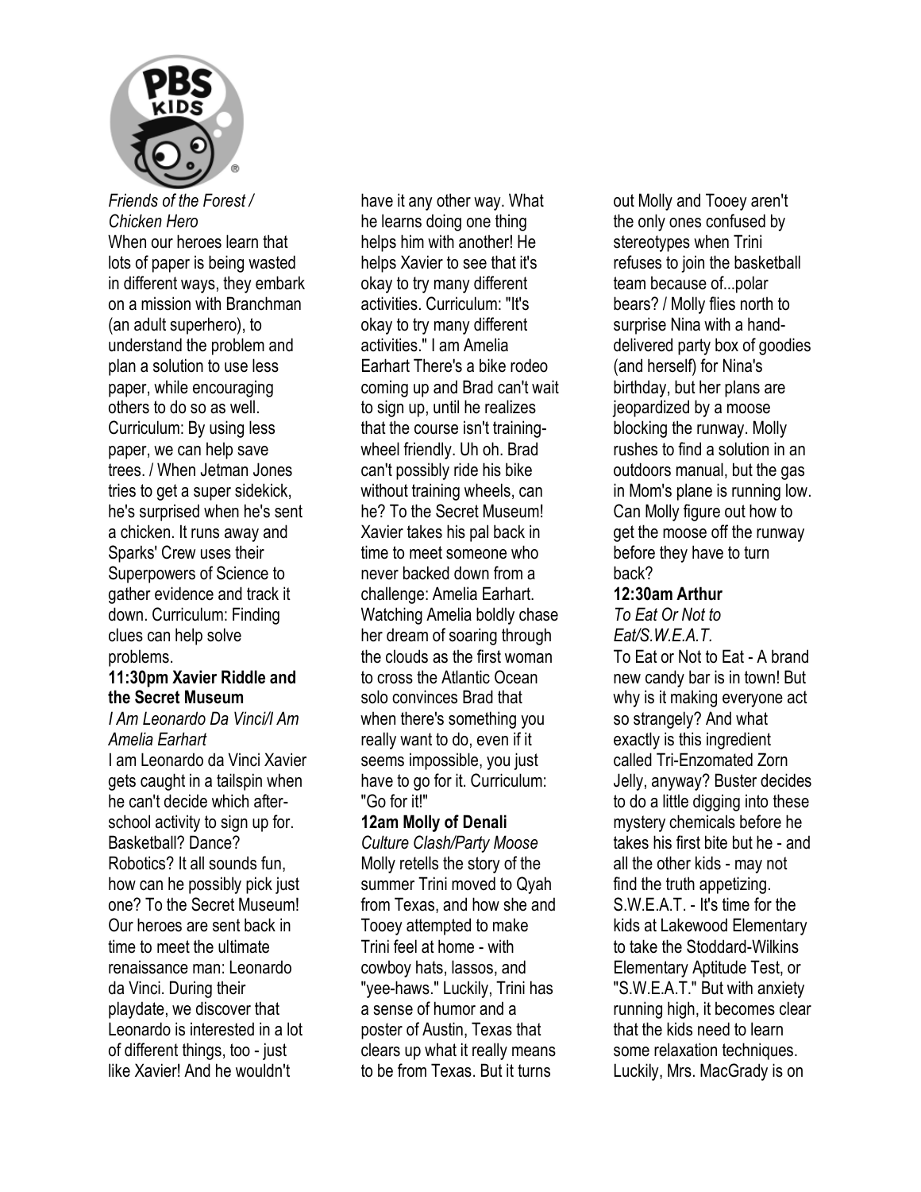*Friends of the Forest / Chicken Hero*
When our heroes learn that lots of paper is being wasted in different ways, they embark on a mission with Branchman (an adult superhero), to understand the problem and plan a solution to use less paper, while encouraging others to do so as well. Curriculum: By using less paper, we can help save trees. / When Jetman Jones tries to get a super sidekick, he's surprised when he's sent a chicken. It runs away and Sparks' Crew uses their Superpowers of Science to gather evidence and track it down. Curriculum: Finding clues can help solve problems.

**11:30pm Xavier Riddle and the Secret Museum**
*I Am Leonardo Da Vinci/I Am Amelia Earhart*
I am Leonardo da Vinci Xavier gets caught in a tailspin when he can't decide which after-school activity to sign up for. Basketball? Dance? Robotics? It all sounds fun, how can he possibly pick just one? To the Secret Museum! Our heroes are sent back in time to meet the ultimate renaissance man: Leonardo da Vinci. During their playdate, we discover that Leonardo is interested in a lot of different things, too - just like Xavier! And he wouldn't have it any other way. What he learns doing one thing helps him with another! He helps Xavier to see that it's okay to try many different activities. Curriculum: "It's okay to try many different activities." I am Amelia Earhart There's a bike rodeo coming up and Brad can't wait to sign up, until he realizes that the course isn't training-wheel friendly. Uh oh. Brad can't possibly ride his bike without training wheels, can he? To the Secret Museum! Xavier takes his pal back in time to meet someone who never backed down from a challenge: Amelia Earhart. Watching Amelia boldly chase her dream of soaring through the clouds as the first woman to cross the Atlantic Ocean solo convinces Brad that when there's something you really want to do, even if it seems impossible, you just have to go for it. Curriculum: "Go for it!"

**12am Molly of Denali**
*Culture Clash/Party Moose*
Molly retells the story of the summer Trini moved to Qyah from Texas, and how she and Tooey attempted to make Trini feel at home - with cowboy hats, lassos, and "yee-haws." Luckily, Trini has a sense of humor and a poster of Austin, Texas that clears up what it really means to be from Texas. But it turns out Molly and Tooey aren't the only ones confused by stereotypes when Trini refuses to join the basketball team because of...polar bears? / Molly flies north to surprise Nina with a hand-delivered party box of goodies (and herself) for Nina's birthday, but her plans are jeopardized by a moose blocking the runway. Molly rushes to find a solution in an outdoors manual, but the gas in Mom's plane is running low. Can Molly figure out how to get the moose off the runway before they have to turn back?

**12:30am Arthur**
*To Eat Or Not to Eat/S.W.E.A.T.*
To Eat or Not to Eat - A brand new candy bar is in town! But why is it making everyone act so strangely? And what exactly is this ingredient called Tri-Enzomated Zorn Jelly, anyway? Buster decides to do a little digging into these mystery chemicals before he takes his first bite but he - and all the other kids - may not find the truth appetizing. S.W.E.A.T. - It's time for the kids at Lakewood Elementary to take the Stoddard-Wilkins Elementary Aptitude Test, or "S.W.E.A.T." But with anxiety running high, it becomes clear that the kids need to learn some relaxation techniques. Luckily, Mrs. MacGrady is on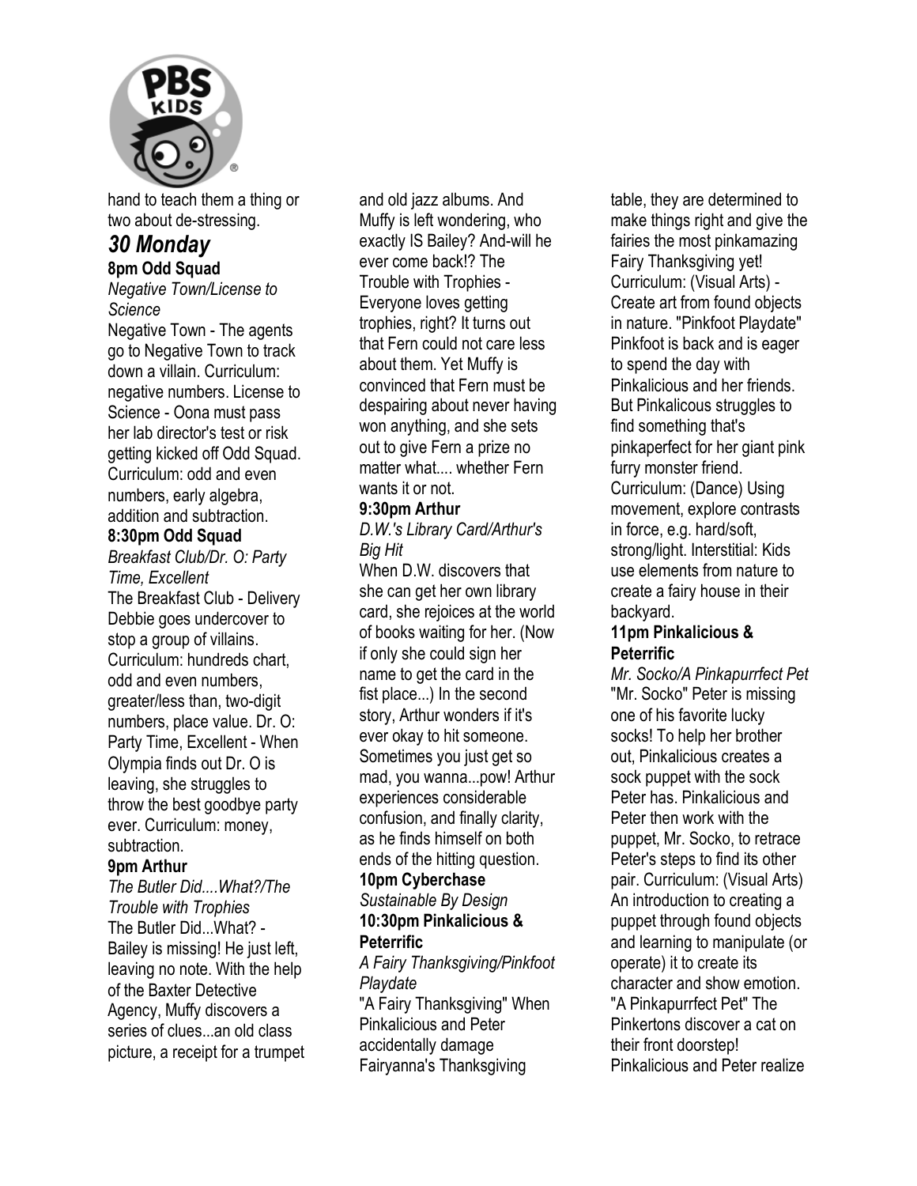hand to teach them a thing or two about de-stressing.

## *30 Monday*

**8pm Odd Squad**

*Negative Town/License to Science*

Negative Town - The agents go to Negative Town to track down a villain. Curriculum: negative numbers. License to Science - Oona must pass her lab director's test or risk getting kicked off Odd Squad. Curriculum: odd and even numbers, early algebra, addition and subtraction.

**8:30pm Odd Squad**

*Breakfast Club/Dr. O: Party Time, Excellent*

The Breakfast Club - Delivery Debbie goes undercover to stop a group of villains. Curriculum: hundreds chart, odd and even numbers, greater/less than, two-digit numbers, place value. Dr. O: Party Time, Excellent - When Olympia finds out Dr. O is leaving, she struggles to throw the best goodbye party ever. Curriculum: money, subtraction.

**9pm Arthur**

*The Butler Did....What?/The Trouble with Trophies*

The Butler Did...What? - Bailey is missing! He just left, leaving no note. With the help of the Baxter Detective Agency, Muffy discovers a series of clues...an old class picture, a receipt for a trumpet and old jazz albums. And Muffy is left wondering, who exactly IS Bailey? And-will he ever come back!? The Trouble with Trophies - Everyone loves getting trophies, right? It turns out that Fern could not care less about them. Yet Muffy is convinced that Fern must be despairing about never having won anything, and she sets out to give Fern a prize no matter what.... whether Fern wants it or not.

**9:30pm Arthur**

*D.W.'s Library Card/Arthur's Big Hit*

When D.W. discovers that she can get her own library card, she rejoices at the world of books waiting for her. (Now if only she could sign her name to get the card in the fist place...) In the second story, Arthur wonders if it's ever okay to hit someone. Sometimes you just get so mad, you wanna...pow! Arthur experiences considerable confusion, and finally clarity, as he finds himself on both ends of the hitting question.

**10pm Cyberchase**

*Sustainable By Design*

**10:30pm Pinkalicious & Peterrific**

*A Fairy Thanksgiving/Pinkfoot Playdate*

"A Fairy Thanksgiving" When Pinkalicious and Peter accidentally damage Fairyanna's Thanksgiving table, they are determined to make things right and give the fairies the most pinkamazing Fairy Thanksgiving yet! Curriculum: (Visual Arts) - Create art from found objects in nature. "Pinkfoot Playdate" Pinkfoot is back and is eager to spend the day with Pinkalicious and her friends. But Pinkalicous struggles to find something that's pinkaperfect for her giant pink furry monster friend. Curriculum: (Dance) Using movement, explore contrasts in force, e.g. hard/soft, strong/light. Interstitial: Kids use elements from nature to create a fairy house in their backyard.

**11pm Pinkalicious & Peterrific**

*Mr. Socko/A Pinkapurrfect Pet*

"Mr. Socko" Peter is missing one of his favorite lucky socks! To help her brother out, Pinkalicious creates a sock puppet with the sock Peter has. Pinkalicious and Peter then work with the puppet, Mr. Socko, to retrace Peter's steps to find its other pair. Curriculum: (Visual Arts) An introduction to creating a puppet through found objects and learning to manipulate (or operate) it to create its character and show emotion. "A Pinkapurrfect Pet" The Pinkertons discover a cat on their front doorstep! Pinkalicious and Peter realize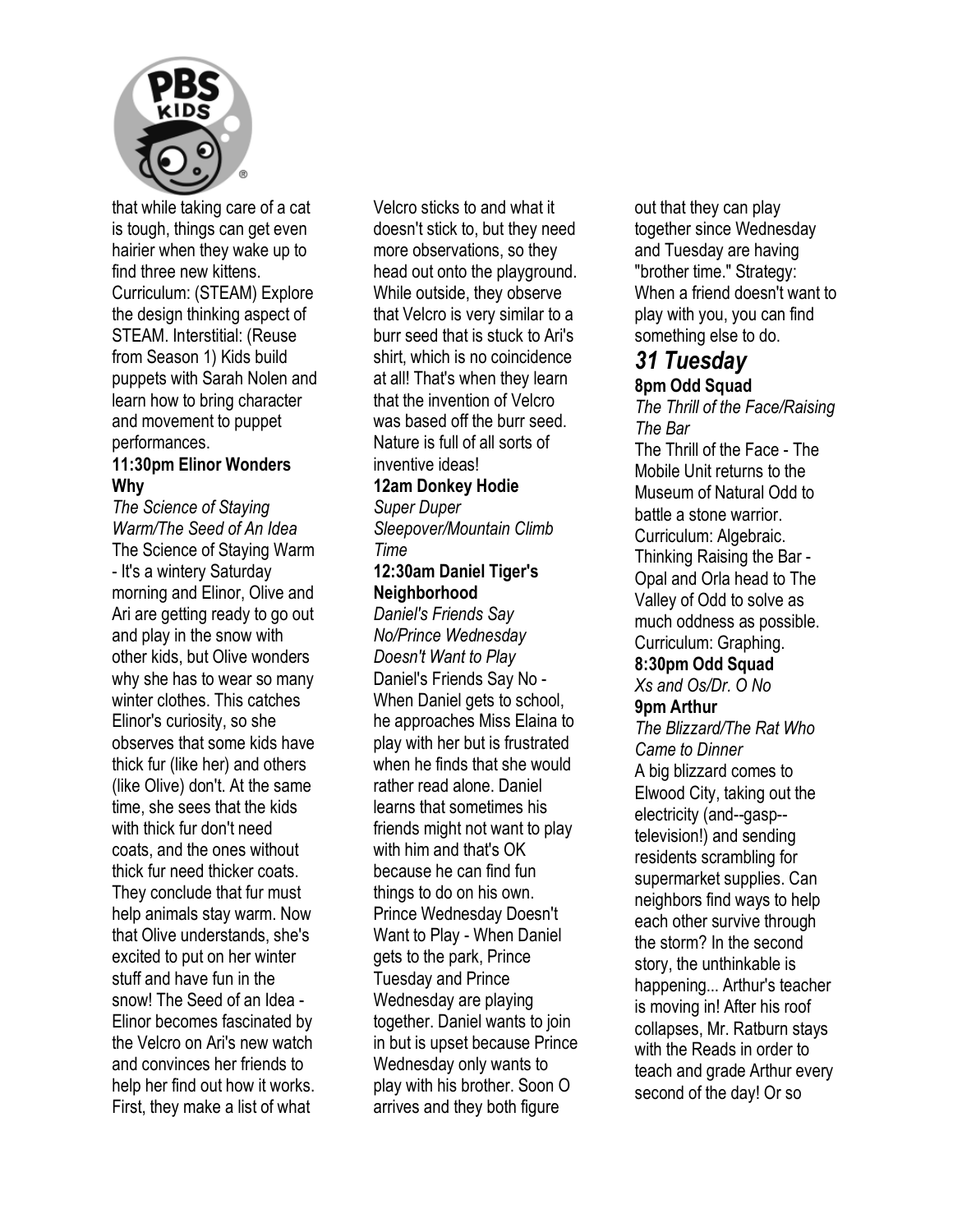that while taking care of a cat is tough, things can get even hairier when they wake up to find three new kittens. Curriculum: (STEAM) Explore the design thinking aspect of STEAM. Interstitial: (Reuse from Season 1) Kids build puppets with Sarah Nolen and learn how to bring character and movement to puppet performances.

**11:30pm Elinor Wonders Why**

*The Science of Staying Warm/The Seed of An Idea*

The Science of Staying Warm - It's a wintery Saturday morning and Elinor, Olive and Ari are getting ready to go out and play in the snow with other kids, but Olive wonders why she has to wear so many winter clothes. This catches Elinor's curiosity, so she observes that some kids have thick fur (like her) and others (like Olive) don't. At the same time, she sees that the kids with thick fur don't need coats, and the ones without thick fur need thicker coats. They conclude that fur must help animals stay warm. Now that Olive understands, she's excited to put on her winter stuff and have fun in the snow! The Seed of an Idea - Elinor becomes fascinated by the Velcro on Ari's new watch and convinces her friends to help her find out how it works. First, they make a list of what Velcro sticks to and what it doesn't stick to, but they need more observations, so they head out onto the playground. While outside, they observe that Velcro is very similar to a burr seed that is stuck to Ari's shirt, which is no coincidence at all! That's when they learn that the invention of Velcro was based off the burr seed. Nature is full of all sorts of inventive ideas!

**12am Donkey Hodie**

*Super Duper Sleepover/Mountain Climb Time*

**12:30am Daniel Tiger's Neighborhood**

*Daniel's Friends Say No/Prince Wednesday Doesn't Want to Play*

Daniel's Friends Say No - When Daniel gets to school, he approaches Miss Elaina to play with her but is frustrated when he finds that she would rather read alone. Daniel learns that sometimes his friends might not want to play with him and that's OK because he can find fun things to do on his own. Prince Wednesday Doesn't Want to Play - When Daniel gets to the park, Prince Tuesday and Prince Wednesday are playing together. Daniel wants to join in but is upset because Prince Wednesday only wants to play with his brother. Soon O arrives and they both figure out that they can play together since Wednesday and Tuesday are having "brother time." Strategy: When a friend doesn't want to play with you, you can find something else to do.

## *31 Tuesday*

**8pm Odd Squad**

*The Thrill of the Face/Raising The Bar*

The Thrill of the Face - The Mobile Unit returns to the Museum of Natural Odd to battle a stone warrior. Curriculum: Algebraic. Thinking Raising the Bar - Opal and Orla head to The Valley of Odd to solve as much oddness as possible. Curriculum: Graphing.

**8:30pm Odd Squad**

*Xs and Os/Dr. O No*

**9pm Arthur**

*The Blizzard/The Rat Who Came to Dinner*

A big blizzard comes to Elwood City, taking out the electricity (and--gasp--television!) and sending residents scrambling for supermarket supplies. Can neighbors find ways to help each other survive through the storm? In the second story, the unthinkable is happening... Arthur's teacher is moving in! After his roof collapses, Mr. Ratburn stays with the Reads in order to teach and grade Arthur every second of the day! Or so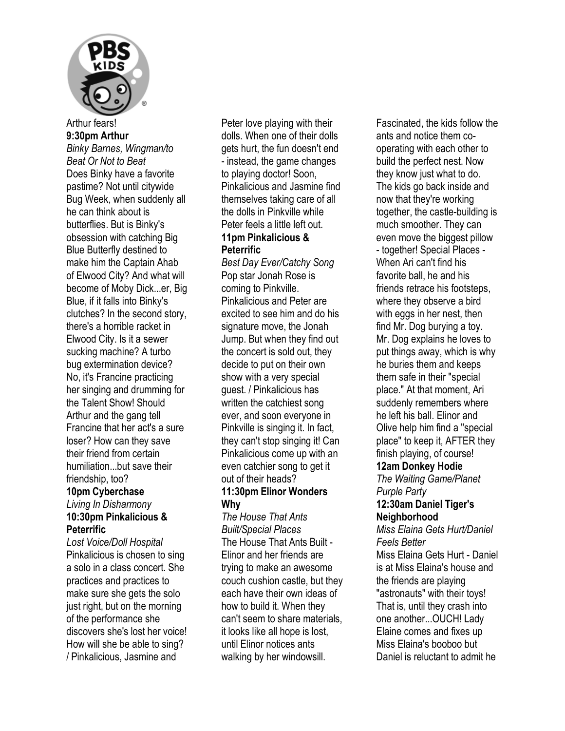Arthur fears!

**9:30pm Arthur**

*Binky Barnes, Wingman/to Beat Or Not to Beat*

Does Binky have a favorite pastime? Not until citywide Bug Week, when suddenly all he can think about is butterflies. But is Binky's obsession with catching Big Blue Butterfly destined to make him the Captain Ahab of Elwood City? And what will become of Moby Dick...er, Big Blue, if it falls into Binky's clutches? In the second story, there's a horrible racket in Elwood City. Is it a sewer sucking machine? A turbo bug extermination device? No, it's Francine practicing her singing and drumming for the Talent Show! Should Arthur and the gang tell Francine that her act's a sure loser? How can they save their friend from certain humiliation...but save their friendship, too?

**10pm Cyberchase**

*Living In Disharmony*

**10:30pm Pinkalicious & Peterrific**

*Lost Voice/Doll Hospital*

Pinkalicious is chosen to sing a solo in a class concert. She practices and practices to make sure she gets the solo just right, but on the morning of the performance she discovers she's lost her voice! How will she be able to sing? / Pinkalicious, Jasmine and Peter love playing with their dolls. When one of their dolls gets hurt, the fun doesn't end - instead, the game changes to playing doctor! Soon, Pinkalicious and Jasmine find themselves taking care of all the dolls in Pinkville while Peter feels a little left out.

**11pm Pinkalicious & Peterrific**

*Best Day Ever/Catchy Song*

Pop star Jonah Rose is coming to Pinkville. Pinkalicious and Peter are excited to see him and do his signature move, the Jonah Jump. But when they find out the concert is sold out, they decide to put on their own show with a very special guest. / Pinkalicious has written the catchiest song ever, and soon everyone in Pinkville is singing it. In fact, they can't stop singing it! Can Pinkalicious come up with an even catchier song to get it out of their heads?

**11:30pm Elinor Wonders Why**

*The House That Ants Built/Special Places*

The House That Ants Built - Elinor and her friends are trying to make an awesome couch cushion castle, but they each have their own ideas of how to build it. When they can't seem to share materials, it looks like all hope is lost, until Elinor notices ants walking by her windowsill. Fascinated, the kids follow the ants and notice them co-operating with each other to build the perfect nest. Now they know just what to do. The kids go back inside and now that they're working together, the castle-building is much smoother. They can even move the biggest pillow - together! Special Places - When Ari can't find his favorite ball, he and his friends retrace his footsteps, where they observe a bird with eggs in her nest, then find Mr. Dog burying a toy. Mr. Dog explains he loves to put things away, which is why he buries them and keeps them safe in their "special place." At that moment, Ari suddenly remembers where he left his ball. Elinor and Olive help him find a "special place" to keep it, AFTER they finish playing, of course!

**12am Donkey Hodie**

*The Waiting Game/Planet Purple Party*

**12:30am Daniel Tiger's Neighborhood**

*Miss Elaina Gets Hurt/Daniel Feels Better*

Miss Elaina Gets Hurt - Daniel is at Miss Elaina's house and the friends are playing "astronauts" with their toys! That is, until they crash into one another...OUCH! Lady Elaine comes and fixes up Miss Elaina's booboo but Daniel is reluctant to admit he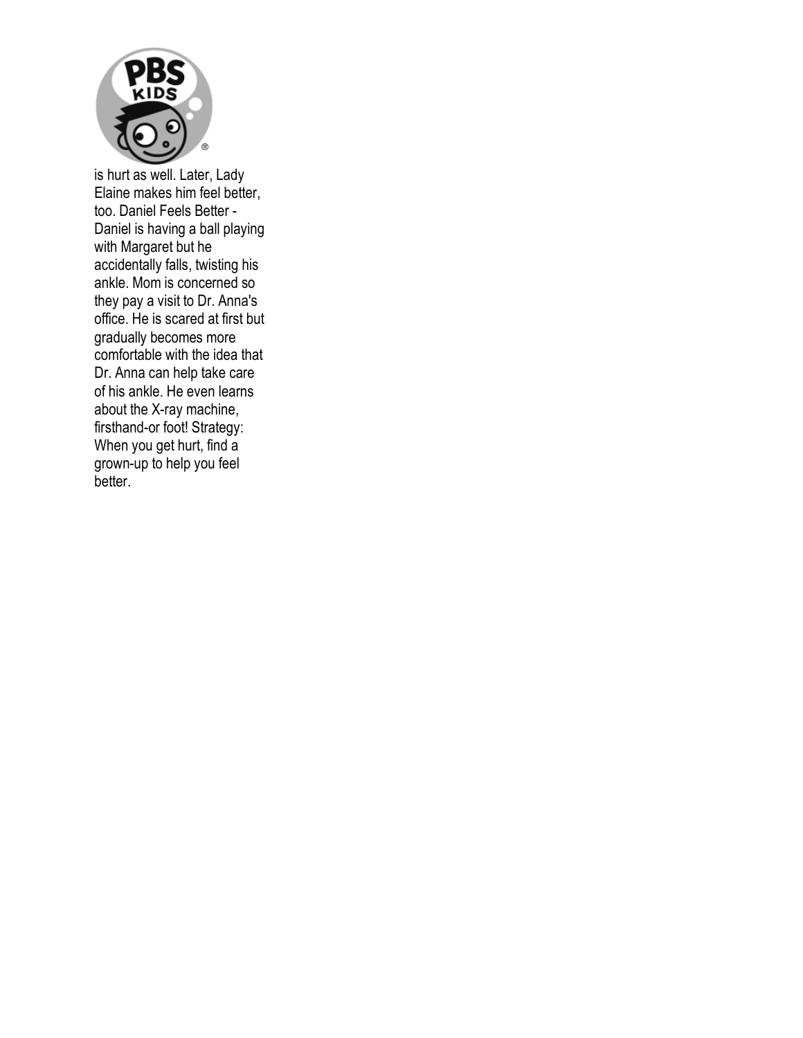is hurt as well. Later, Lady Elaine makes him feel better, too. Daniel Feels Better - Daniel is having a ball playing with Margaret but he accidentally falls, twisting his ankle. Mom is concerned so they pay a visit to Dr. Anna's office. He is scared at first but gradually becomes more comfortable with the idea that Dr. Anna can help take care of his ankle. He even learns about the X-ray machine, firsthand-or foot! Strategy: When you get hurt, find a grown-up to help you feel better.